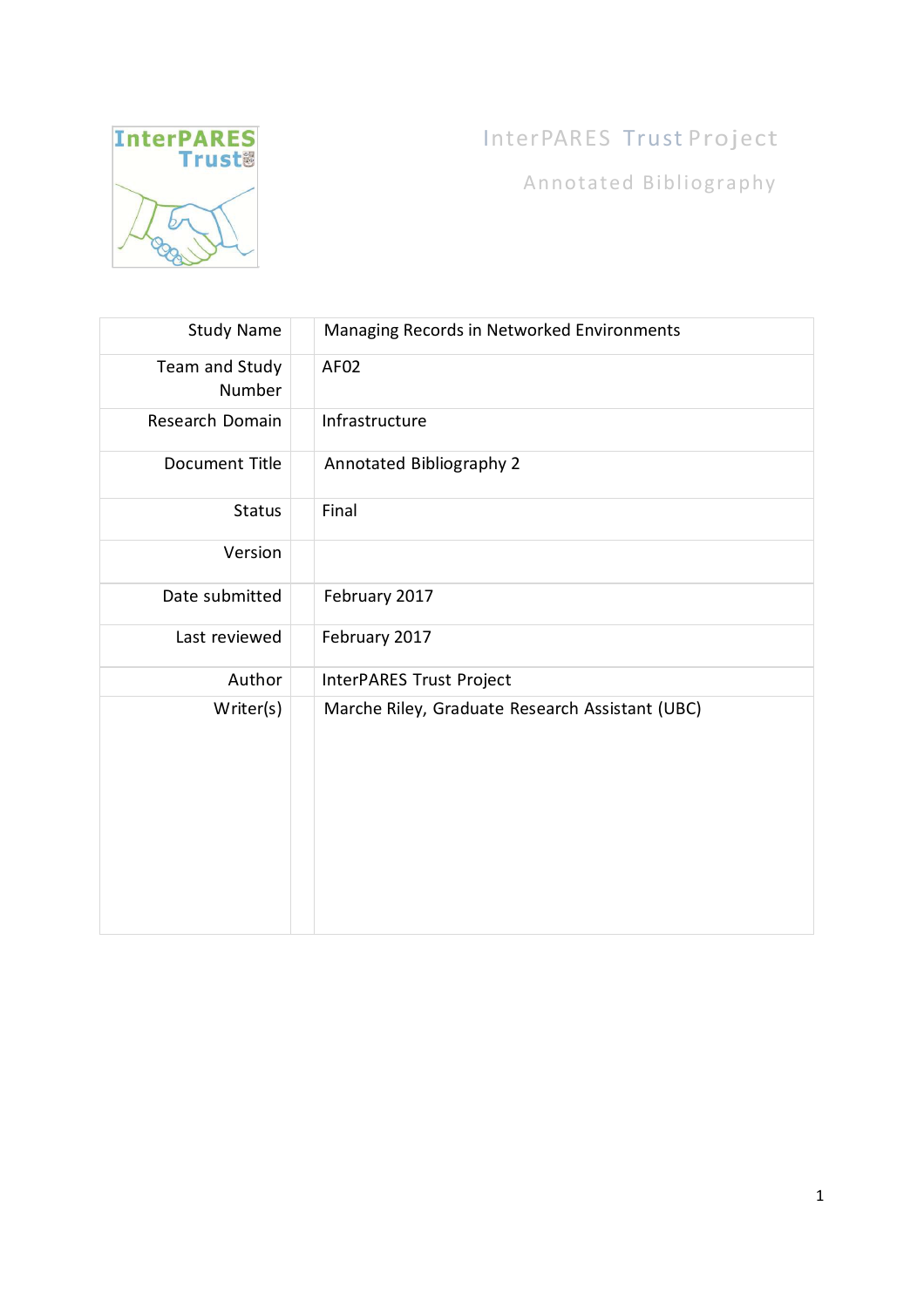InterPARES Trust Project

Annotated Bibliography

| Study Name | Managing Records in Networked Environments |
|---|---|
| Team and Study Number | AF02 |
| Research Domain | Infrastructure |
| Document Title | Annotated Bibliography 2 |
| Status | Final |
| Version | |
| Date submitted | February 2017 |
| Last reviewed | February 2017 |
| Author | InterPARES Trust Project |
| Writer(s) | Marche Riley, Graduate Research Assistant (UBC) |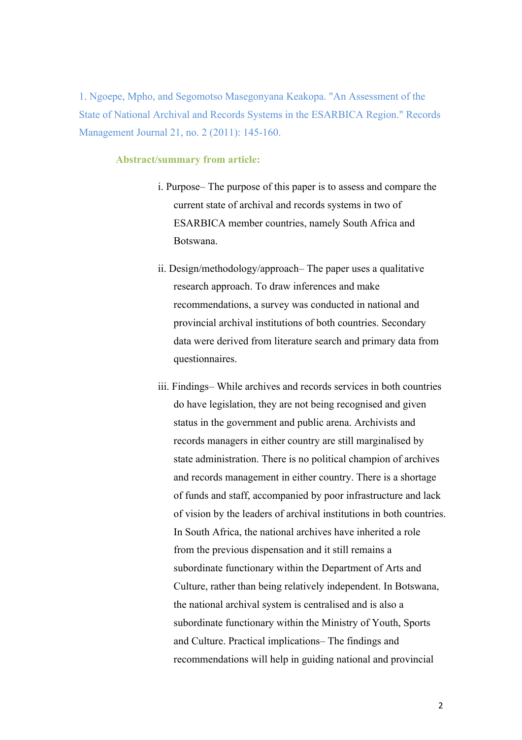1. Ngoepe, Mpho, and Segomotso Masegonyana Keakopa. "An Assessment of the State of National Archival and Records Systems in the ESARBICA Region." Records Management Journal 21, no. 2 (2011): 145-160.

**Abstract/summary from article:**

i. Purpose– The purpose of this paper is to assess and compare the current state of archival and records systems in two of ESARBICA member countries, namely South Africa and Botswana.

ii. Design/methodology/approach– The paper uses a qualitative research approach. To draw inferences and make recommendations, a survey was conducted in national and provincial archival institutions of both countries. Secondary data were derived from literature search and primary data from questionnaires.

iii. Findings– While archives and records services in both countries do have legislation, they are not being recognised and given status in the government and public arena. Archivists and records managers in either country are still marginalised by state administration. There is no political champion of archives and records management in either country. There is a shortage of funds and staff, accompanied by poor infrastructure and lack of vision by the leaders of archival institutions in both countries. In South Africa, the national archives have inherited a role from the previous dispensation and it still remains a subordinate functionary within the Department of Arts and Culture, rather than being relatively independent. In Botswana, the national archival system is centralised and is also a subordinate functionary within the Ministry of Youth, Sports and Culture. Practical implications– The findings and recommendations will help in guiding national and provincial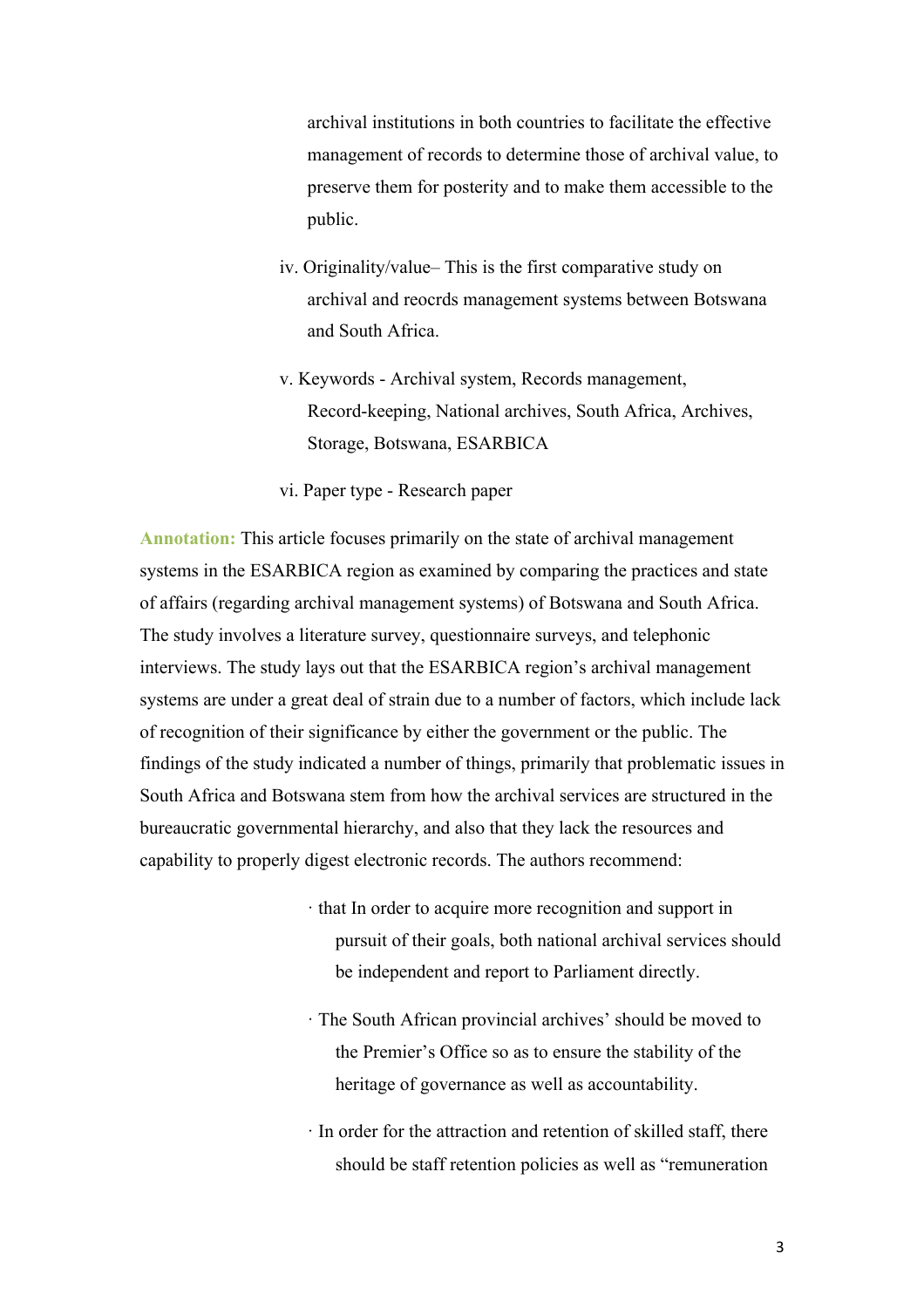archival institutions in both countries to facilitate the effective management of records to determine those of archival value, to preserve them for posterity and to make them accessible to the public.

iv. Originality/value– This is the first comparative study on archival and reocrds management systems between Botswana and South Africa.

v. Keywords - Archival system, Records management, Record-keeping, National archives, South Africa, Archives, Storage, Botswana, ESARBICA

vi. Paper type - Research paper

**Annotation:** This article focuses primarily on the state of archival management systems in the ESARBICA region as examined by comparing the practices and state of affairs (regarding archival management systems) of Botswana and South Africa. The study involves a literature survey, questionnaire surveys, and telephonic interviews. The study lays out that the ESARBICA region's archival management systems are under a great deal of strain due to a number of factors, which include lack of recognition of their significance by either the government or the public. The findings of the study indicated a number of things, primarily that problematic issues in South Africa and Botswana stem from how the archival services are structured in the bureaucratic governmental hierarchy, and also that they lack the resources and capability to properly digest electronic records. The authors recommend:

· that In order to acquire more recognition and support in pursuit of their goals, both national archival services should be independent and report to Parliament directly.

· The South African provincial archives' should be moved to the Premier's Office so as to ensure the stability of the heritage of governance as well as accountability.

· In order for the attraction and retention of skilled staff, there should be staff retention policies as well as "remuneration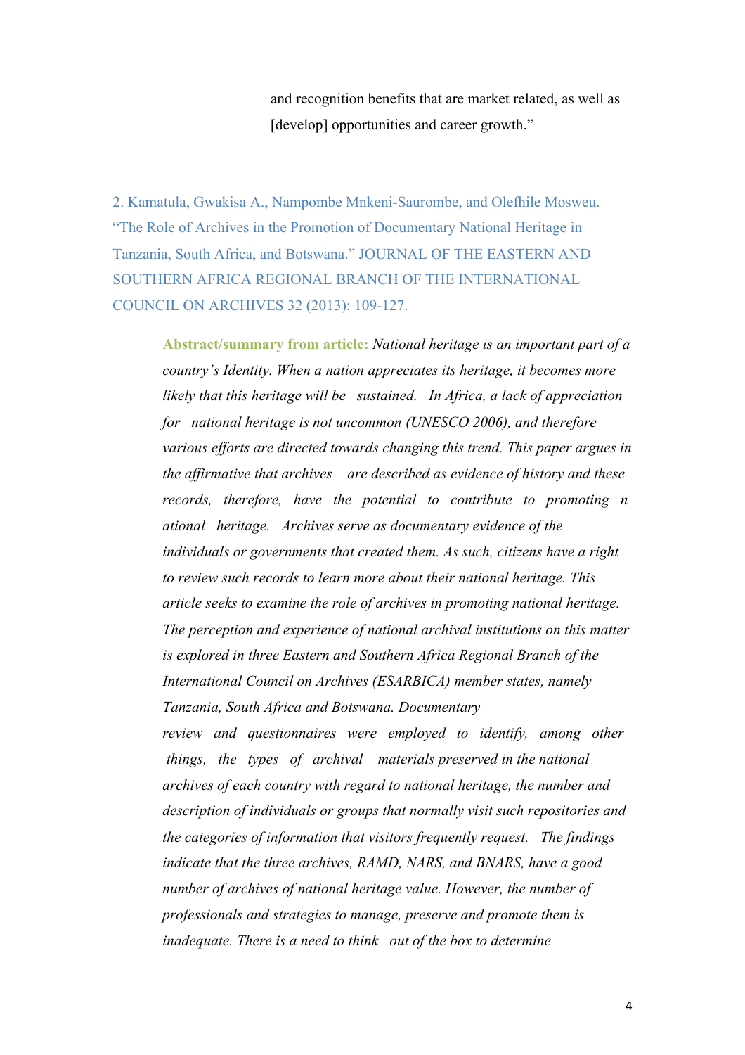and recognition benefits that are market related, as well as [develop] opportunities and career growth."

2. Kamatula, Gwakisa A., Nampombe Mnkeni-Saurombe, and Olefhile Mosweu. "The Role of Archives in the Promotion of Documentary National Heritage in Tanzania, South Africa, and Botswana." JOURNAL OF THE EASTERN AND SOUTHERN AFRICA REGIONAL BRANCH OF THE INTERNATIONAL COUNCIL ON ARCHIVES 32 (2013): 109-127.

> **Abstract/summary from article:** *National heritage is an important part of a country's Identity. When a nation appreciates its heritage, it becomes more likely that this heritage will be sustained. In Africa, a lack of appreciation for national heritage is not uncommon (UNESCO 2006), and therefore various efforts are directed towards changing this trend. This paper argues in the affirmative that archives are described as evidence of history and these records, therefore, have the potential to contribute to promoting n ational heritage. Archives serve as documentary evidence of the individuals or governments that created them. As such, citizens have a right to review such records to learn more about their national heritage. This article seeks to examine the role of archives in promoting national heritage. The perception and experience of national archival institutions on this matter is explored in three Eastern and Southern Africa Regional Branch of the International Council on Archives (ESARBICA) member states, namely Tanzania, South Africa and Botswana. Documentary review and questionnaires were employed to identify, among other things, the types of archival materials preserved in the national archives of each country with regard to national heritage, the number and description of individuals or groups that normally visit such repositories and the categories of information that visitors frequently request. The findings indicate that the three archives, RAMD, NARS, and BNARS, have a good number of archives of national heritage value. However, the number of professionals and strategies to manage, preserve and promote them is inadequate. There is a need to think out of the box to determine*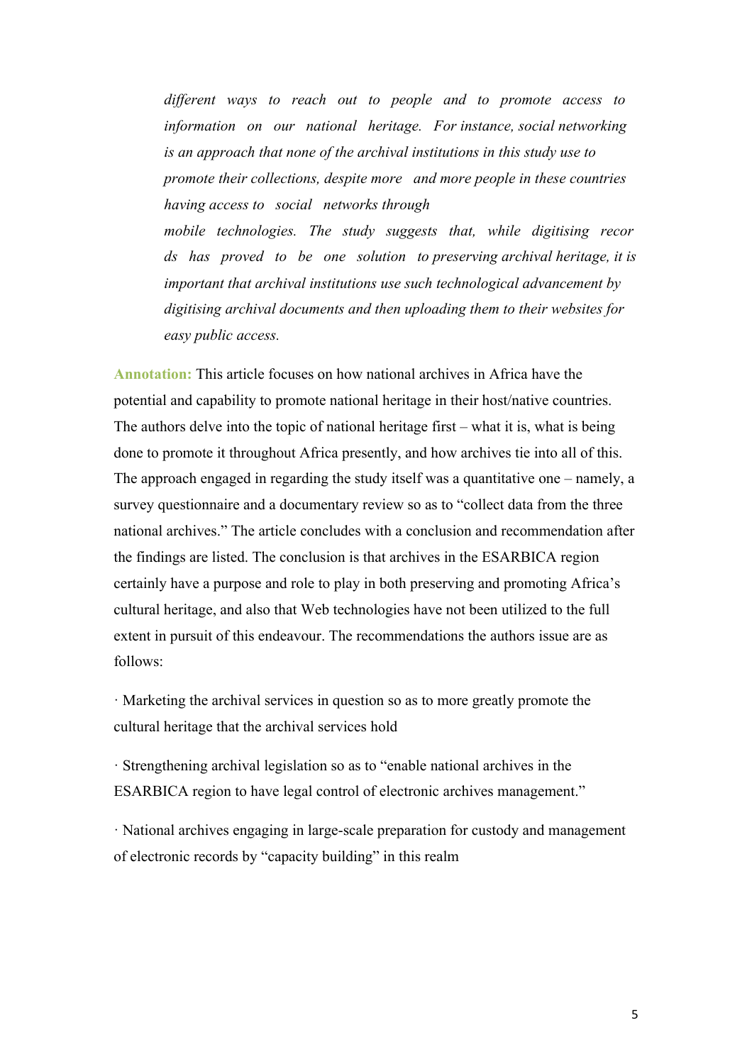*different ways to reach out to people and to promote access to information on our national heritage. For instance, social networking is an approach that none of the archival institutions in this study use to promote their collections, despite more and more people in these countries having access to social networks through mobile technologies. The study suggests that, while digitising recor ds has proved to be one solution to preserving archival heritage, it is important that archival institutions use such technological advancement by digitising archival documents and then uploading them to their websites for easy public access.*

**Annotation:** This article focuses on how national archives in Africa have the potential and capability to promote national heritage in their host/native countries. The authors delve into the topic of national heritage first – what it is, what is being done to promote it throughout Africa presently, and how archives tie into all of this. The approach engaged in regarding the study itself was a quantitative one – namely, a survey questionnaire and a documentary review so as to "collect data from the three national archives." The article concludes with a conclusion and recommendation after the findings are listed. The conclusion is that archives in the ESARBICA region certainly have a purpose and role to play in both preserving and promoting Africa's cultural heritage, and also that Web technologies have not been utilized to the full extent in pursuit of this endeavour. The recommendations the authors issue are as follows:

· Marketing the archival services in question so as to more greatly promote the cultural heritage that the archival services hold

· Strengthening archival legislation so as to "enable national archives in the ESARBICA region to have legal control of electronic archives management."

· National archives engaging in large-scale preparation for custody and management of electronic records by "capacity building" in this realm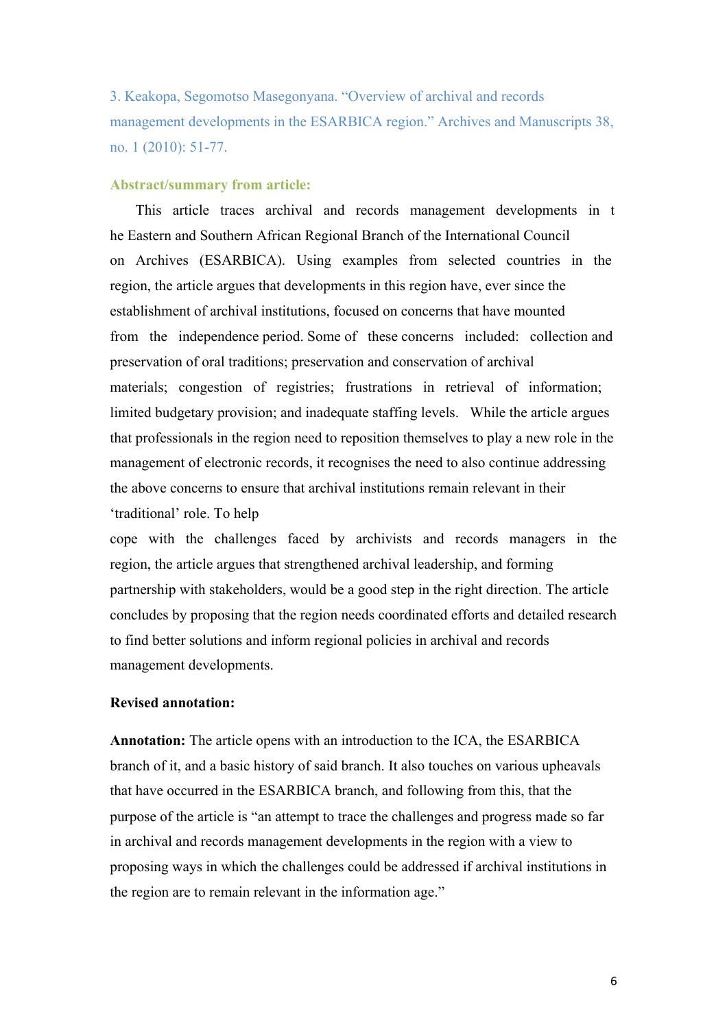3. Keakopa, Segomotso Masegonyana. "Overview of archival and records management developments in the ESARBICA region." Archives and Manuscripts 38, no. 1 (2010): 51-77.

**Abstract/summary from article:**

This article traces archival and records management developments in the Eastern and Southern African Regional Branch of the International Council on Archives (ESARBICA). Using examples from selected countries in the region, the article argues that developments in this region have, ever since the establishment of archival institutions, focused on concerns that have mounted from the independence period. Some of these concerns included: collection and preservation of oral traditions; preservation and conservation of archival materials; congestion of registries; frustrations in retrieval of information; limited budgetary provision; and inadequate staffing levels. While the article argues that professionals in the region need to reposition themselves to play a new role in the management of electronic records, it recognises the need to also continue addressing the above concerns to ensure that archival institutions remain relevant in their 'traditional' role. To help cope with the challenges faced by archivists and records managers in the region, the article argues that strengthened archival leadership, and forming partnership with stakeholders, would be a good step in the right direction. The article concludes by proposing that the region needs coordinated efforts and detailed research to find better solutions and inform regional policies in archival and records management developments.

**Revised annotation:**

**Annotation:** The article opens with an introduction to the ICA, the ESARBICA branch of it, and a basic history of said branch. It also touches on various upheavals that have occurred in the ESARBICA branch, and following from this, that the purpose of the article is "an attempt to trace the challenges and progress made so far in archival and records management developments in the region with a view to proposing ways in which the challenges could be addressed if archival institutions in the region are to remain relevant in the information age."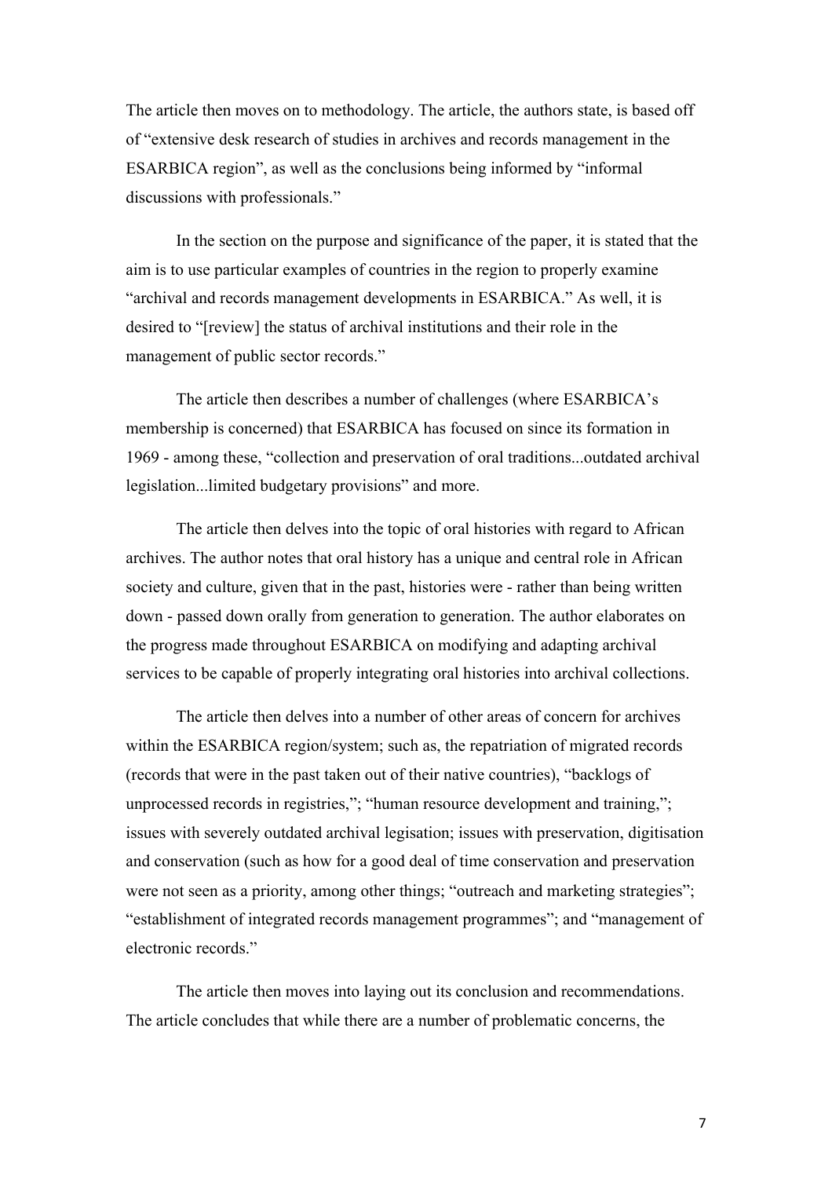The article then moves on to methodology. The article, the authors state, is based off of "extensive desk research of studies in archives and records management in the ESARBICA region", as well as the conclusions being informed by "informal discussions with professionals."

In the section on the purpose and significance of the paper, it is stated that the aim is to use particular examples of countries in the region to properly examine "archival and records management developments in ESARBICA." As well, it is desired to "[review] the status of archival institutions and their role in the management of public sector records."

The article then describes a number of challenges (where ESARBICA's membership is concerned) that ESARBICA has focused on since its formation in 1969 - among these, "collection and preservation of oral traditions...outdated archival legislation...limited budgetary provisions" and more.

The article then delves into the topic of oral histories with regard to African archives. The author notes that oral history has a unique and central role in African society and culture, given that in the past, histories were - rather than being written down - passed down orally from generation to generation. The author elaborates on the progress made throughout ESARBICA on modifying and adapting archival services to be capable of properly integrating oral histories into archival collections.

The article then delves into a number of other areas of concern for archives within the ESARBICA region/system; such as, the repatriation of migrated records (records that were in the past taken out of their native countries), "backlogs of unprocessed records in registries,"; "human resource development and training,"; issues with severely outdated archival legisation; issues with preservation, digitisation and conservation (such as how for a good deal of time conservation and preservation were not seen as a priority, among other things; "outreach and marketing strategies"; "establishment of integrated records management programmes"; and "management of electronic records."

The article then moves into laying out its conclusion and recommendations. The article concludes that while there are a number of problematic concerns, the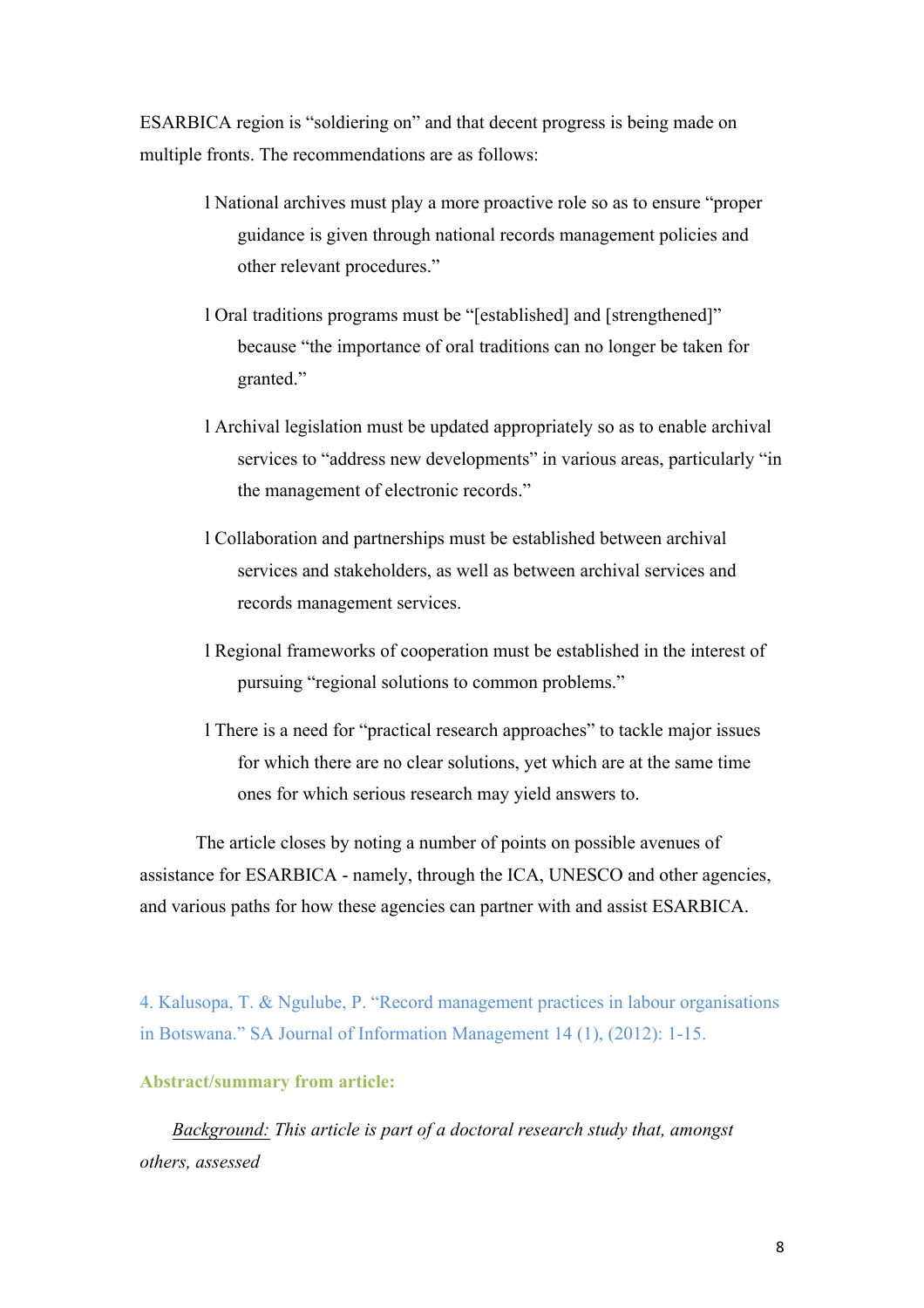ESARBICA region is "soldiering on" and that decent progress is being made on multiple fronts. The recommendations are as follows:

- National archives must play a more proactive role so as to ensure "proper guidance is given through national records management policies and other relevant procedures."
- Oral traditions programs must be "[established] and [strengthened]" because "the importance of oral traditions can no longer be taken for granted."
- Archival legislation must be updated appropriately so as to enable archival services to "address new developments" in various areas, particularly "in the management of electronic records."
- Collaboration and partnerships must be established between archival services and stakeholders, as well as between archival services and records management services.
- Regional frameworks of cooperation must be established in the interest of pursuing "regional solutions to common problems."
- There is a need for "practical research approaches" to tackle major issues for which there are no clear solutions, yet which are at the same time ones for which serious research may yield answers to.

The article closes by noting a number of points on possible avenues of assistance for ESARBICA - namely, through the ICA, UNESCO and other agencies, and various paths for how these agencies can partner with and assist ESARBICA.

4. Kalusopa, T. & Ngulube, P. "Record management practices in labour organisations in Botswana." SA Journal of Information Management 14 (1), (2012): 1-15.

**Abstract/summary from article:**

*Background:* *This article is part of a doctoral research study that, amongst others, assessed*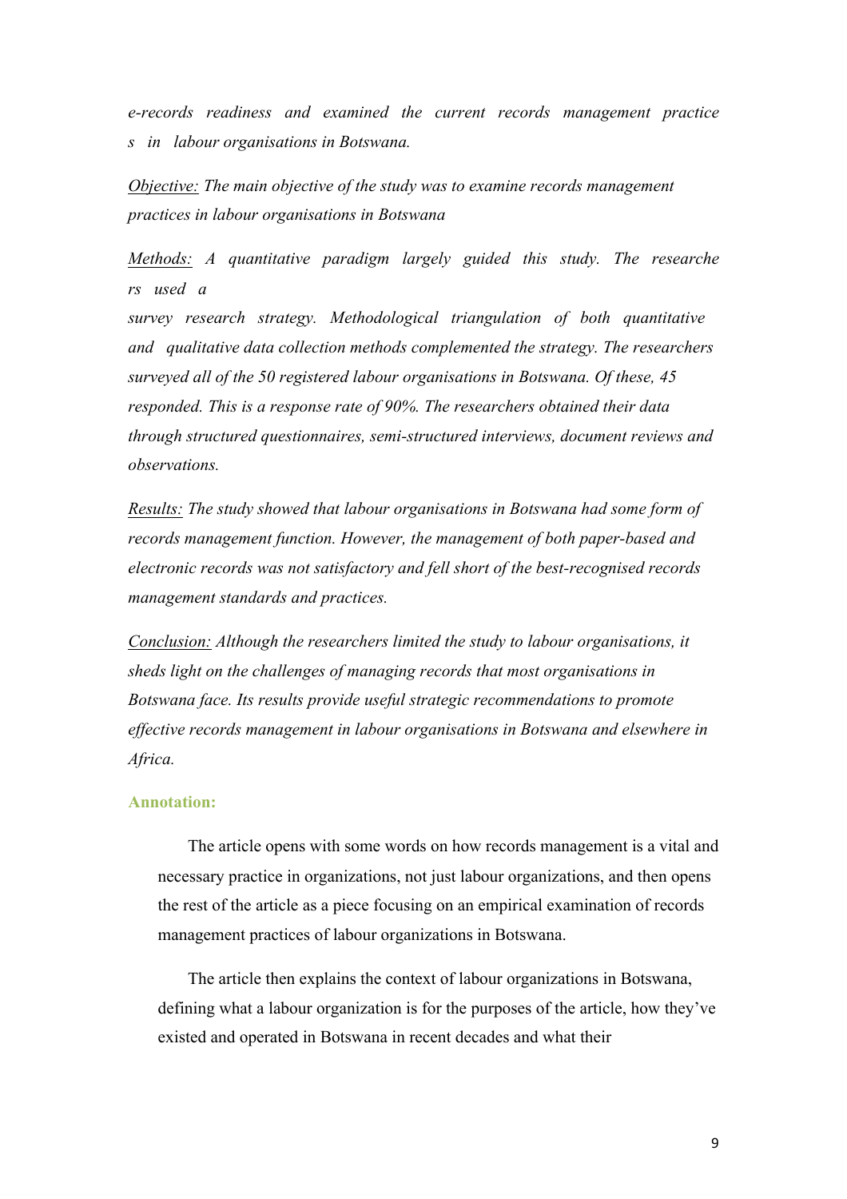*e-records readiness and examined the current records management practices in labour organisations in Botswana.*

*Objective: The main objective of the study was to examine records management practices in labour organisations in Botswana*

*Methods: A quantitative paradigm largely guided this study. The researchers used a survey research strategy. Methodological triangulation of both quantitative and qualitative data collection methods complemented the strategy. The researchers surveyed all of the 50 registered labour organisations in Botswana. Of these, 45 responded. This is a response rate of 90%. The researchers obtained their data through structured questionnaires, semi-structured interviews, document reviews and observations.*

*Results: The study showed that labour organisations in Botswana had some form of records management function. However, the management of both paper-based and electronic records was not satisfactory and fell short of the best-recognised records management standards and practices.*

*Conclusion: Although the researchers limited the study to labour organisations, it sheds light on the challenges of managing records that most organisations in Botswana face. Its results provide useful strategic recommendations to promote effective records management in labour organisations in Botswana and elsewhere in Africa.*

**Annotation:**

The article opens with some words on how records management is a vital and necessary practice in organizations, not just labour organizations, and then opens the rest of the article as a piece focusing on an empirical examination of records management practices of labour organizations in Botswana.

The article then explains the context of labour organizations in Botswana, defining what a labour organization is for the purposes of the article, how they've existed and operated in Botswana in recent decades and what their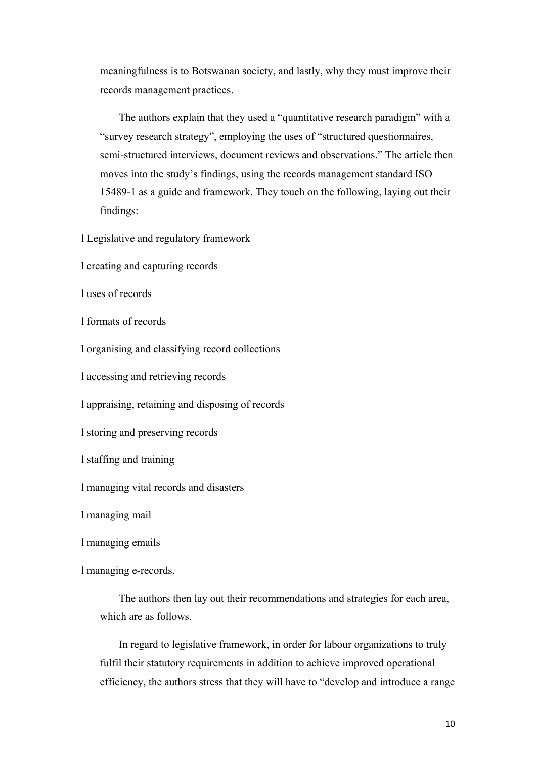meaningfulness is to Botswanan society, and lastly, why they must improve their records management practices.

The authors explain that they used a "quantitative research paradigm" with a "survey research strategy", employing the uses of "structured questionnaires, semi-structured interviews, document reviews and observations." The article then moves into the study's findings, using the records management standard ISO 15489-1 as a guide and framework. They touch on the following, laying out their findings:

- Legislative and regulatory framework
- creating and capturing records
- uses of records
- formats of records
- organising and classifying record collections
- accessing and retrieving records
- appraising, retaining and disposing of records
- storing and preserving records
- staffing and training
- managing vital records and disasters
- managing mail
- managing emails
- managing e-records.

The authors then lay out their recommendations and strategies for each area, which are as follows.

In regard to legislative framework, in order for labour organizations to truly fulfil their statutory requirements in addition to achieve improved operational efficiency, the authors stress that they will have to "develop and introduce a range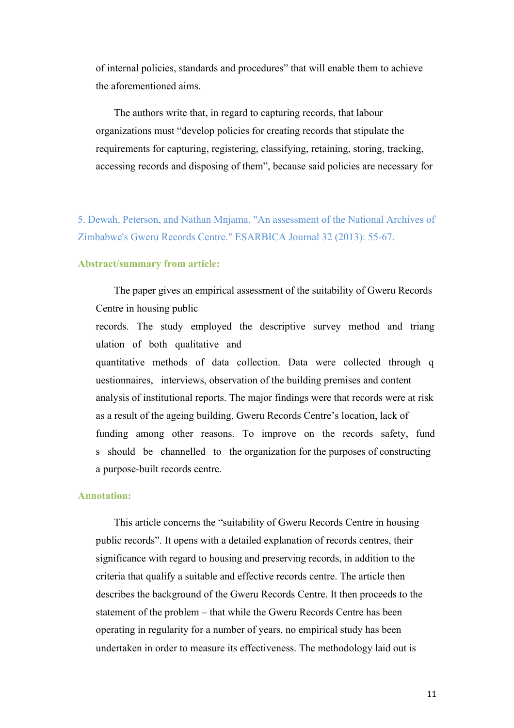of internal policies, standards and procedures" that will enable them to achieve the aforementioned aims.

The authors write that, in regard to capturing records, that labour organizations must "develop policies for creating records that stipulate the requirements for capturing, registering, classifying, retaining, storing, tracking, accessing records and disposing of them", because said policies are necessary for

5. Dewah, Peterson, and Nathan Mnjama. "An assessment of the National Archives of Zimbabwe's Gweru Records Centre." ESARBICA Journal 32 (2013): 55-67.

**Abstract/summary from article:**

The paper gives an empirical assessment of the suitability of Gweru Records Centre in housing public records. The study employed the descriptive survey method and triang ulation of both qualitative and quantitative methods of data collection. Data were collected through q uestionnaires, interviews, observation of the building premises and content analysis of institutional reports. The major findings were that records were at risk as a result of the ageing building, Gweru Records Centre's location, lack of funding among other reasons. To improve on the records safety, fund s should be channelled to the organization for the purposes of constructing a purpose-built records centre.

**Annotation:**

This article concerns the "suitability of Gweru Records Centre in housing public records". It opens with a detailed explanation of records centres, their significance with regard to housing and preserving records, in addition to the criteria that qualify a suitable and effective records centre. The article then describes the background of the Gweru Records Centre. It then proceeds to the statement of the problem – that while the Gweru Records Centre has been operating in regularity for a number of years, no empirical study has been undertaken in order to measure its effectiveness. The methodology laid out is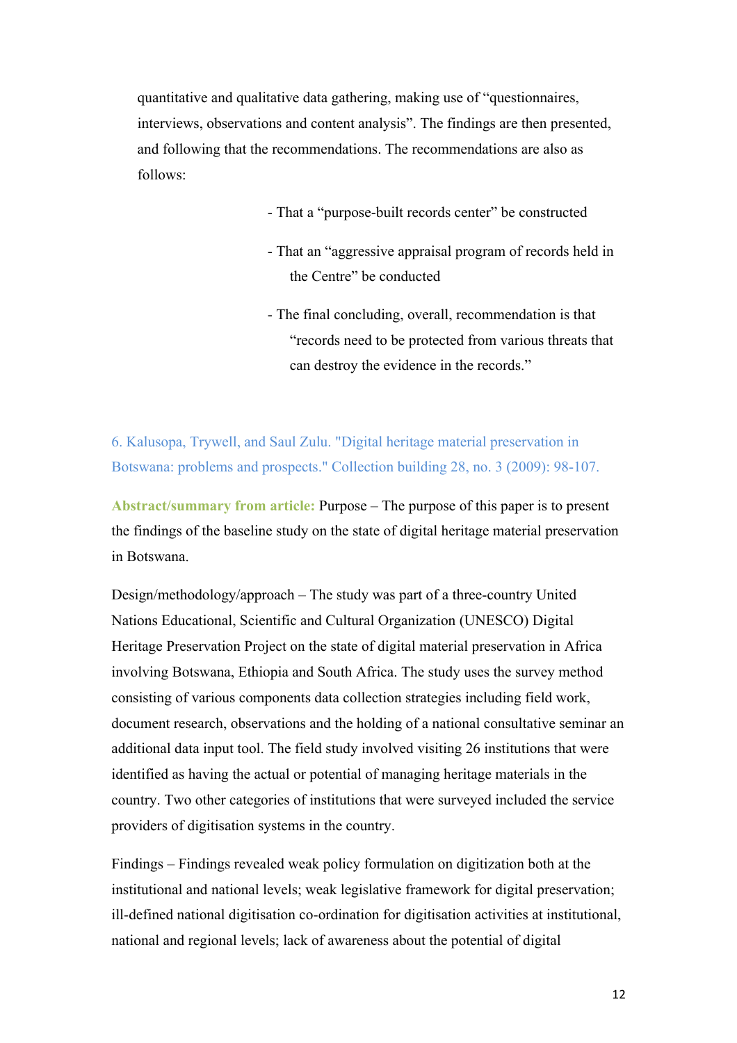quantitative and qualitative data gathering, making use of "questionnaires, interviews, observations and content analysis". The findings are then presented, and following that the recommendations. The recommendations are also as follows:

- That a "purpose-built records center" be constructed
- That an "aggressive appraisal program of records held in the Centre" be conducted
- The final concluding, overall, recommendation is that "records need to be protected from various threats that can destroy the evidence in the records."

6. Kalusopa, Trywell, and Saul Zulu. "Digital heritage material preservation in Botswana: problems and prospects." Collection building 28, no. 3 (2009): 98-107.

**Abstract/summary from article:** Purpose – The purpose of this paper is to present the findings of the baseline study on the state of digital heritage material preservation in Botswana.

Design/methodology/approach – The study was part of a three-country United Nations Educational, Scientific and Cultural Organization (UNESCO) Digital Heritage Preservation Project on the state of digital material preservation in Africa involving Botswana, Ethiopia and South Africa. The study uses the survey method consisting of various components data collection strategies including field work, document research, observations and the holding of a national consultative seminar an additional data input tool. The field study involved visiting 26 institutions that were identified as having the actual or potential of managing heritage materials in the country. Two other categories of institutions that were surveyed included the service providers of digitisation systems in the country.

Findings – Findings revealed weak policy formulation on digitization both at the institutional and national levels; weak legislative framework for digital preservation; ill-defined national digitisation co-ordination for digitisation activities at institutional, national and regional levels; lack of awareness about the potential of digital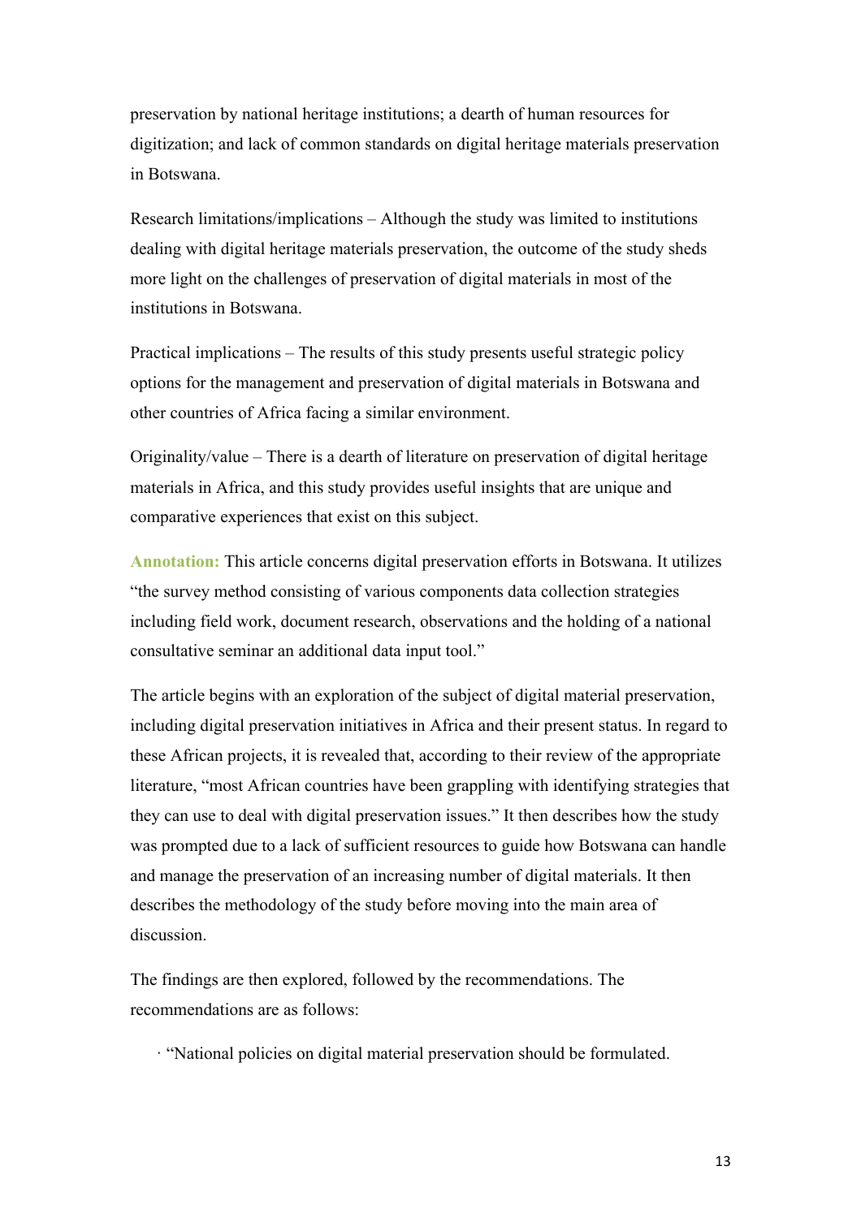preservation by national heritage institutions; a dearth of human resources for digitization; and lack of common standards on digital heritage materials preservation in Botswana.

Research limitations/implications – Although the study was limited to institutions dealing with digital heritage materials preservation, the outcome of the study sheds more light on the challenges of preservation of digital materials in most of the institutions in Botswana.

Practical implications – The results of this study presents useful strategic policy options for the management and preservation of digital materials in Botswana and other countries of Africa facing a similar environment.

Originality/value – There is a dearth of literature on preservation of digital heritage materials in Africa, and this study provides useful insights that are unique and comparative experiences that exist on this subject.

**Annotation:** This article concerns digital preservation efforts in Botswana. It utilizes "the survey method consisting of various components data collection strategies including field work, document research, observations and the holding of a national consultative seminar an additional data input tool."

The article begins with an exploration of the subject of digital material preservation, including digital preservation initiatives in Africa and their present status. In regard to these African projects, it is revealed that, according to their review of the appropriate literature, "most African countries have been grappling with identifying strategies that they can use to deal with digital preservation issues." It then describes how the study was prompted due to a lack of sufficient resources to guide how Botswana can handle and manage the preservation of an increasing number of digital materials. It then describes the methodology of the study before moving into the main area of discussion.

The findings are then explored, followed by the recommendations. The recommendations are as follows:

· "National policies on digital material preservation should be formulated.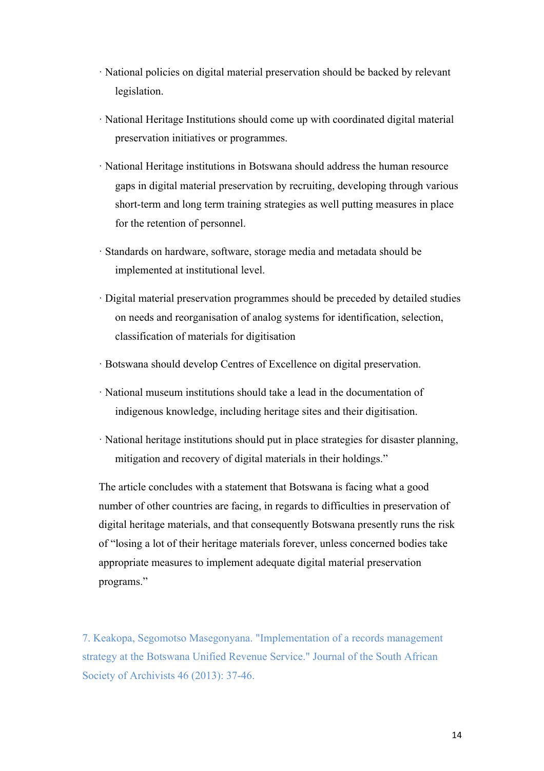- National policies on digital material preservation should be backed by relevant legislation.
- National Heritage Institutions should come up with coordinated digital material preservation initiatives or programmes.
- National Heritage institutions in Botswana should address the human resource gaps in digital material preservation by recruiting, developing through various short-term and long term training strategies as well putting measures in place for the retention of personnel.
- Standards on hardware, software, storage media and metadata should be implemented at institutional level.
- Digital material preservation programmes should be preceded by detailed studies on needs and reorganisation of analog systems for identification, selection, classification of materials for digitisation
- Botswana should develop Centres of Excellence on digital preservation.
- National museum institutions should take a lead in the documentation of indigenous knowledge, including heritage sites and their digitisation.
- National heritage institutions should put in place strategies for disaster planning, mitigation and recovery of digital materials in their holdings."

The article concludes with a statement that Botswana is facing what a good number of other countries are facing, in regards to difficulties in preservation of digital heritage materials, and that consequently Botswana presently runs the risk of "losing a lot of their heritage materials forever, unless concerned bodies take appropriate measures to implement adequate digital material preservation programs."

7. Keakopa, Segomotso Masegonyana. "Implementation of a records management strategy at the Botswana Unified Revenue Service." Journal of the South African Society of Archivists 46 (2013): 37-46.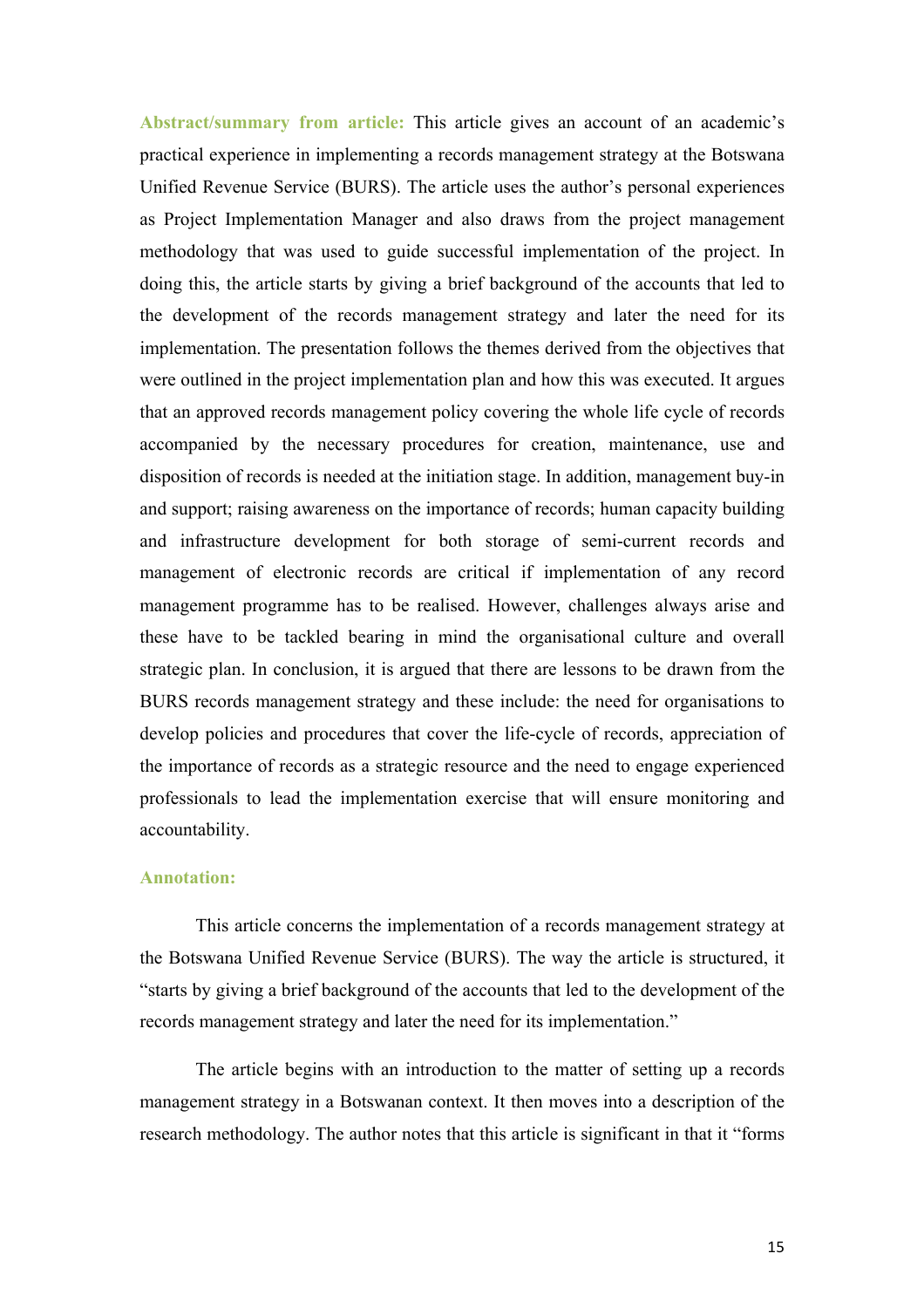**Abstract/summary from article:** This article gives an account of an academic's practical experience in implementing a records management strategy at the Botswana Unified Revenue Service (BURS). The article uses the author's personal experiences as Project Implementation Manager and also draws from the project management methodology that was used to guide successful implementation of the project. In doing this, the article starts by giving a brief background of the accounts that led to the development of the records management strategy and later the need for its implementation. The presentation follows the themes derived from the objectives that were outlined in the project implementation plan and how this was executed. It argues that an approved records management policy covering the whole life cycle of records accompanied by the necessary procedures for creation, maintenance, use and disposition of records is needed at the initiation stage. In addition, management buy-in and support; raising awareness on the importance of records; human capacity building and infrastructure development for both storage of semi-current records and management of electronic records are critical if implementation of any record management programme has to be realised. However, challenges always arise and these have to be tackled bearing in mind the organisational culture and overall strategic plan. In conclusion, it is argued that there are lessons to be drawn from the BURS records management strategy and these include: the need for organisations to develop policies and procedures that cover the life-cycle of records, appreciation of the importance of records as a strategic resource and the need to engage experienced professionals to lead the implementation exercise that will ensure monitoring and accountability.

**Annotation:**

This article concerns the implementation of a records management strategy at the Botswana Unified Revenue Service (BURS). The way the article is structured, it "starts by giving a brief background of the accounts that led to the development of the records management strategy and later the need for its implementation."

The article begins with an introduction to the matter of setting up a records management strategy in a Botswanan context. It then moves into a description of the research methodology. The author notes that this article is significant in that it "forms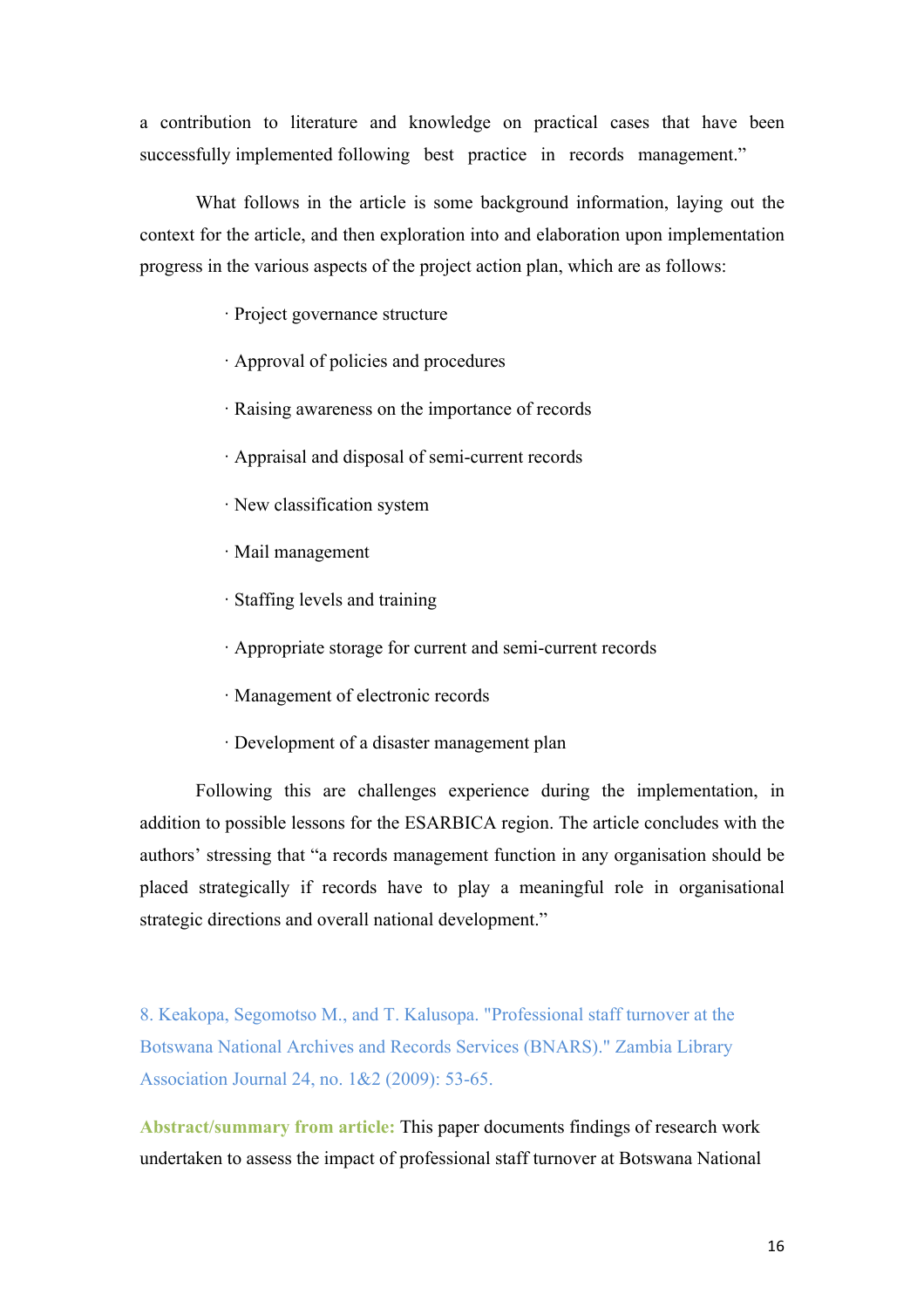a contribution to literature and knowledge on practical cases that have been successfully implemented following best practice in records management."

What follows in the article is some background information, laying out the context for the article, and then exploration into and elaboration upon implementation progress in the various aspects of the project action plan, which are as follows:

- Project governance structure
- Approval of policies and procedures
- Raising awareness on the importance of records
- Appraisal and disposal of semi-current records
- New classification system
- Mail management
- Staffing levels and training
- Appropriate storage for current and semi-current records
- Management of electronic records
- Development of a disaster management plan

Following this are challenges experience during the implementation, in addition to possible lessons for the ESARBICA region. The article concludes with the authors' stressing that "a records management function in any organisation should be placed strategically if records have to play a meaningful role in organisational strategic directions and overall national development."

8. Keakopa, Segomotso M., and T. Kalusopa. "Professional staff turnover at the Botswana National Archives and Records Services (BNARS)." Zambia Library Association Journal 24, no. 1&2 (2009): 53-65.

**Abstract/summary from article:** This paper documents findings of research work undertaken to assess the impact of professional staff turnover at Botswana National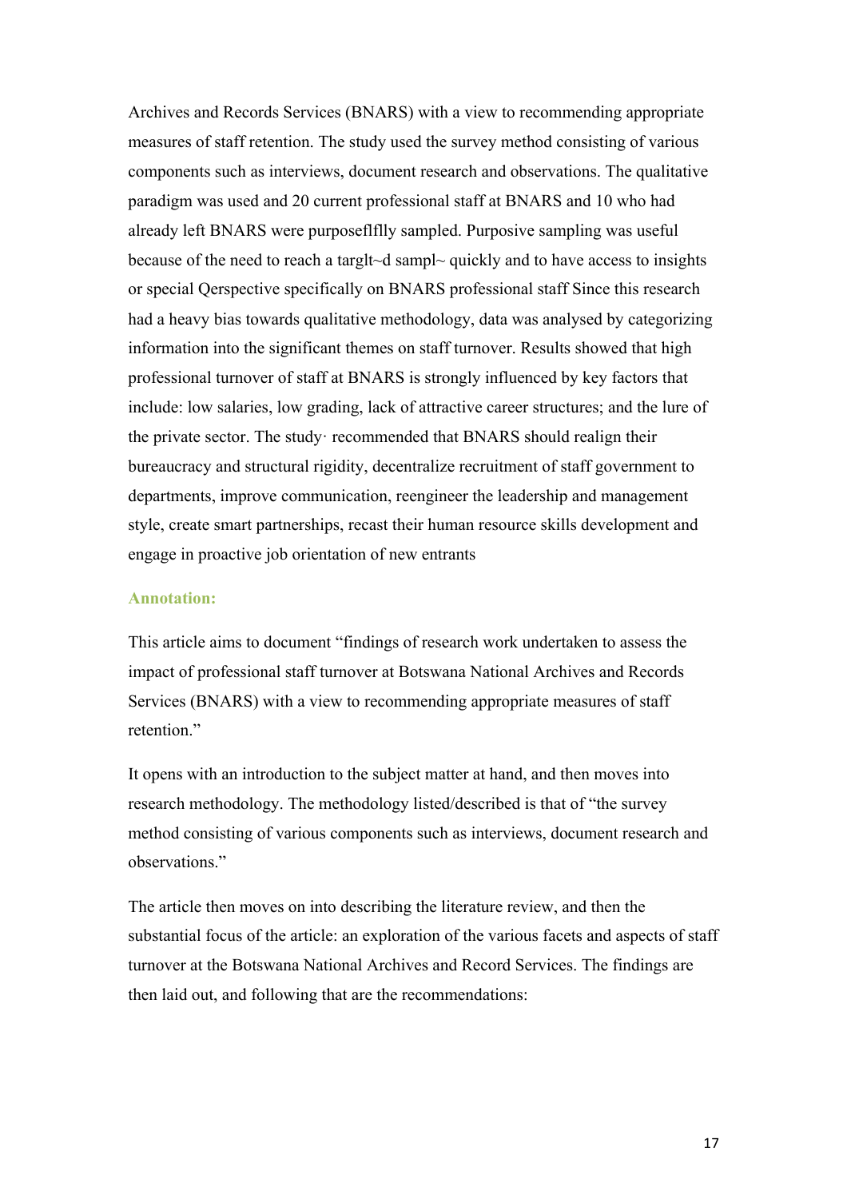Archives and Records Services (BNARS) with a view to recommending appropriate measures of staff retention. The study used the survey method consisting of various components such as interviews, document research and observations. The qualitative paradigm was used and 20 current professional staff at BNARS and 10 who had already left BNARS were purposeflflly sampled. Purposive sampling was useful because of the need to reach a targlt~d sampl~ quickly and to have access to insights or special Qerspective specifically on BNARS professional staff Since this research had a heavy bias towards qualitative methodology, data was analysed by categorizing information into the significant themes on staff turnover. Results showed that high professional turnover of staff at BNARS is strongly influenced by key factors that include: low salaries, low grading, lack of attractive career structures; and the lure of the private sector. The study· recommended that BNARS should realign their bureaucracy and structural rigidity, decentralize recruitment of staff government to departments, improve communication, reengineer the leadership and management style, create smart partnerships, recast their human resource skills development and engage in proactive job orientation of new entrants

**Annotation:**

This article aims to document "findings of research work undertaken to assess the impact of professional staff turnover at Botswana National Archives and Records Services (BNARS) with a view to recommending appropriate measures of staff retention."

It opens with an introduction to the subject matter at hand, and then moves into research methodology. The methodology listed/described is that of "the survey method consisting of various components such as interviews, document research and observations."

The article then moves on into describing the literature review, and then the substantial focus of the article: an exploration of the various facets and aspects of staff turnover at the Botswana National Archives and Record Services. The findings are then laid out, and following that are the recommendations: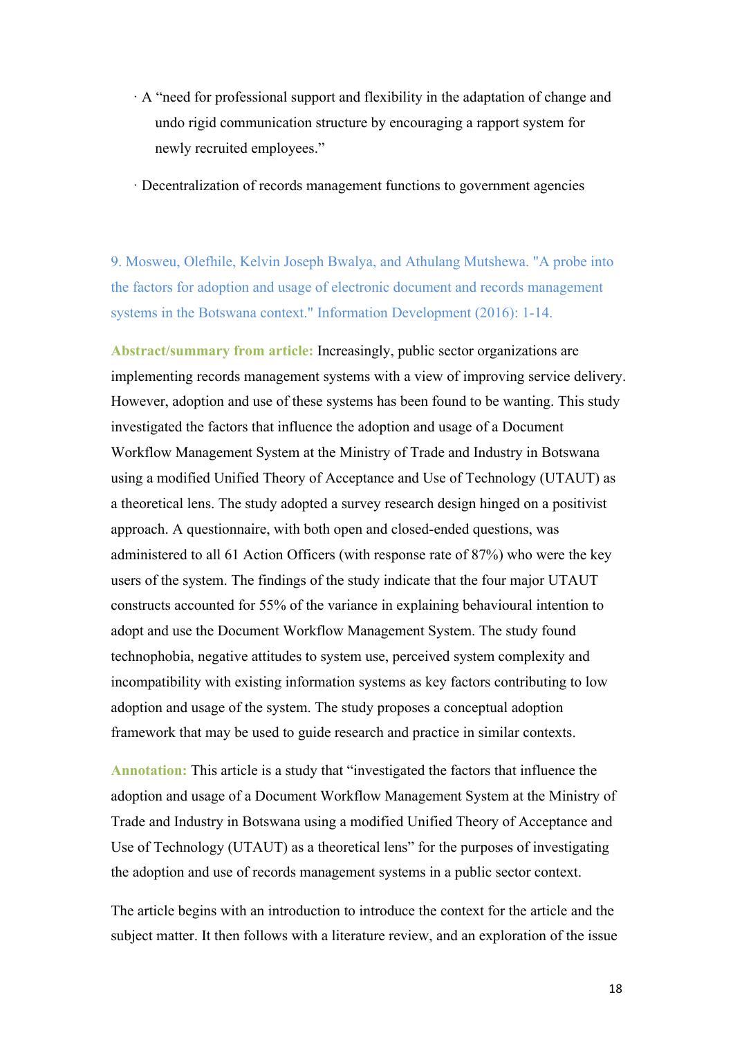- A "need for professional support and flexibility in the adaptation of change and undo rigid communication structure by encouraging a rapport system for newly recruited employees."
- Decentralization of records management functions to government agencies

9. Mosweu, Olefhile, Kelvin Joseph Bwalya, and Athulang Mutshewa. "A probe into the factors for adoption and usage of electronic document and records management systems in the Botswana context." Information Development (2016): 1-14.

**Abstract/summary from article:** Increasingly, public sector organizations are implementing records management systems with a view of improving service delivery. However, adoption and use of these systems has been found to be wanting. This study investigated the factors that influence the adoption and usage of a Document Workflow Management System at the Ministry of Trade and Industry in Botswana using a modified Unified Theory of Acceptance and Use of Technology (UTAUT) as a theoretical lens. The study adopted a survey research design hinged on a positivist approach. A questionnaire, with both open and closed-ended questions, was administered to all 61 Action Officers (with response rate of 87%) who were the key users of the system. The findings of the study indicate that the four major UTAUT constructs accounted for 55% of the variance in explaining behavioural intention to adopt and use the Document Workflow Management System. The study found technophobia, negative attitudes to system use, perceived system complexity and incompatibility with existing information systems as key factors contributing to low adoption and usage of the system. The study proposes a conceptual adoption framework that may be used to guide research and practice in similar contexts.

**Annotation:** This article is a study that "investigated the factors that influence the adoption and usage of a Document Workflow Management System at the Ministry of Trade and Industry in Botswana using a modified Unified Theory of Acceptance and Use of Technology (UTAUT) as a theoretical lens" for the purposes of investigating the adoption and use of records management systems in a public sector context.

The article begins with an introduction to introduce the context for the article and the subject matter. It then follows with a literature review, and an exploration of the issue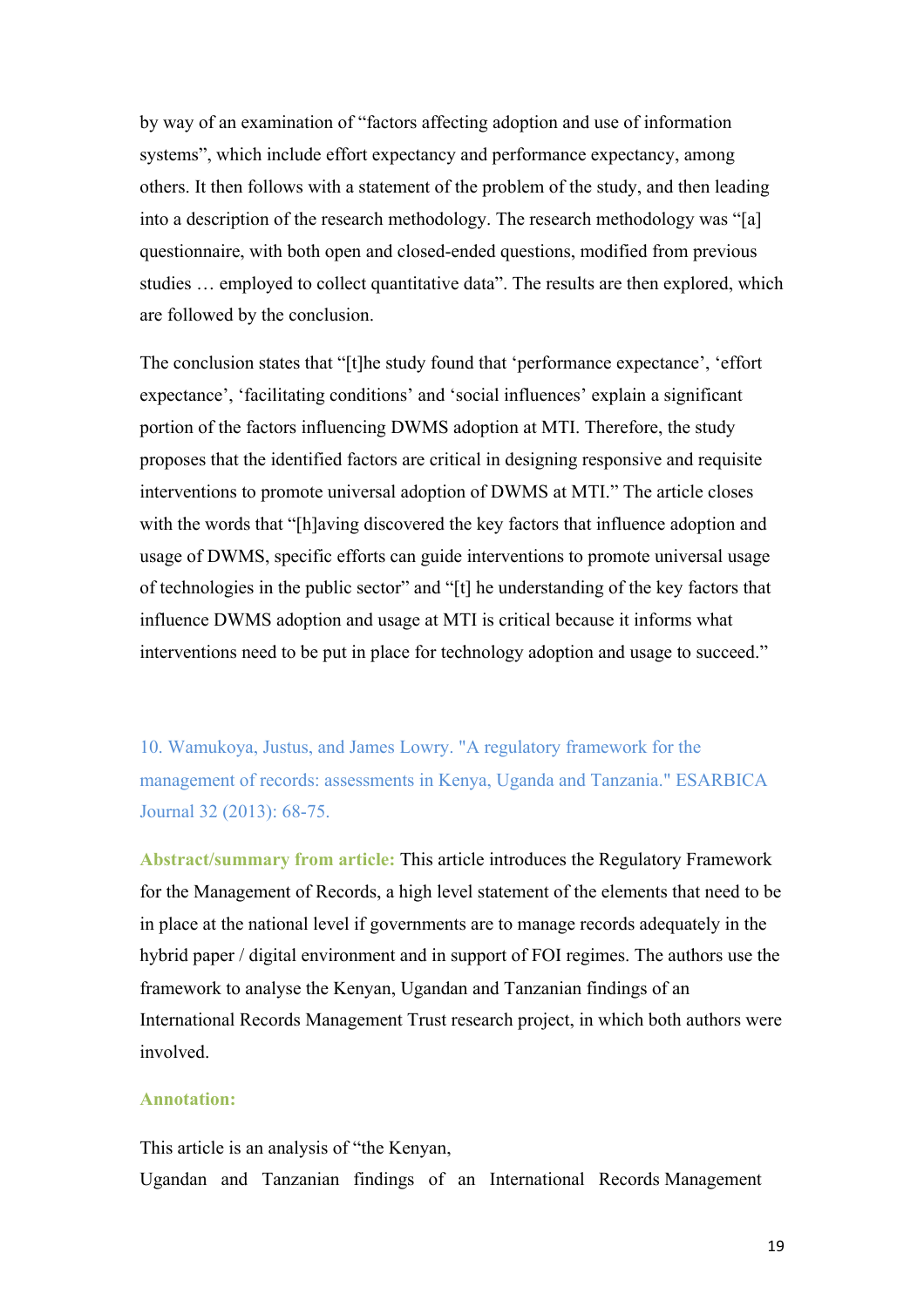by way of an examination of "factors affecting adoption and use of information systems", which include effort expectancy and performance expectancy, among others. It then follows with a statement of the problem of the study, and then leading into a description of the research methodology. The research methodology was "[a] questionnaire, with both open and closed-ended questions, modified from previous studies … employed to collect quantitative data". The results are then explored, which are followed by the conclusion.

The conclusion states that "[t]he study found that 'performance expectance', 'effort expectance', 'facilitating conditions' and 'social influences' explain a significant portion of the factors influencing DWMS adoption at MTI. Therefore, the study proposes that the identified factors are critical in designing responsive and requisite interventions to promote universal adoption of DWMS at MTI." The article closes with the words that "[h]aving discovered the key factors that influence adoption and usage of DWMS, specific efforts can guide interventions to promote universal usage of technologies in the public sector" and "[t] he understanding of the key factors that influence DWMS adoption and usage at MTI is critical because it informs what interventions need to be put in place for technology adoption and usage to succeed."

10. Wamukoya, Justus, and James Lowry. "A regulatory framework for the management of records: assessments in Kenya, Uganda and Tanzania." ESARBICA Journal 32 (2013): 68-75.

**Abstract/summary from article:** This article introduces the Regulatory Framework for the Management of Records, a high level statement of the elements that need to be in place at the national level if governments are to manage records adequately in the hybrid paper / digital environment and in support of FOI regimes. The authors use the framework to analyse the Kenyan, Ugandan and Tanzanian findings of an International Records Management Trust research project, in which both authors were involved.

**Annotation:**

This article is an analysis of "the Kenyan, Ugandan and Tanzanian findings of an International Records Management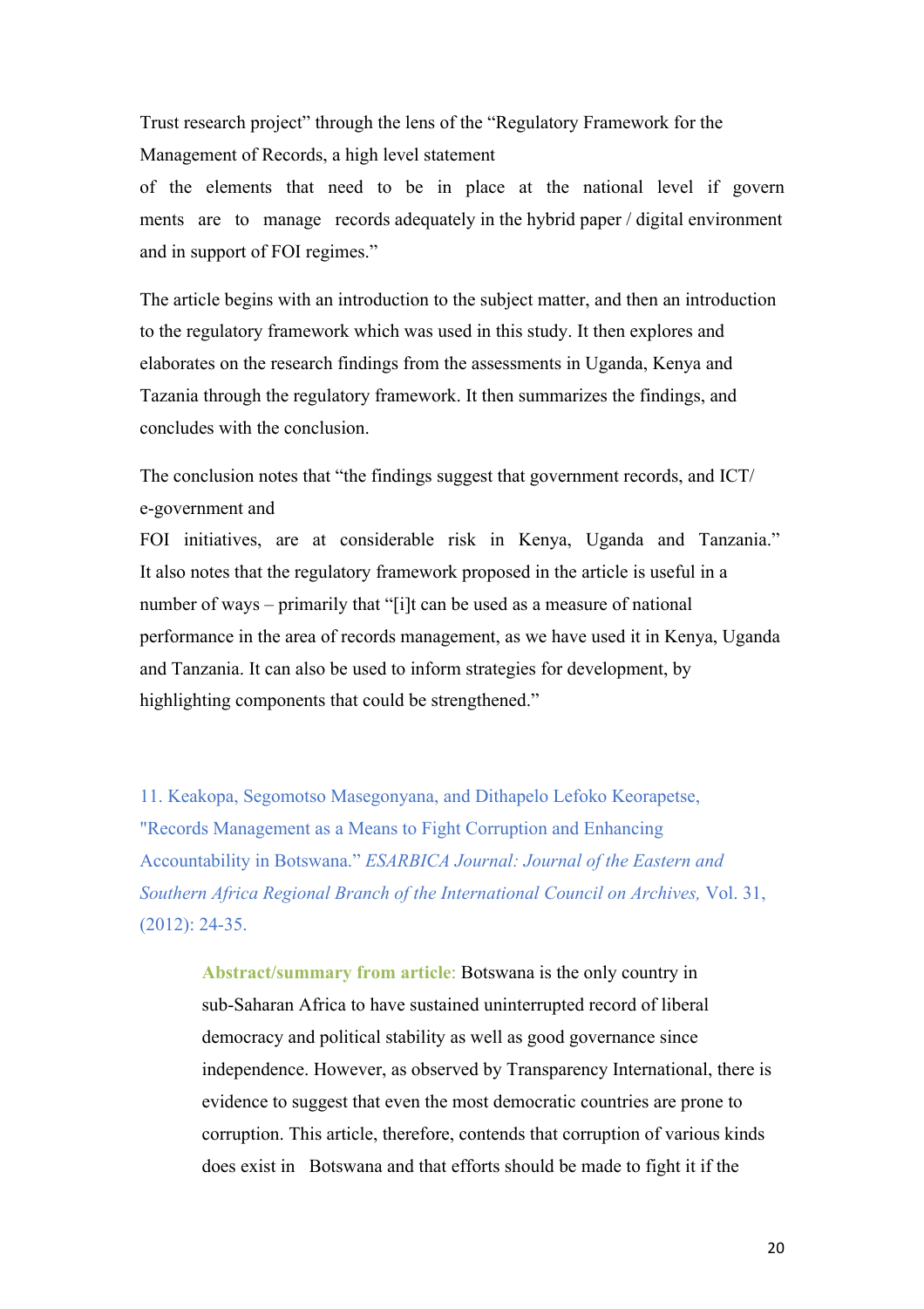Trust research project" through the lens of the "Regulatory Framework for the Management of Records, a high level statement of the elements that need to be in place at the national level if govern ments are to manage records adequately in the hybrid paper / digital environment and in support of FOI regimes."

The article begins with an introduction to the subject matter, and then an introduction to the regulatory framework which was used in this study. It then explores and elaborates on the research findings from the assessments in Uganda, Kenya and Tazania through the regulatory framework. It then summarizes the findings, and concludes with the conclusion.

The conclusion notes that "the findings suggest that government records, and ICT/ e-government and FOI initiatives, are at considerable risk in Kenya, Uganda and Tanzania." It also notes that the regulatory framework proposed in the article is useful in a number of ways – primarily that "[i]t can be used as a measure of national performance in the area of records management, as we have used it in Kenya, Uganda and Tanzania. It can also be used to inform strategies for development, by highlighting components that could be strengthened."

11. Keakopa, Segomotso Masegonyana, and Dithapelo Lefoko Keorapetse, "Records Management as a Means to Fight Corruption and Enhancing Accountability in Botswana." *ESARBICA Journal: Journal of the Eastern and Southern Africa Regional Branch of the International Council on Archives,* Vol. 31, (2012): 24-35.

> **Abstract/summary from article**: Botswana is the only country in sub-Saharan Africa to have sustained uninterrupted record of liberal democracy and political stability as well as good governance since independence. However, as observed by Transparency International, there is evidence to suggest that even the most democratic countries are prone to corruption. This article, therefore, contends that corruption of various kinds does exist in Botswana and that efforts should be made to fight it if the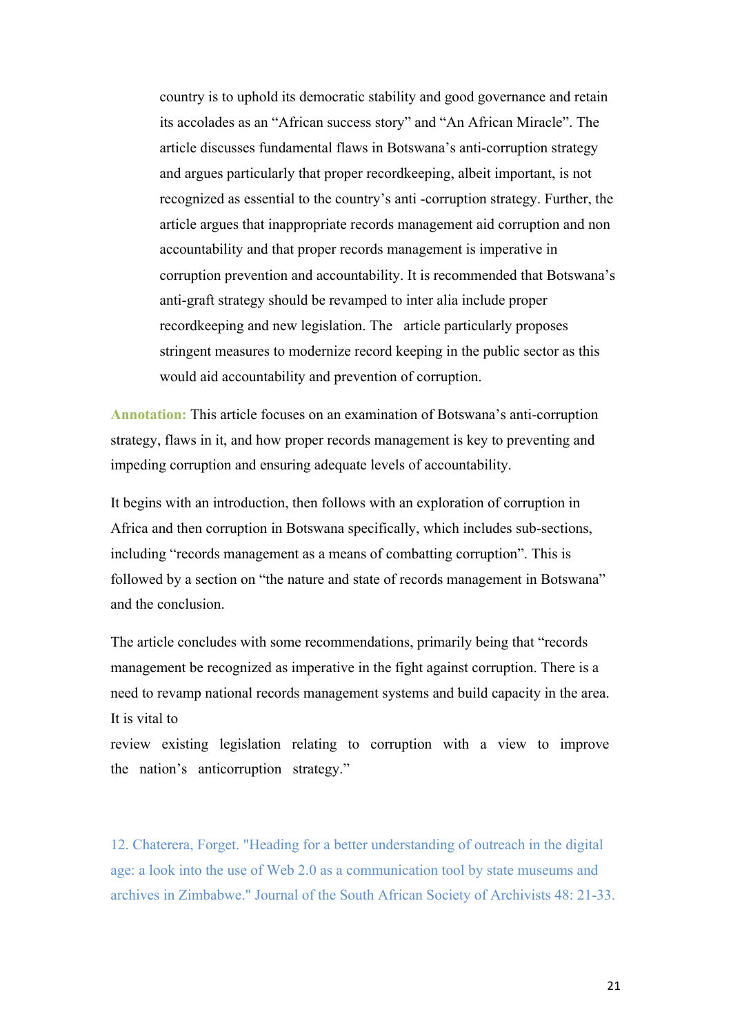country is to uphold its democratic stability and good governance and retain its accolades as an "African success story" and "An African Miracle". The article discusses fundamental flaws in Botswana's anti-corruption strategy and argues particularly that proper recordkeeping, albeit important, is not recognized as essential to the country's anti -corruption strategy. Further, the article argues that inappropriate records management aid corruption and non accountability and that proper records management is imperative in corruption prevention and accountability. It is recommended that Botswana's anti-graft strategy should be revamped to inter alia include proper recordkeeping and new legislation. The article particularly proposes stringent measures to modernize record keeping in the public sector as this would aid accountability and prevention of corruption.

**Annotation:** This article focuses on an examination of Botswana's anti-corruption strategy, flaws in it, and how proper records management is key to preventing and impeding corruption and ensuring adequate levels of accountability.

It begins with an introduction, then follows with an exploration of corruption in Africa and then corruption in Botswana specifically, which includes sub-sections, including "records management as a means of combatting corruption". This is followed by a section on "the nature and state of records management in Botswana" and the conclusion.

The article concludes with some recommendations, primarily being that "records management be recognized as imperative in the fight against corruption. There is a need to revamp national records management systems and build capacity in the area. It is vital to review existing legislation relating to corruption with a view to improve the nation's anticorruption strategy."

12. Chaterera, Forget. "Heading for a better understanding of outreach in the digital age: a look into the use of Web 2.0 as a communication tool by state museums and archives in Zimbabwe." Journal of the South African Society of Archivists 48: 21-33.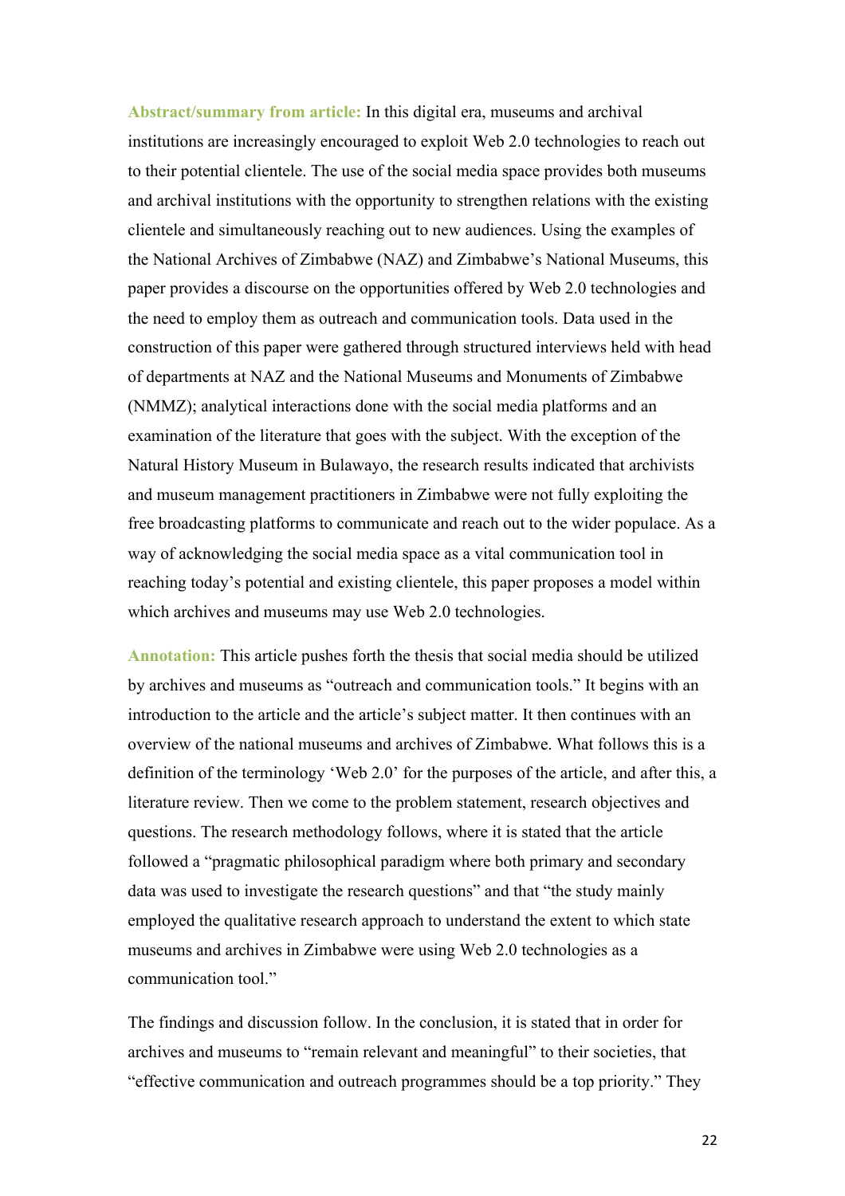**Abstract/summary from article:** In this digital era, museums and archival institutions are increasingly encouraged to exploit Web 2.0 technologies to reach out to their potential clientele. The use of the social media space provides both museums and archival institutions with the opportunity to strengthen relations with the existing clientele and simultaneously reaching out to new audiences. Using the examples of the National Archives of Zimbabwe (NAZ) and Zimbabwe's National Museums, this paper provides a discourse on the opportunities offered by Web 2.0 technologies and the need to employ them as outreach and communication tools. Data used in the construction of this paper were gathered through structured interviews held with head of departments at NAZ and the National Museums and Monuments of Zimbabwe (NMMZ); analytical interactions done with the social media platforms and an examination of the literature that goes with the subject. With the exception of the Natural History Museum in Bulawayo, the research results indicated that archivists and museum management practitioners in Zimbabwe were not fully exploiting the free broadcasting platforms to communicate and reach out to the wider populace. As a way of acknowledging the social media space as a vital communication tool in reaching today's potential and existing clientele, this paper proposes a model within which archives and museums may use Web 2.0 technologies.

**Annotation:** This article pushes forth the thesis that social media should be utilized by archives and museums as "outreach and communication tools." It begins with an introduction to the article and the article's subject matter. It then continues with an overview of the national museums and archives of Zimbabwe. What follows this is a definition of the terminology 'Web 2.0' for the purposes of the article, and after this, a literature review. Then we come to the problem statement, research objectives and questions. The research methodology follows, where it is stated that the article followed a "pragmatic philosophical paradigm where both primary and secondary data was used to investigate the research questions" and that "the study mainly employed the qualitative research approach to understand the extent to which state museums and archives in Zimbabwe were using Web 2.0 technologies as a communication tool."

The findings and discussion follow. In the conclusion, it is stated that in order for archives and museums to "remain relevant and meaningful" to their societies, that "effective communication and outreach programmes should be a top priority." They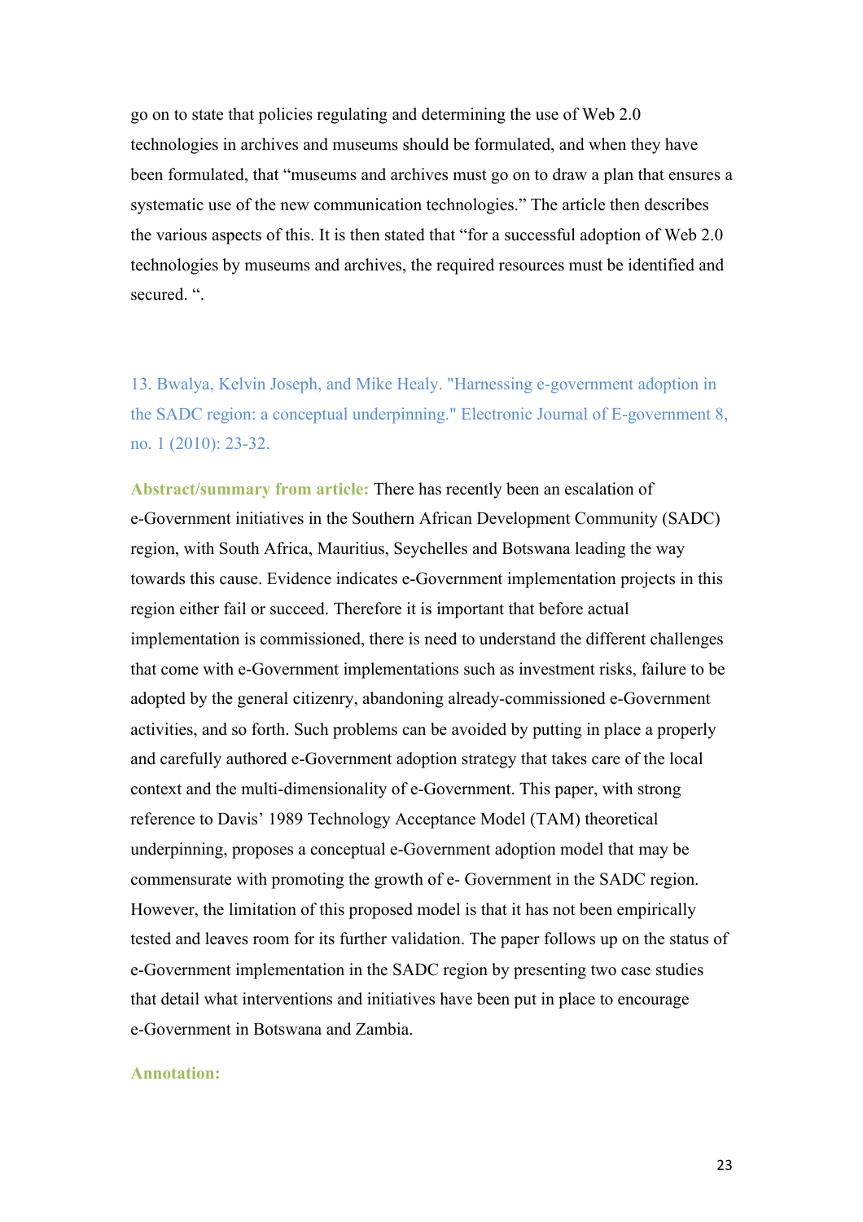go on to state that policies regulating and determining the use of Web 2.0 technologies in archives and museums should be formulated, and when they have been formulated, that "museums and archives must go on to draw a plan that ensures a systematic use of the new communication technologies." The article then describes the various aspects of this. It is then stated that "for a successful adoption of Web 2.0 technologies by museums and archives, the required resources must be identified and secured. ".

13. Bwalya, Kelvin Joseph, and Mike Healy. "Harnessing e-government adoption in the SADC region: a conceptual underpinning." Electronic Journal of E-government 8, no. 1 (2010): 23-32.

**Abstract/summary from article:** There has recently been an escalation of e-Government initiatives in the Southern African Development Community (SADC) region, with South Africa, Mauritius, Seychelles and Botswana leading the way towards this cause. Evidence indicates e-Government implementation projects in this region either fail or succeed. Therefore it is important that before actual implementation is commissioned, there is need to understand the different challenges that come with e-Government implementations such as investment risks, failure to be adopted by the general citizenry, abandoning already-commissioned e-Government activities, and so forth. Such problems can be avoided by putting in place a properly and carefully authored e-Government adoption strategy that takes care of the local context and the multi-dimensionality of e-Government. This paper, with strong reference to Davis' 1989 Technology Acceptance Model (TAM) theoretical underpinning, proposes a conceptual e-Government adoption model that may be commensurate with promoting the growth of e- Government in the SADC region. However, the limitation of this proposed model is that it has not been empirically tested and leaves room for its further validation. The paper follows up on the status of e-Government implementation in the SADC region by presenting two case studies that detail what interventions and initiatives have been put in place to encourage e-Government in Botswana and Zambia.

**Annotation:**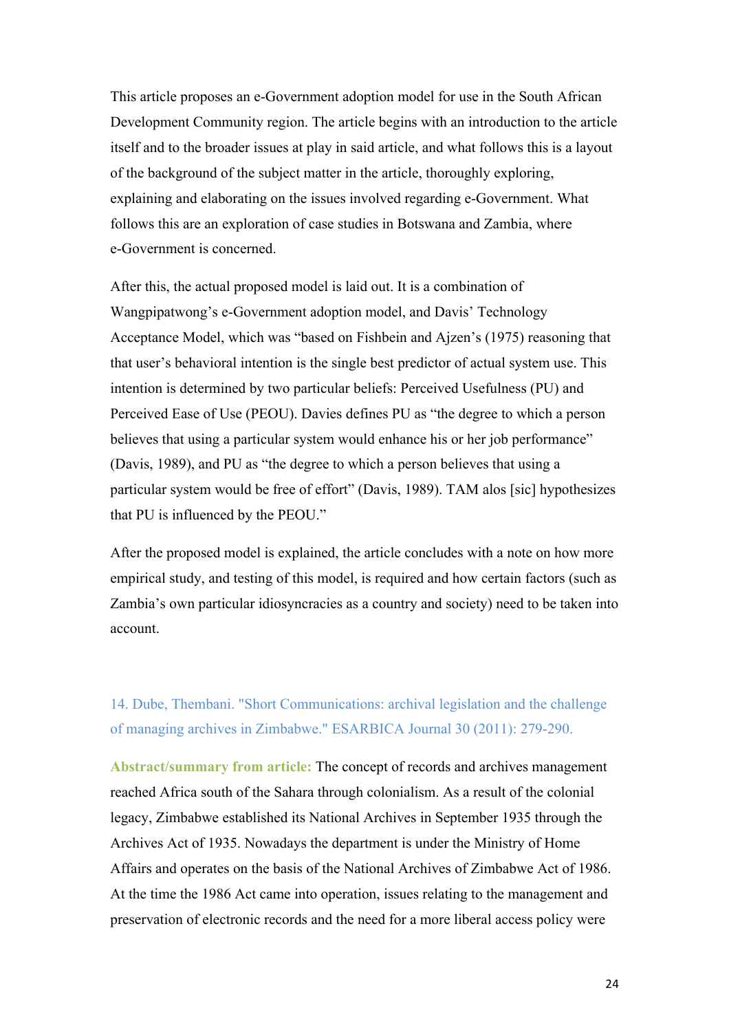This article proposes an e-Government adoption model for use in the South African Development Community region. The article begins with an introduction to the article itself and to the broader issues at play in said article, and what follows this is a layout of the background of the subject matter in the article, thoroughly exploring, explaining and elaborating on the issues involved regarding e-Government. What follows this are an exploration of case studies in Botswana and Zambia, where e-Government is concerned.

After this, the actual proposed model is laid out. It is a combination of Wangpipatwong's e-Government adoption model, and Davis' Technology Acceptance Model, which was "based on Fishbein and Ajzen's (1975) reasoning that that user's behavioral intention is the single best predictor of actual system use. This intention is determined by two particular beliefs: Perceived Usefulness (PU) and Perceived Ease of Use (PEOU). Davies defines PU as "the degree to which a person believes that using a particular system would enhance his or her job performance" (Davis, 1989), and PU as "the degree to which a person believes that using a particular system would be free of effort" (Davis, 1989). TAM alos [sic] hypothesizes that PU is influenced by the PEOU."

After the proposed model is explained, the article concludes with a note on how more empirical study, and testing of this model, is required and how certain factors (such as Zambia's own particular idiosyncracies as a country and society) need to be taken into account.

### 14. Dube, Thembani. "Short Communications: archival legislation and the challenge of managing archives in Zimbabwe." ESARBICA Journal 30 (2011): 279-290.

**Abstract/summary from article:** The concept of records and archives management reached Africa south of the Sahara through colonialism. As a result of the colonial legacy, Zimbabwe established its National Archives in September 1935 through the Archives Act of 1935. Nowadays the department is under the Ministry of Home Affairs and operates on the basis of the National Archives of Zimbabwe Act of 1986. At the time the 1986 Act came into operation, issues relating to the management and preservation of electronic records and the need for a more liberal access policy were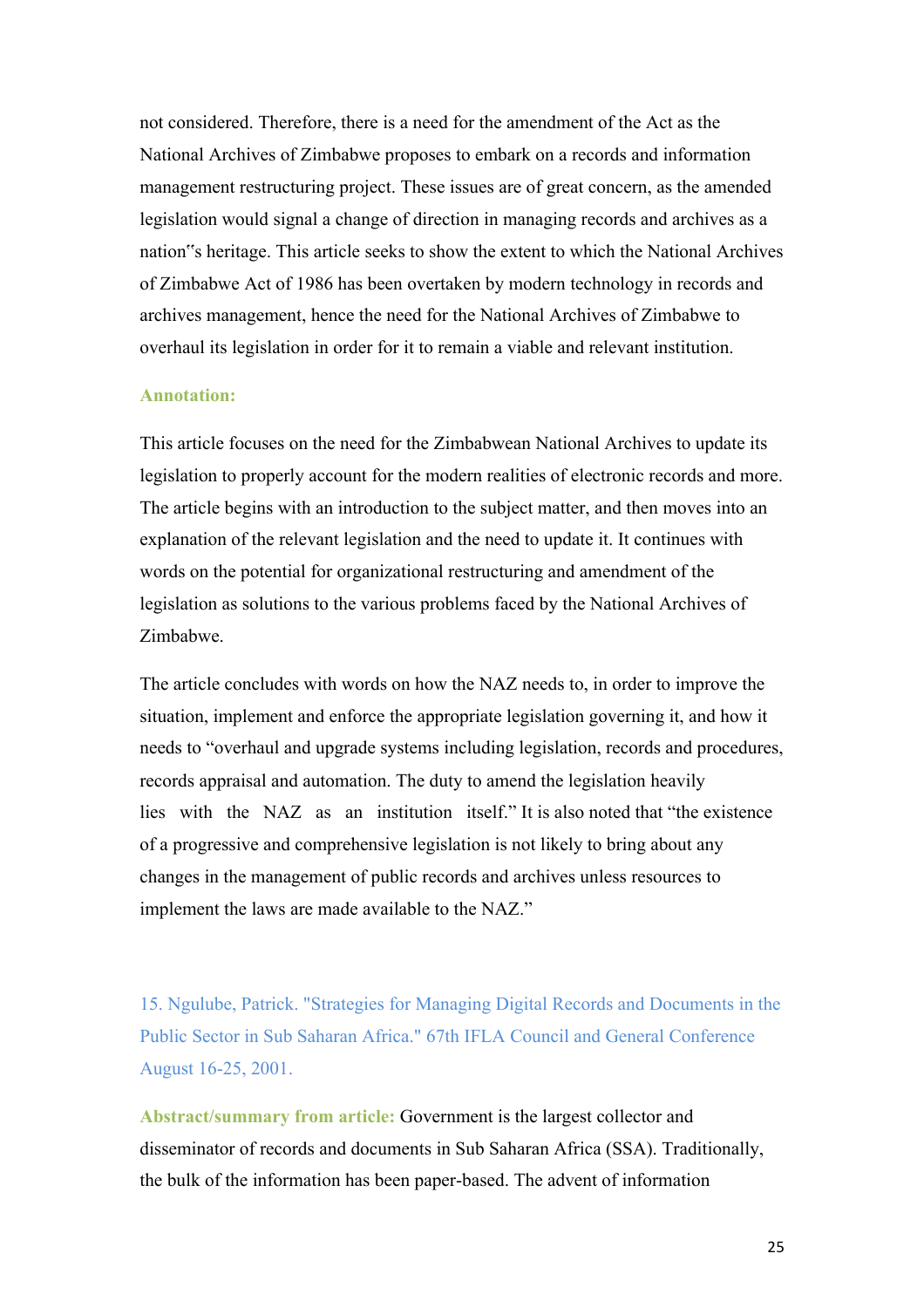not considered. Therefore, there is a need for the amendment of the Act as the National Archives of Zimbabwe proposes to embark on a records and information management restructuring project. These issues are of great concern, as the amended legislation would signal a change of direction in managing records and archives as a nation"s heritage. This article seeks to show the extent to which the National Archives of Zimbabwe Act of 1986 has been overtaken by modern technology in records and archives management, hence the need for the National Archives of Zimbabwe to overhaul its legislation in order for it to remain a viable and relevant institution.

**Annotation:**

This article focuses on the need for the Zimbabwean National Archives to update its legislation to properly account for the modern realities of electronic records and more. The article begins with an introduction to the subject matter, and then moves into an explanation of the relevant legislation and the need to update it. It continues with words on the potential for organizational restructuring and amendment of the legislation as solutions to the various problems faced by the National Archives of Zimbabwe.

The article concludes with words on how the NAZ needs to, in order to improve the situation, implement and enforce the appropriate legislation governing it, and how it needs to "overhaul and upgrade systems including legislation, records and procedures, records appraisal and automation. The duty to amend the legislation heavily lies with the NAZ as an institution itself." It is also noted that "the existence of a progressive and comprehensive legislation is not likely to bring about any changes in the management of public records and archives unless resources to implement the laws are made available to the NAZ."

15. Ngulube, Patrick. "Strategies for Managing Digital Records and Documents in the Public Sector in Sub Saharan Africa." 67th IFLA Council and General Conference August 16-25, 2001.

**Abstract/summary from article:** Government is the largest collector and disseminator of records and documents in Sub Saharan Africa (SSA). Traditionally, the bulk of the information has been paper-based. The advent of information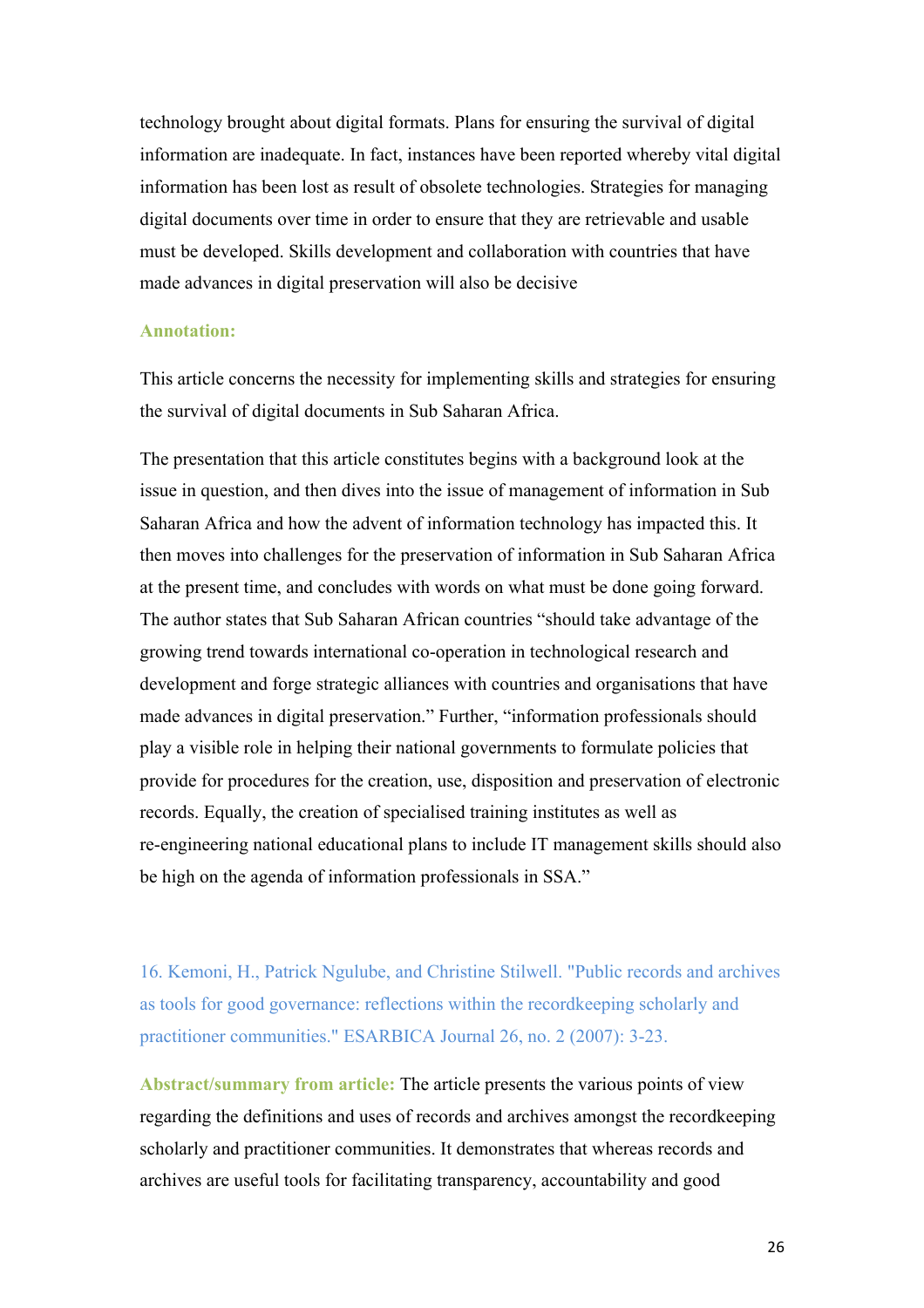technology brought about digital formats. Plans for ensuring the survival of digital information are inadequate. In fact, instances have been reported whereby vital digital information has been lost as result of obsolete technologies. Strategies for managing digital documents over time in order to ensure that they are retrievable and usable must be developed. Skills development and collaboration with countries that have made advances in digital preservation will also be decisive

**Annotation:**

This article concerns the necessity for implementing skills and strategies for ensuring the survival of digital documents in Sub Saharan Africa.

The presentation that this article constitutes begins with a background look at the issue in question, and then dives into the issue of management of information in Sub Saharan Africa and how the advent of information technology has impacted this. It then moves into challenges for the preservation of information in Sub Saharan Africa at the present time, and concludes with words on what must be done going forward. The author states that Sub Saharan African countries "should take advantage of the growing trend towards international co-operation in technological research and development and forge strategic alliances with countries and organisations that have made advances in digital preservation." Further, "information professionals should play a visible role in helping their national governments to formulate policies that provide for procedures for the creation, use, disposition and preservation of electronic records. Equally, the creation of specialised training institutes as well as re-engineering national educational plans to include IT management skills should also be high on the agenda of information professionals in SSA."

16. Kemoni, H., Patrick Ngulube, and Christine Stilwell. "Public records and archives as tools for good governance: reflections within the recordkeeping scholarly and practitioner communities." ESARBICA Journal 26, no. 2 (2007): 3-23.

**Abstract/summary from article:** The article presents the various points of view regarding the definitions and uses of records and archives amongst the recordkeeping scholarly and practitioner communities. It demonstrates that whereas records and archives are useful tools for facilitating transparency, accountability and good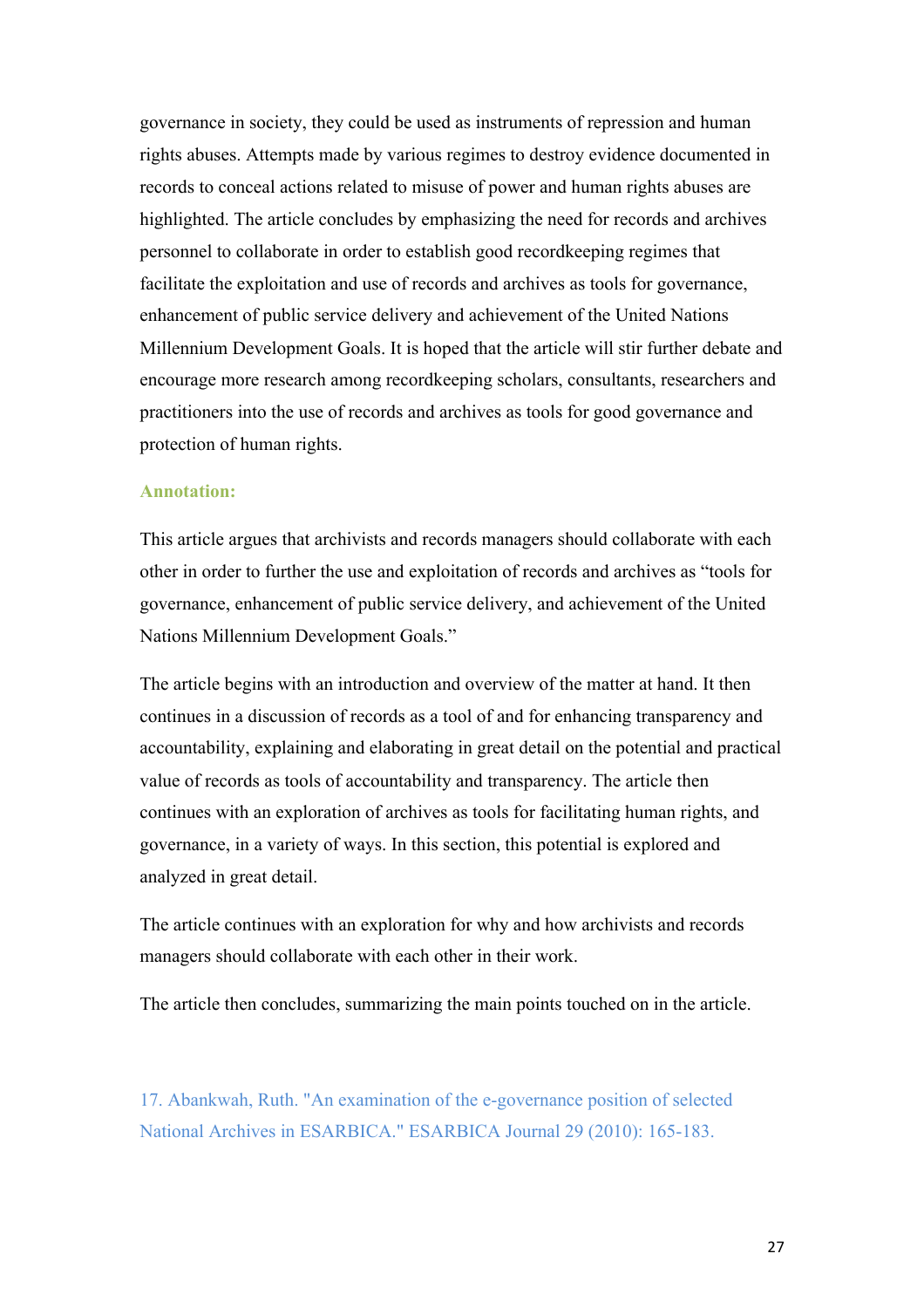governance in society, they could be used as instruments of repression and human rights abuses. Attempts made by various regimes to destroy evidence documented in records to conceal actions related to misuse of power and human rights abuses are highlighted. The article concludes by emphasizing the need for records and archives personnel to collaborate in order to establish good recordkeeping regimes that facilitate the exploitation and use of records and archives as tools for governance, enhancement of public service delivery and achievement of the United Nations Millennium Development Goals. It is hoped that the article will stir further debate and encourage more research among recordkeeping scholars, consultants, researchers and practitioners into the use of records and archives as tools for good governance and protection of human rights.

**Annotation:**

This article argues that archivists and records managers should collaborate with each other in order to further the use and exploitation of records and archives as "tools for governance, enhancement of public service delivery, and achievement of the United Nations Millennium Development Goals."

The article begins with an introduction and overview of the matter at hand. It then continues in a discussion of records as a tool of and for enhancing transparency and accountability, explaining and elaborating in great detail on the potential and practical value of records as tools of accountability and transparency. The article then continues with an exploration of archives as tools for facilitating human rights, and governance, in a variety of ways. In this section, this potential is explored and analyzed in great detail.

The article continues with an exploration for why and how archivists and records managers should collaborate with each other in their work.

The article then concludes, summarizing the main points touched on in the article.

17. Abankwah, Ruth. "An examination of the e-governance position of selected National Archives in ESARBICA." ESARBICA Journal 29 (2010): 165-183.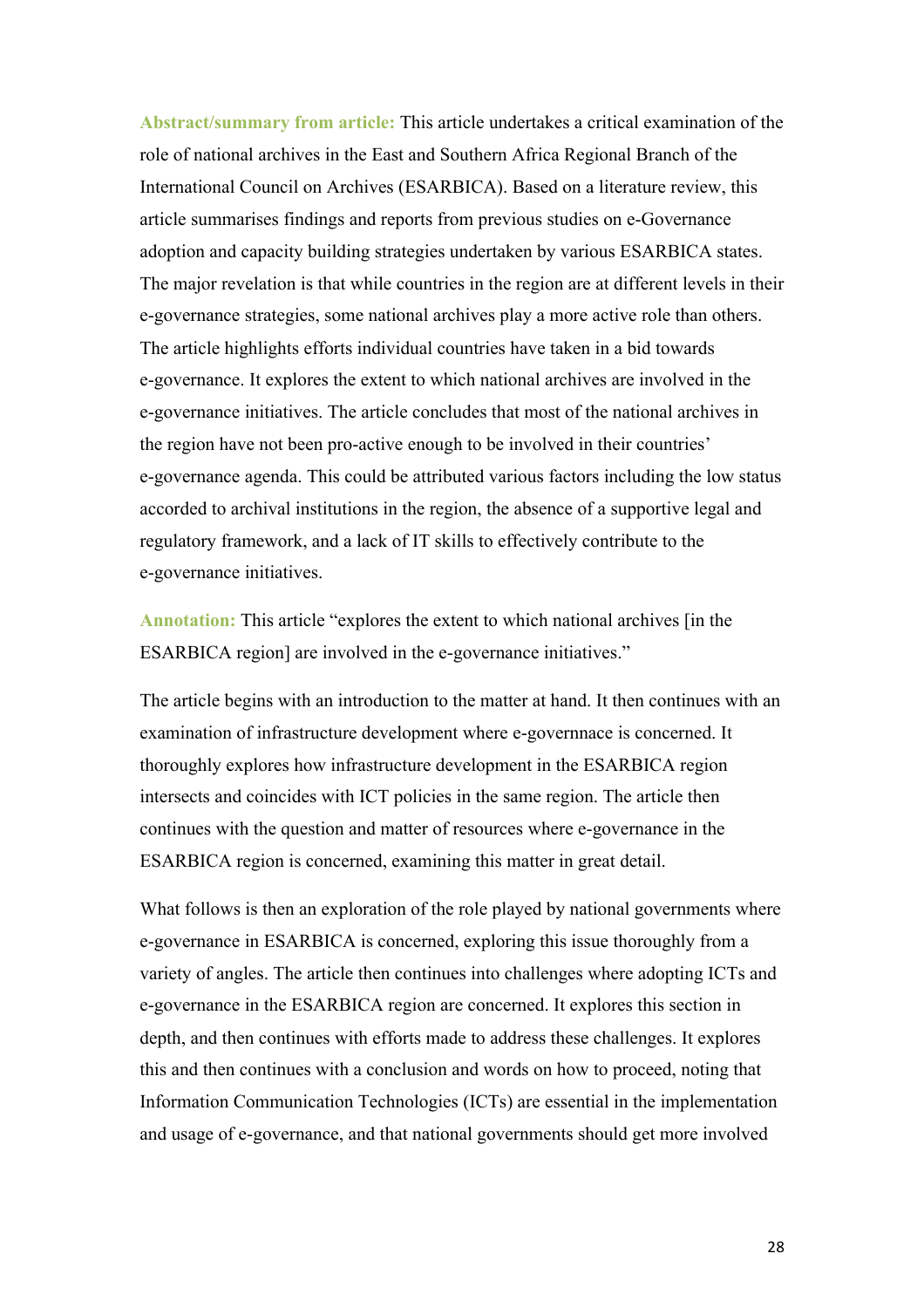**Abstract/summary from article:** This article undertakes a critical examination of the role of national archives in the East and Southern Africa Regional Branch of the International Council on Archives (ESARBICA). Based on a literature review, this article summarises findings and reports from previous studies on e-Governance adoption and capacity building strategies undertaken by various ESARBICA states. The major revelation is that while countries in the region are at different levels in their e-governance strategies, some national archives play a more active role than others. The article highlights efforts individual countries have taken in a bid towards e-governance. It explores the extent to which national archives are involved in the e-governance initiatives. The article concludes that most of the national archives in the region have not been pro-active enough to be involved in their countries' e-governance agenda. This could be attributed various factors including the low status accorded to archival institutions in the region, the absence of a supportive legal and regulatory framework, and a lack of IT skills to effectively contribute to the e-governance initiatives.

**Annotation:** This article "explores the extent to which national archives [in the ESARBICA region] are involved in the e-governance initiatives."

The article begins with an introduction to the matter at hand. It then continues with an examination of infrastructure development where e-governnace is concerned. It thoroughly explores how infrastructure development in the ESARBICA region intersects and coincides with ICT policies in the same region. The article then continues with the question and matter of resources where e-governance in the ESARBICA region is concerned, examining this matter in great detail.

What follows is then an exploration of the role played by national governments where e-governance in ESARBICA is concerned, exploring this issue thoroughly from a variety of angles. The article then continues into challenges where adopting ICTs and e-governance in the ESARBICA region are concerned. It explores this section in depth, and then continues with efforts made to address these challenges. It explores this and then continues with a conclusion and words on how to proceed, noting that Information Communication Technologies (ICTs) are essential in the implementation and usage of e-governance, and that national governments should get more involved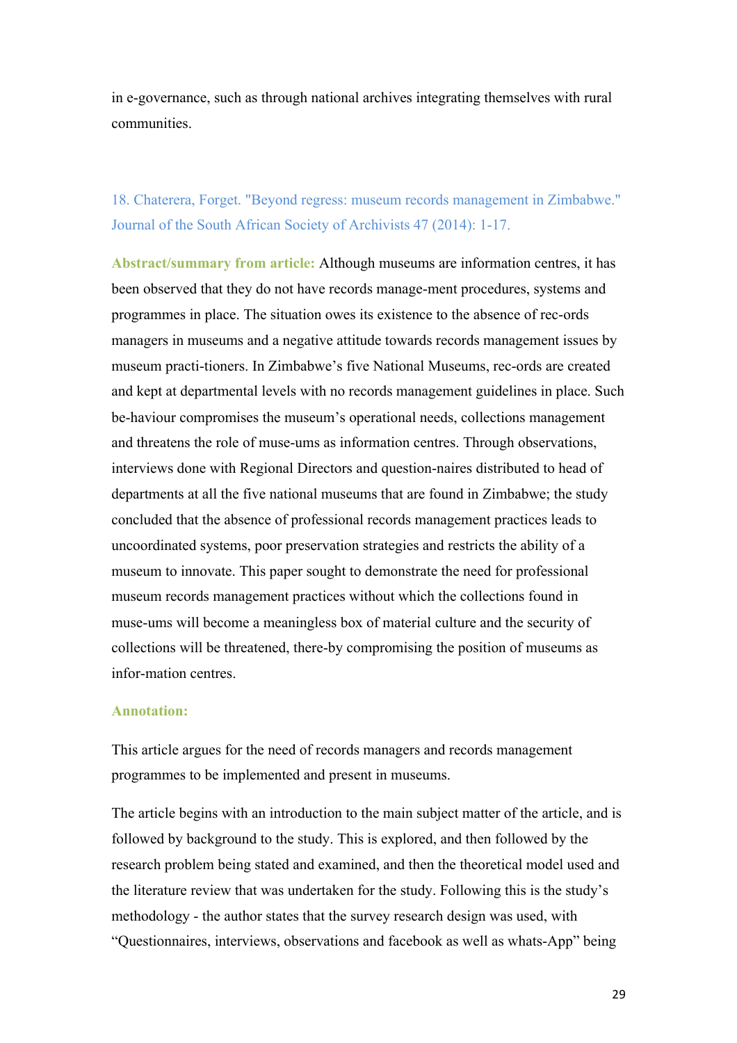in e-governance, such as through national archives integrating themselves with rural communities.

### 18. Chaterera, Forget. "Beyond regress: museum records management in Zimbabwe." Journal of the South African Society of Archivists 47 (2014): 1-17.

**Abstract/summary from article:** Although museums are information centres, it has been observed that they do not have records manage-ment procedures, systems and programmes in place. The situation owes its existence to the absence of rec-ords managers in museums and a negative attitude towards records management issues by museum practi-tioners. In Zimbabwe's five National Museums, rec-ords are created and kept at departmental levels with no records management guidelines in place. Such be-haviour compromises the museum's operational needs, collections management and threatens the role of muse-ums as information centres. Through observations, interviews done with Regional Directors and question-naires distributed to head of departments at all the five national museums that are found in Zimbabwe; the study concluded that the absence of professional records management practices leads to uncoordinated systems, poor preservation strategies and restricts the ability of a museum to innovate. This paper sought to demonstrate the need for professional museum records management practices without which the collections found in muse-ums will become a meaningless box of material culture and the security of collections will be threatened, there-by compromising the position of museums as infor-mation centres.

**Annotation:**

This article argues for the need of records managers and records management programmes to be implemented and present in museums.

The article begins with an introduction to the main subject matter of the article, and is followed by background to the study. This is explored, and then followed by the research problem being stated and examined, and then the theoretical model used and the literature review that was undertaken for the study. Following this is the study's methodology - the author states that the survey research design was used, with "Questionnaires, interviews, observations and facebook as well as whats-App" being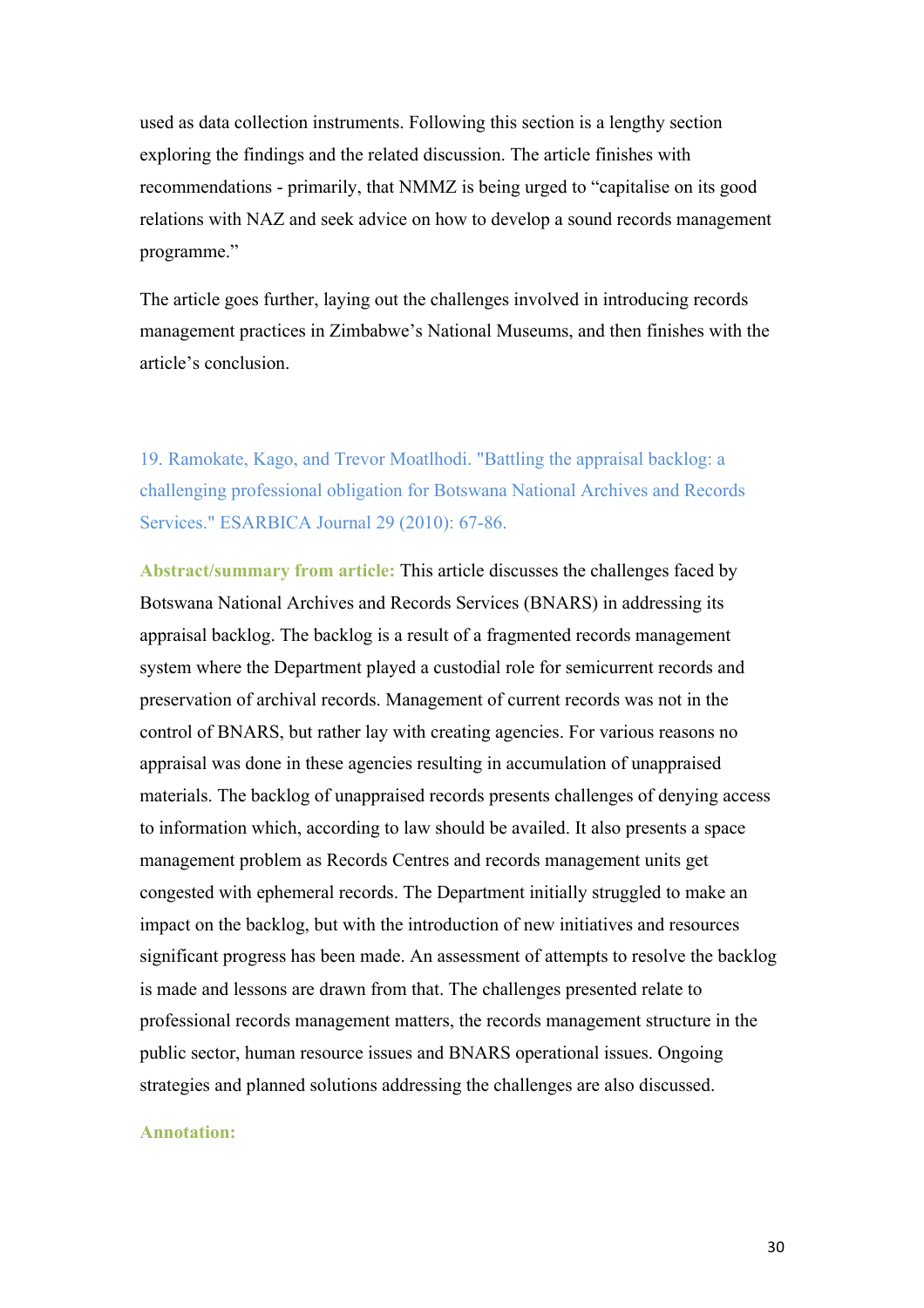used as data collection instruments. Following this section is a lengthy section exploring the findings and the related discussion. The article finishes with recommendations - primarily, that NMMZ is being urged to "capitalise on its good relations with NAZ and seek advice on how to develop a sound records management programme."

The article goes further, laying out the challenges involved in introducing records management practices in Zimbabwe's National Museums, and then finishes with the article's conclusion.

### 19. Ramokate, Kago, and Trevor Moatlhodi. "Battling the appraisal backlog: a challenging professional obligation for Botswana National Archives and Records Services." ESARBICA Journal 29 (2010): 67-86.

**Abstract/summary from article:** This article discusses the challenges faced by Botswana National Archives and Records Services (BNARS) in addressing its appraisal backlog. The backlog is a result of a fragmented records management system where the Department played a custodial role for semicurrent records and preservation of archival records. Management of current records was not in the control of BNARS, but rather lay with creating agencies. For various reasons no appraisal was done in these agencies resulting in accumulation of unappraised materials. The backlog of unappraised records presents challenges of denying access to information which, according to law should be availed. It also presents a space management problem as Records Centres and records management units get congested with ephemeral records. The Department initially struggled to make an impact on the backlog, but with the introduction of new initiatives and resources significant progress has been made. An assessment of attempts to resolve the backlog is made and lessons are drawn from that. The challenges presented relate to professional records management matters, the records management structure in the public sector, human resource issues and BNARS operational issues. Ongoing strategies and planned solutions addressing the challenges are also discussed.

**Annotation:**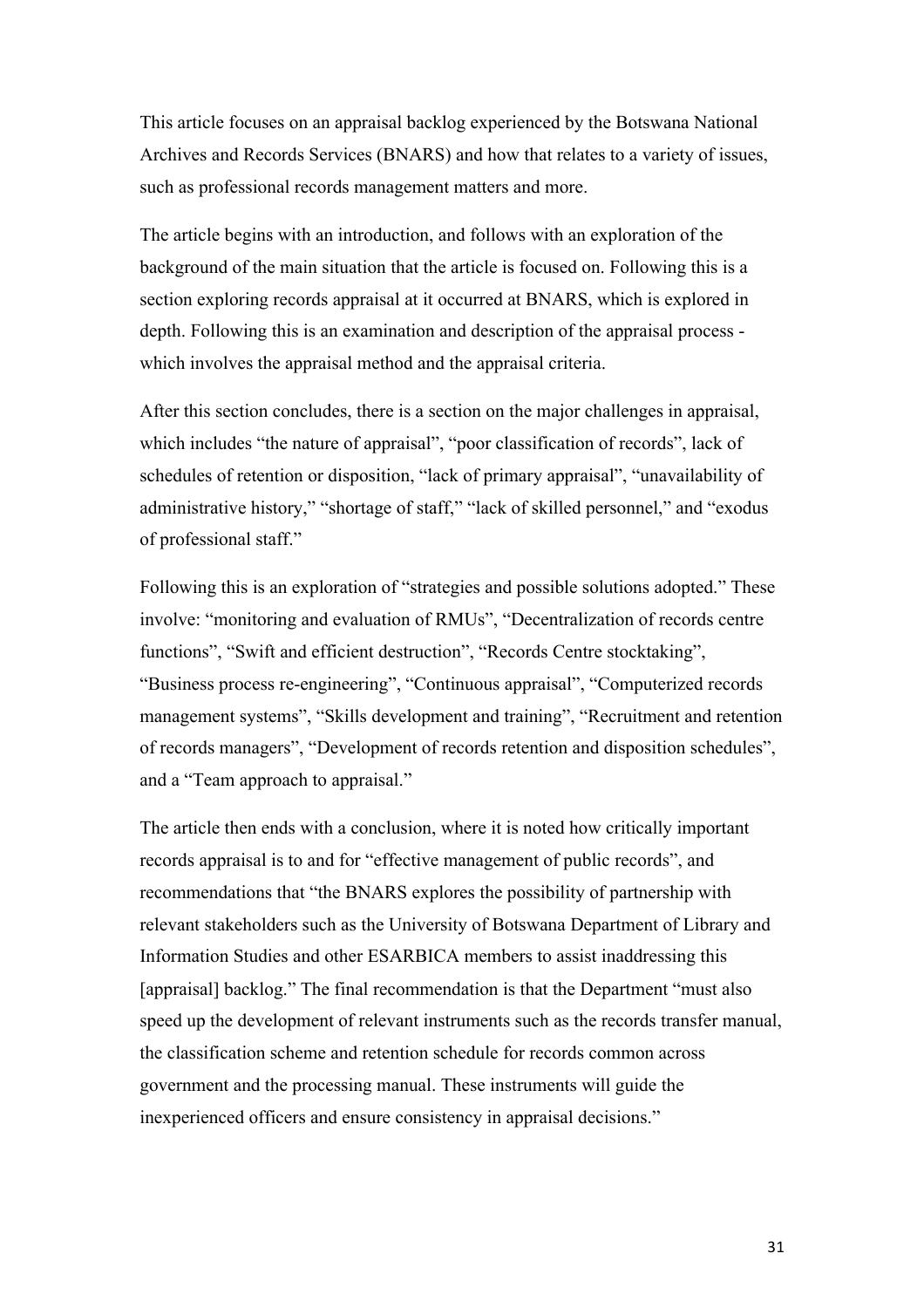This article focuses on an appraisal backlog experienced by the Botswana National Archives and Records Services (BNARS) and how that relates to a variety of issues, such as professional records management matters and more.

The article begins with an introduction, and follows with an exploration of the background of the main situation that the article is focused on. Following this is a section exploring records appraisal at it occurred at BNARS, which is explored in depth. Following this is an examination and description of the appraisal process - which involves the appraisal method and the appraisal criteria.

After this section concludes, there is a section on the major challenges in appraisal, which includes "the nature of appraisal", "poor classification of records", lack of schedules of retention or disposition, "lack of primary appraisal", "unavailability of administrative history," "shortage of staff," "lack of skilled personnel," and "exodus of professional staff."

Following this is an exploration of "strategies and possible solutions adopted." These involve: "monitoring and evaluation of RMUs", "Decentralization of records centre functions", "Swift and efficient destruction", "Records Centre stocktaking", "Business process re-engineering", "Continuous appraisal", "Computerized records management systems", "Skills development and training", "Recruitment and retention of records managers", "Development of records retention and disposition schedules", and a "Team approach to appraisal."

The article then ends with a conclusion, where it is noted how critically important records appraisal is to and for "effective management of public records", and recommendations that "the BNARS explores the possibility of partnership with relevant stakeholders such as the University of Botswana Department of Library and Information Studies and other ESARBICA members to assist inaddressing this [appraisal] backlog." The final recommendation is that the Department "must also speed up the development of relevant instruments such as the records transfer manual, the classification scheme and retention schedule for records common across government and the processing manual. These instruments will guide the inexperienced officers and ensure consistency in appraisal decisions."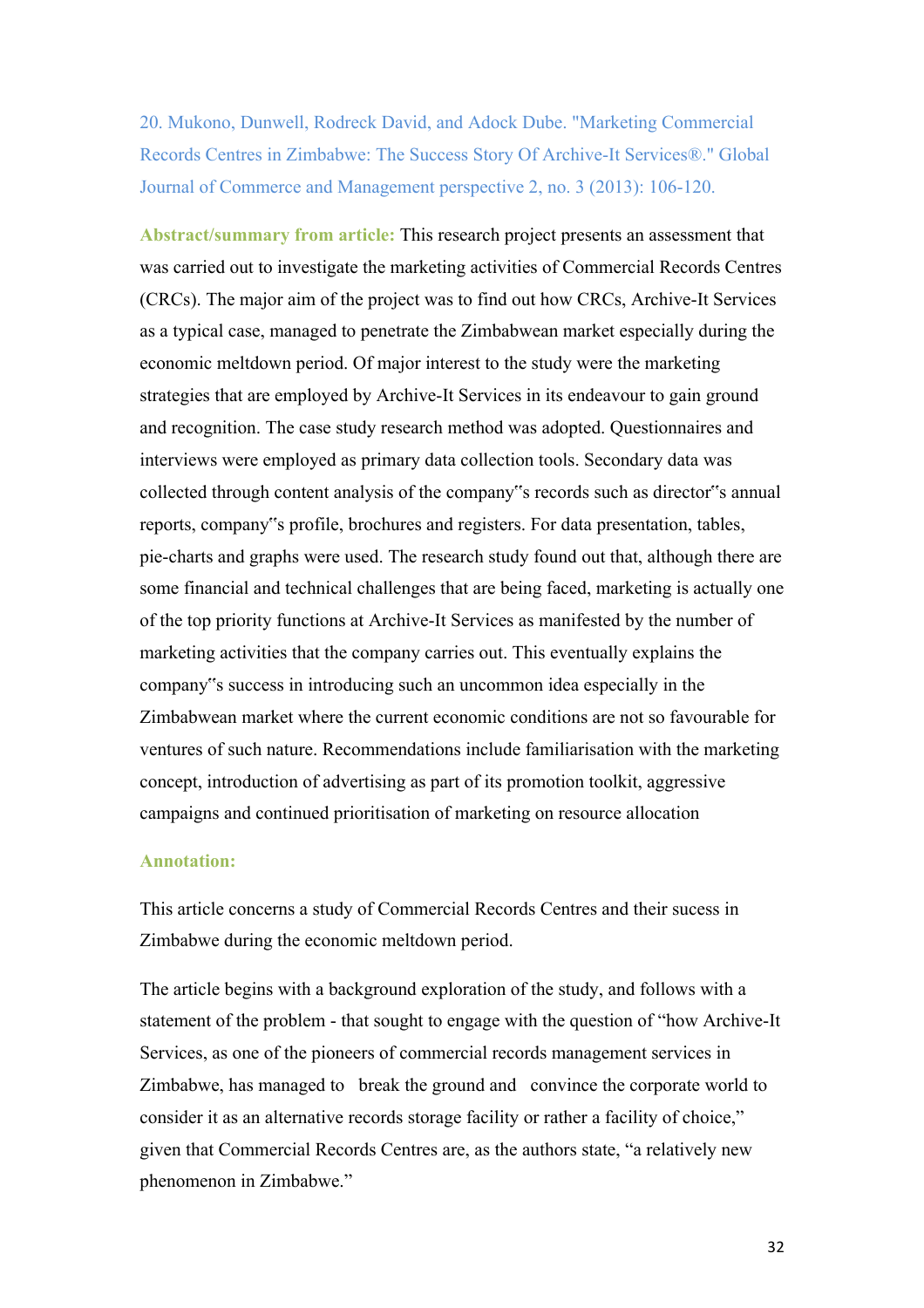20. Mukono, Dunwell, Rodreck David, and Adock Dube. "Marketing Commercial Records Centres in Zimbabwe: The Success Story Of Archive-It Services®." Global Journal of Commerce and Management perspective 2, no. 3 (2013): 106-120.

**Abstract/summary from article:** This research project presents an assessment that was carried out to investigate the marketing activities of Commercial Records Centres (CRCs). The major aim of the project was to find out how CRCs, Archive-It Services as a typical case, managed to penetrate the Zimbabwean market especially during the economic meltdown period. Of major interest to the study were the marketing strategies that are employed by Archive-It Services in its endeavour to gain ground and recognition. The case study research method was adopted. Questionnaires and interviews were employed as primary data collection tools. Secondary data was collected through content analysis of the company"s records such as director"s annual reports, company"s profile, brochures and registers. For data presentation, tables, pie-charts and graphs were used. The research study found out that, although there are some financial and technical challenges that are being faced, marketing is actually one of the top priority functions at Archive-It Services as manifested by the number of marketing activities that the company carries out. This eventually explains the company"s success in introducing such an uncommon idea especially in the Zimbabwean market where the current economic conditions are not so favourable for ventures of such nature. Recommendations include familiarisation with the marketing concept, introduction of advertising as part of its promotion toolkit, aggressive campaigns and continued prioritisation of marketing on resource allocation

**Annotation:**

This article concerns a study of Commercial Records Centres and their sucess in Zimbabwe during the economic meltdown period.

The article begins with a background exploration of the study, and follows with a statement of the problem - that sought to engage with the question of "how Archive-It Services, as one of the pioneers of commercial records management services in Zimbabwe, has managed to break the ground and convince the corporate world to consider it as an alternative records storage facility or rather a facility of choice," given that Commercial Records Centres are, as the authors state, "a relatively new phenomenon in Zimbabwe."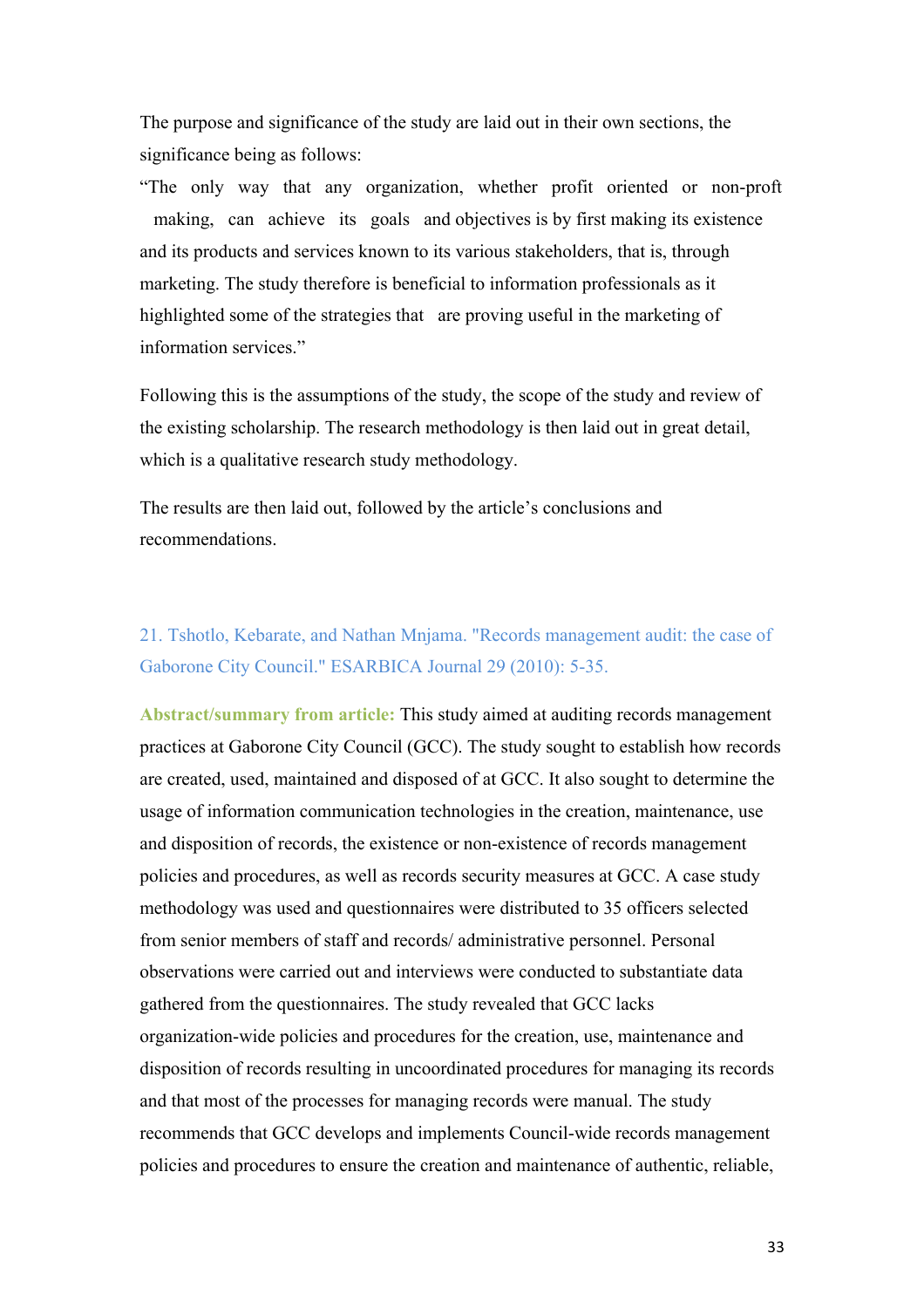The purpose and significance of the study are laid out in their own sections, the significance being as follows:

"The only way that any organization, whether profit oriented or non-proft making, can achieve its goals and objectives is by first making its existence and its products and services known to its various stakeholders, that is, through marketing. The study therefore is beneficial to information professionals as it highlighted some of the strategies that are proving useful in the marketing of information services."

Following this is the assumptions of the study, the scope of the study and review of the existing scholarship. The research methodology is then laid out in great detail, which is a qualitative research study methodology.

The results are then laid out, followed by the article's conclusions and recommendations.

### 21. Tshotlo, Kebarate, and Nathan Mnjama. "Records management audit: the case of Gaborone City Council." ESARBICA Journal 29 (2010): 5-35.

**Abstract/summary from article:** This study aimed at auditing records management practices at Gaborone City Council (GCC). The study sought to establish how records are created, used, maintained and disposed of at GCC. It also sought to determine the usage of information communication technologies in the creation, maintenance, use and disposition of records, the existence or non-existence of records management policies and procedures, as well as records security measures at GCC. A case study methodology was used and questionnaires were distributed to 35 officers selected from senior members of staff and records/ administrative personnel. Personal observations were carried out and interviews were conducted to substantiate data gathered from the questionnaires. The study revealed that GCC lacks organization-wide policies and procedures for the creation, use, maintenance and disposition of records resulting in uncoordinated procedures for managing its records and that most of the processes for managing records were manual. The study recommends that GCC develops and implements Council-wide records management policies and procedures to ensure the creation and maintenance of authentic, reliable,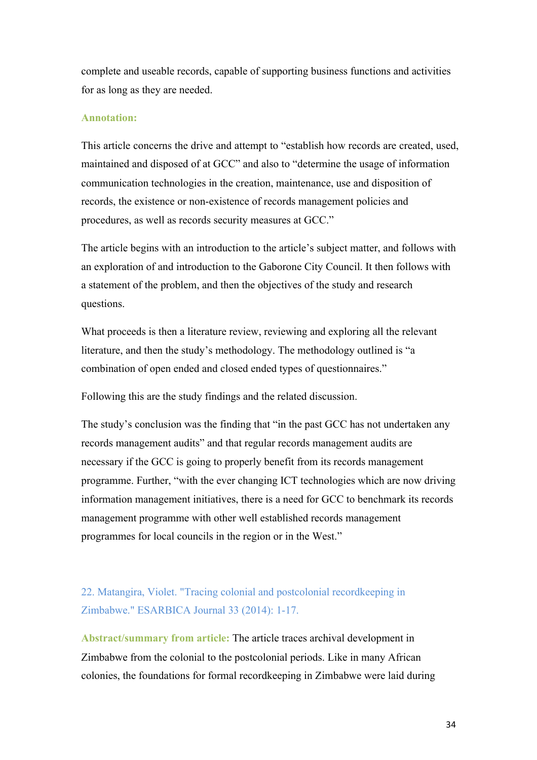complete and useable records, capable of supporting business functions and activities for as long as they are needed.

**Annotation:**

This article concerns the drive and attempt to "establish how records are created, used, maintained and disposed of at GCC" and also to "determine the usage of information communication technologies in the creation, maintenance, use and disposition of records, the existence or non-existence of records management policies and procedures, as well as records security measures at GCC."

The article begins with an introduction to the article's subject matter, and follows with an exploration of and introduction to the Gaborone City Council. It then follows with a statement of the problem, and then the objectives of the study and research questions.

What proceeds is then a literature review, reviewing and exploring all the relevant literature, and then the study's methodology. The methodology outlined is "a combination of open ended and closed ended types of questionnaires."

Following this are the study findings and the related discussion.

The study's conclusion was the finding that "in the past GCC has not undertaken any records management audits" and that regular records management audits are necessary if the GCC is going to properly benefit from its records management programme. Further, "with the ever changing ICT technologies which are now driving information management initiatives, there is a need for GCC to benchmark its records management programme with other well established records management programmes for local councils in the region or in the West."

22. Matangira, Violet. "Tracing colonial and postcolonial recordkeeping in Zimbabwe." ESARBICA Journal 33 (2014): 1-17.

**Abstract/summary from article:** The article traces archival development in Zimbabwe from the colonial to the postcolonial periods. Like in many African colonies, the foundations for formal recordkeeping in Zimbabwe were laid during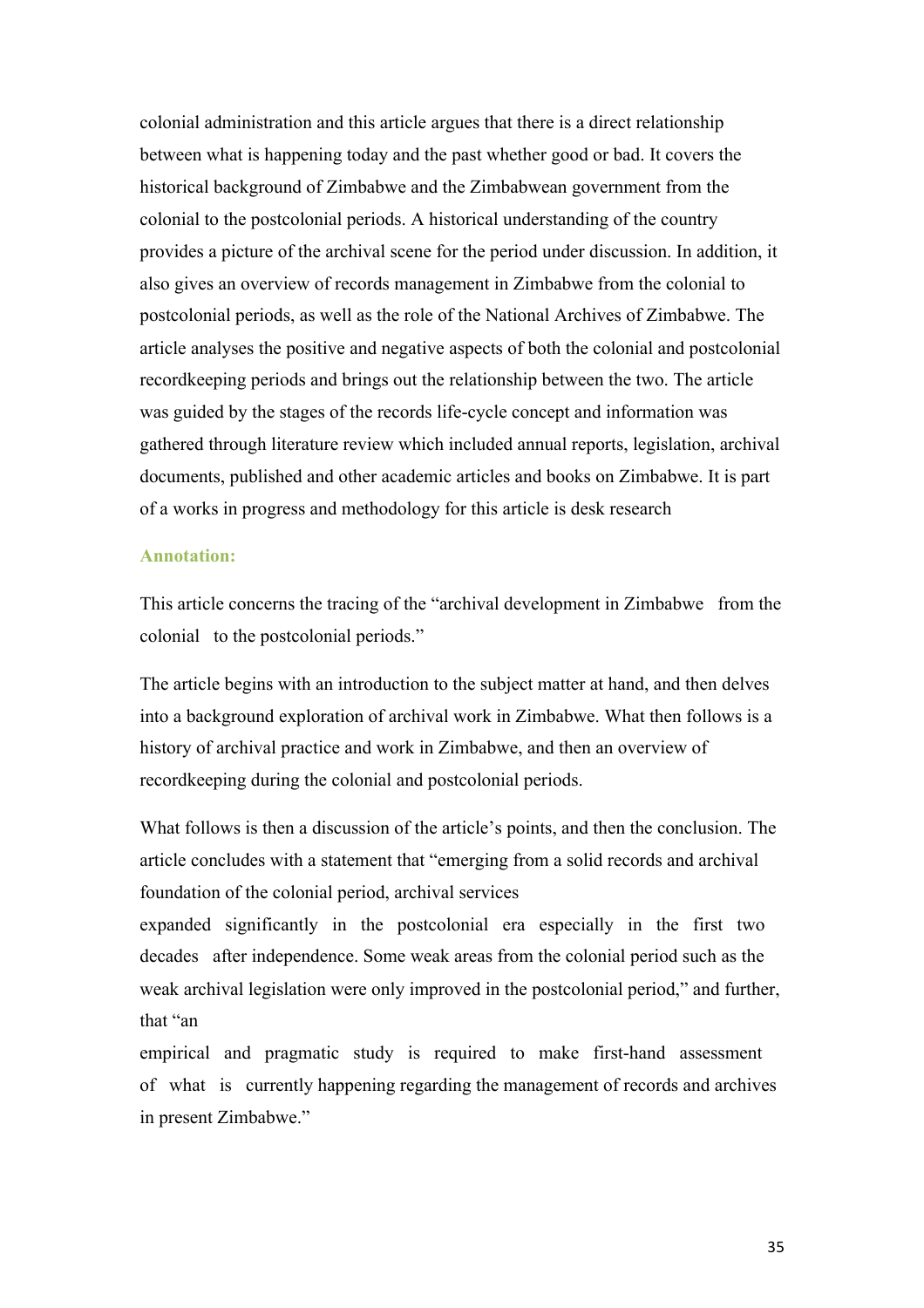colonial administration and this article argues that there is a direct relationship between what is happening today and the past whether good or bad. It covers the historical background of Zimbabwe and the Zimbabwean government from the colonial to the postcolonial periods. A historical understanding of the country provides a picture of the archival scene for the period under discussion. In addition, it also gives an overview of records management in Zimbabwe from the colonial to postcolonial periods, as well as the role of the National Archives of Zimbabwe. The article analyses the positive and negative aspects of both the colonial and postcolonial recordkeeping periods and brings out the relationship between the two. The article was guided by the stages of the records life-cycle concept and information was gathered through literature review which included annual reports, legislation, archival documents, published and other academic articles and books on Zimbabwe. It is part of a works in progress and methodology for this article is desk research

**Annotation:**

This article concerns the tracing of the "archival development in Zimbabwe from the colonial to the postcolonial periods."

The article begins with an introduction to the subject matter at hand, and then delves into a background exploration of archival work in Zimbabwe. What then follows is a history of archival practice and work in Zimbabwe, and then an overview of recordkeeping during the colonial and postcolonial periods.

What follows is then a discussion of the article's points, and then the conclusion. The article concludes with a statement that "emerging from a solid records and archival foundation of the colonial period, archival services expanded significantly in the postcolonial era especially in the first two decades after independence. Some weak areas from the colonial period such as the weak archival legislation were only improved in the postcolonial period," and further, that "an empirical and pragmatic study is required to make first-hand assessment of what is currently happening regarding the management of records and archives in present Zimbabwe."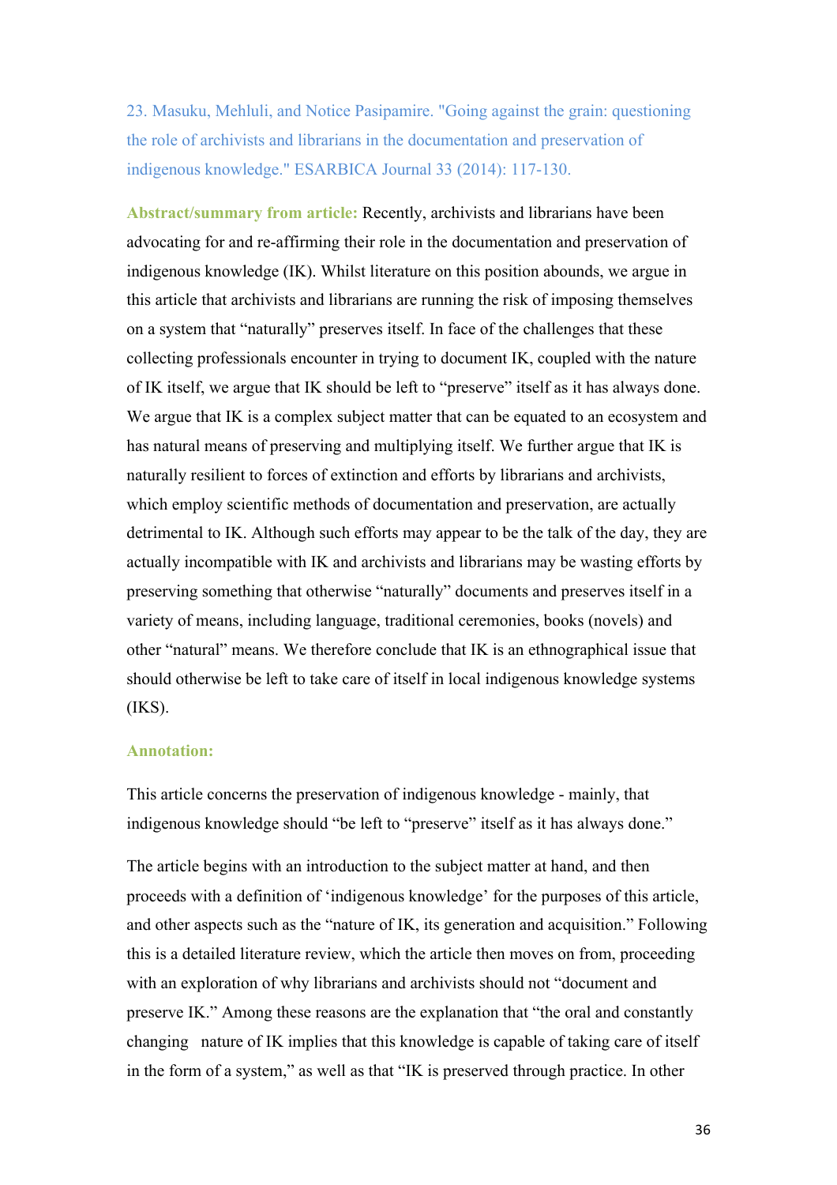23. Masuku, Mehluli, and Notice Pasipamire. "Going against the grain: questioning the role of archivists and librarians in the documentation and preservation of indigenous knowledge." ESARBICA Journal 33 (2014): 117-130.

**Abstract/summary from article:** Recently, archivists and librarians have been advocating for and re-affirming their role in the documentation and preservation of indigenous knowledge (IK). Whilst literature on this position abounds, we argue in this article that archivists and librarians are running the risk of imposing themselves on a system that "naturally" preserves itself. In face of the challenges that these collecting professionals encounter in trying to document IK, coupled with the nature of IK itself, we argue that IK should be left to "preserve" itself as it has always done. We argue that IK is a complex subject matter that can be equated to an ecosystem and has natural means of preserving and multiplying itself. We further argue that IK is naturally resilient to forces of extinction and efforts by librarians and archivists, which employ scientific methods of documentation and preservation, are actually detrimental to IK. Although such efforts may appear to be the talk of the day, they are actually incompatible with IK and archivists and librarians may be wasting efforts by preserving something that otherwise "naturally" documents and preserves itself in a variety of means, including language, traditional ceremonies, books (novels) and other "natural" means. We therefore conclude that IK is an ethnographical issue that should otherwise be left to take care of itself in local indigenous knowledge systems (IKS).

**Annotation:**

This article concerns the preservation of indigenous knowledge - mainly, that indigenous knowledge should "be left to "preserve" itself as it has always done."

The article begins with an introduction to the subject matter at hand, and then proceeds with a definition of 'indigenous knowledge' for the purposes of this article, and other aspects such as the "nature of IK, its generation and acquisition." Following this is a detailed literature review, which the article then moves on from, proceeding with an exploration of why librarians and archivists should not "document and preserve IK." Among these reasons are the explanation that "the oral and constantly changing nature of IK implies that this knowledge is capable of taking care of itself in the form of a system," as well as that "IK is preserved through practice. In other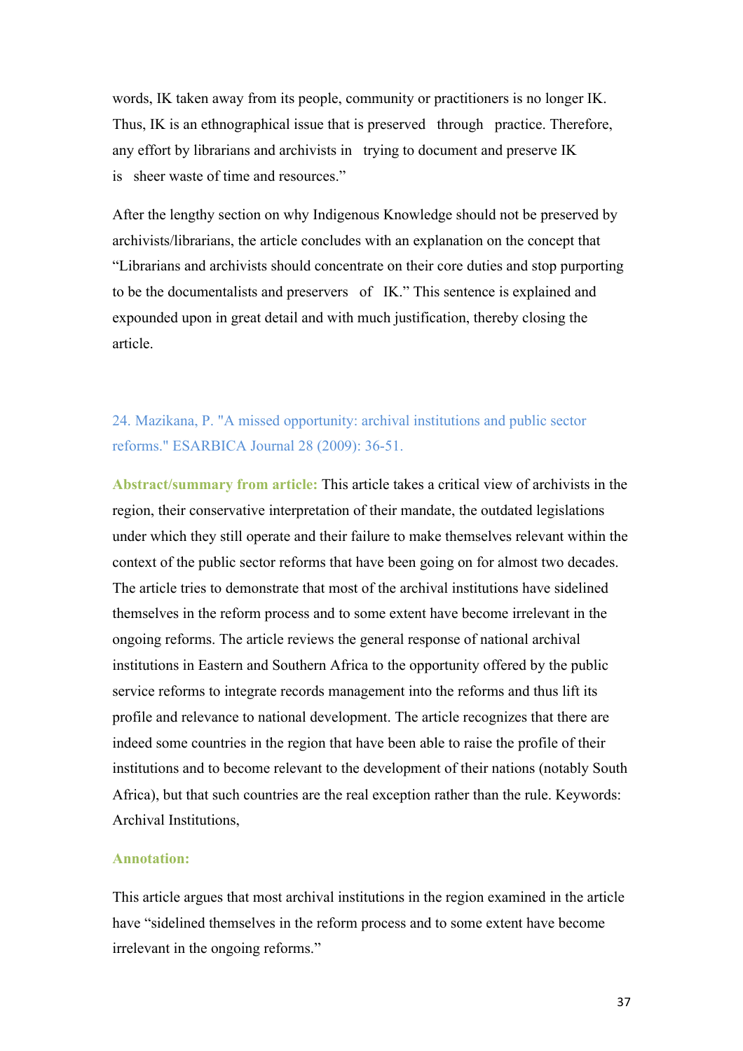words, IK taken away from its people, community or practitioners is no longer IK. Thus, IK is an ethnographical issue that is preserved through practice. Therefore, any effort by librarians and archivists in trying to document and preserve IK is sheer waste of time and resources."

After the lengthy section on why Indigenous Knowledge should not be preserved by archivists/librarians, the article concludes with an explanation on the concept that "Librarians and archivists should concentrate on their core duties and stop purporting to be the documentalists and preservers of IK." This sentence is explained and expounded upon in great detail and with much justification, thereby closing the article.

### 24. Mazikana, P. "A missed opportunity: archival institutions and public sector reforms." ESARBICA Journal 28 (2009): 36-51.

**Abstract/summary from article:** This article takes a critical view of archivists in the region, their conservative interpretation of their mandate, the outdated legislations under which they still operate and their failure to make themselves relevant within the context of the public sector reforms that have been going on for almost two decades. The article tries to demonstrate that most of the archival institutions have sidelined themselves in the reform process and to some extent have become irrelevant in the ongoing reforms. The article reviews the general response of national archival institutions in Eastern and Southern Africa to the opportunity offered by the public service reforms to integrate records management into the reforms and thus lift its profile and relevance to national development. The article recognizes that there are indeed some countries in the region that have been able to raise the profile of their institutions and to become relevant to the development of their nations (notably South Africa), but that such countries are the real exception rather than the rule. Keywords: Archival Institutions,

**Annotation:**

This article argues that most archival institutions in the region examined in the article have "sidelined themselves in the reform process and to some extent have become irrelevant in the ongoing reforms."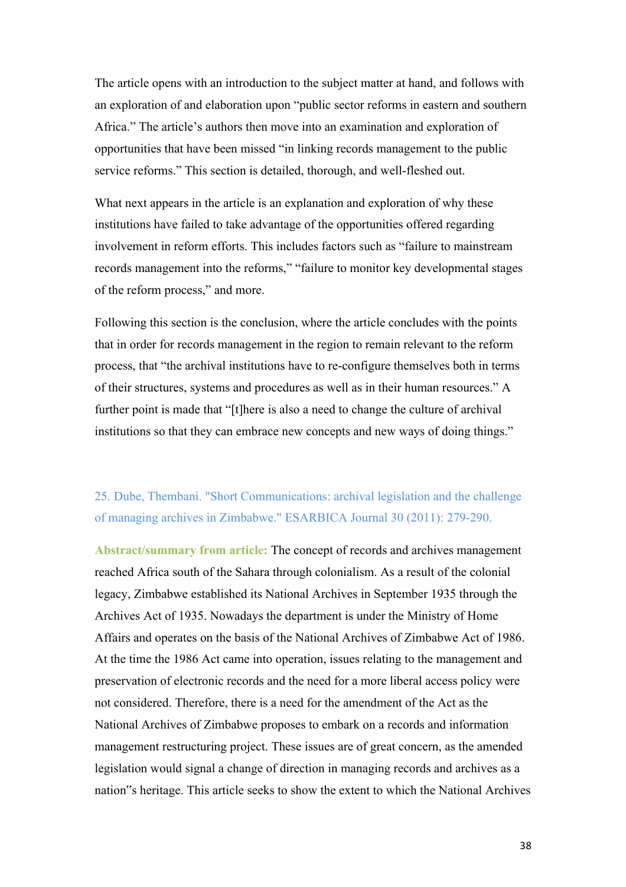The article opens with an introduction to the subject matter at hand, and follows with an exploration of and elaboration upon "public sector reforms in eastern and southern Africa." The article's authors then move into an examination and exploration of opportunities that have been missed "in linking records management to the public service reforms." This section is detailed, thorough, and well-fleshed out.

What next appears in the article is an explanation and exploration of why these institutions have failed to take advantage of the opportunities offered regarding involvement in reform efforts. This includes factors such as "failure to mainstream records management into the reforms," "failure to monitor key developmental stages of the reform process," and more.

Following this section is the conclusion, where the article concludes with the points that in order for records management in the region to remain relevant to the reform process, that "the archival institutions have to re-configure themselves both in terms of their structures, systems and procedures as well as in their human resources." A further point is made that "[t]here is also a need to change the culture of archival institutions so that they can embrace new concepts and new ways of doing things."

### 25. Dube, Thembani. "Short Communications: archival legislation and the challenge of managing archives in Zimbabwe." ESARBICA Journal 30 (2011): 279-290.

**Abstract/summary from article:** The concept of records and archives management reached Africa south of the Sahara through colonialism. As a result of the colonial legacy, Zimbabwe established its National Archives in September 1935 through the Archives Act of 1935. Nowadays the department is under the Ministry of Home Affairs and operates on the basis of the National Archives of Zimbabwe Act of 1986. At the time the 1986 Act came into operation, issues relating to the management and preservation of electronic records and the need for a more liberal access policy were not considered. Therefore, there is a need for the amendment of the Act as the National Archives of Zimbabwe proposes to embark on a records and information management restructuring project. These issues are of great concern, as the amended legislation would signal a change of direction in managing records and archives as a nation"s heritage. This article seeks to show the extent to which the National Archives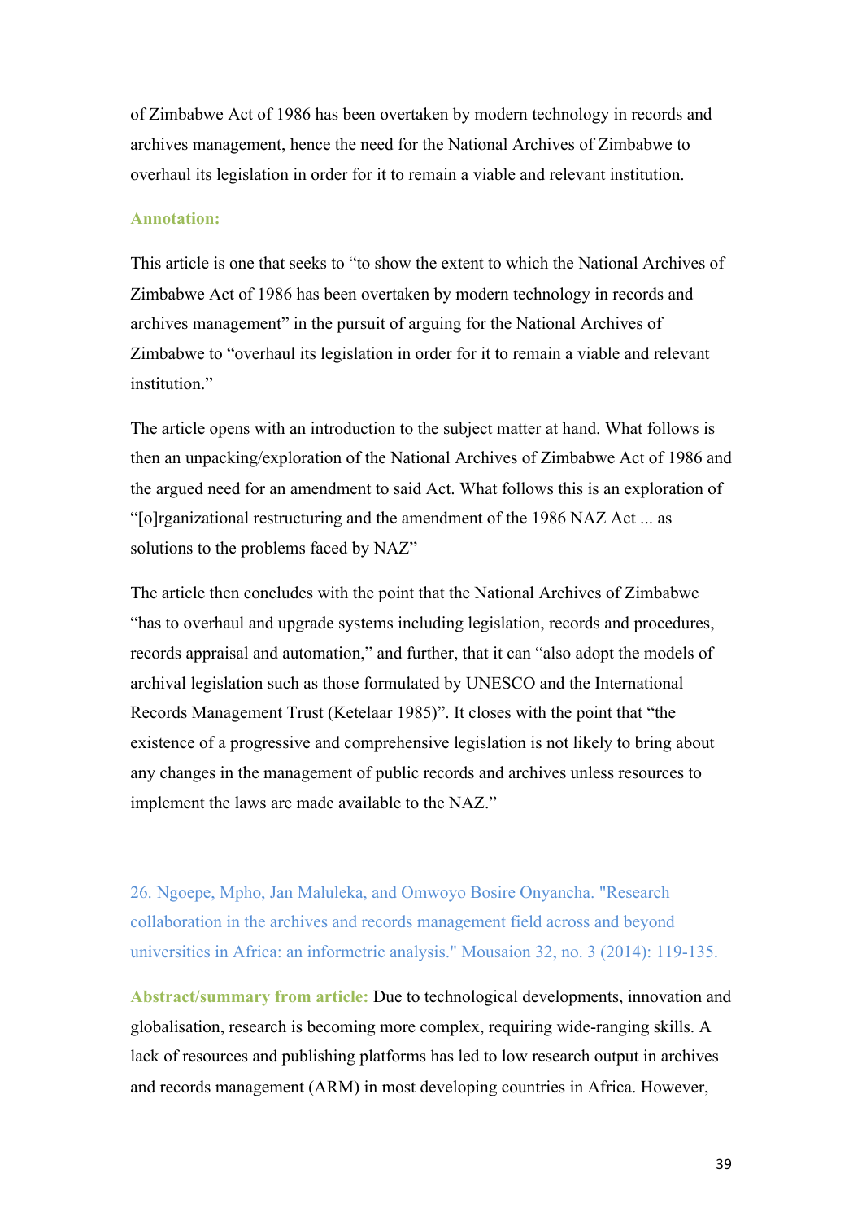of Zimbabwe Act of 1986 has been overtaken by modern technology in records and archives management, hence the need for the National Archives of Zimbabwe to overhaul its legislation in order for it to remain a viable and relevant institution.

**Annotation:**

This article is one that seeks to "to show the extent to which the National Archives of Zimbabwe Act of 1986 has been overtaken by modern technology in records and archives management" in the pursuit of arguing for the National Archives of Zimbabwe to "overhaul its legislation in order for it to remain a viable and relevant institution."

The article opens with an introduction to the subject matter at hand. What follows is then an unpacking/exploration of the National Archives of Zimbabwe Act of 1986 and the argued need for an amendment to said Act. What follows this is an exploration of "[o]rganizational restructuring and the amendment of the 1986 NAZ Act ... as solutions to the problems faced by NAZ"

The article then concludes with the point that the National Archives of Zimbabwe "has to overhaul and upgrade systems including legislation, records and procedures, records appraisal and automation," and further, that it can "also adopt the models of archival legislation such as those formulated by UNESCO and the International Records Management Trust (Ketelaar 1985)". It closes with the point that "the existence of a progressive and comprehensive legislation is not likely to bring about any changes in the management of public records and archives unless resources to implement the laws are made available to the NAZ."

26. Ngoepe, Mpho, Jan Maluleka, and Omwoyo Bosire Onyancha. "Research collaboration in the archives and records management field across and beyond universities in Africa: an informetric analysis." Mousaion 32, no. 3 (2014): 119-135.

**Abstract/summary from article:** Due to technological developments, innovation and globalisation, research is becoming more complex, requiring wide-ranging skills. A lack of resources and publishing platforms has led to low research output in archives and records management (ARM) in most developing countries in Africa. However,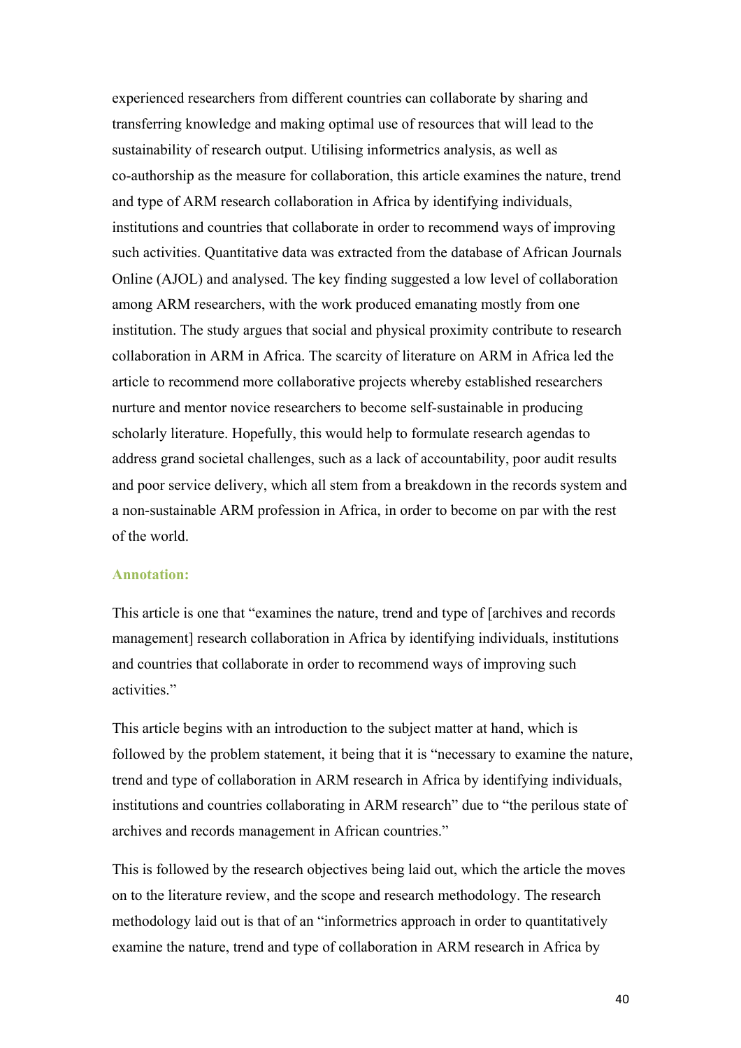experienced researchers from different countries can collaborate by sharing and transferring knowledge and making optimal use of resources that will lead to the sustainability of research output. Utilising informetrics analysis, as well as co-authorship as the measure for collaboration, this article examines the nature, trend and type of ARM research collaboration in Africa by identifying individuals, institutions and countries that collaborate in order to recommend ways of improving such activities. Quantitative data was extracted from the database of African Journals Online (AJOL) and analysed. The key finding suggested a low level of collaboration among ARM researchers, with the work produced emanating mostly from one institution. The study argues that social and physical proximity contribute to research collaboration in ARM in Africa. The scarcity of literature on ARM in Africa led the article to recommend more collaborative projects whereby established researchers nurture and mentor novice researchers to become self-sustainable in producing scholarly literature. Hopefully, this would help to formulate research agendas to address grand societal challenges, such as a lack of accountability, poor audit results and poor service delivery, which all stem from a breakdown in the records system and a non-sustainable ARM profession in Africa, in order to become on par with the rest of the world.

**Annotation:**

This article is one that "examines the nature, trend and type of [archives and records management] research collaboration in Africa by identifying individuals, institutions and countries that collaborate in order to recommend ways of improving such activities."

This article begins with an introduction to the subject matter at hand, which is followed by the problem statement, it being that it is "necessary to examine the nature, trend and type of collaboration in ARM research in Africa by identifying individuals, institutions and countries collaborating in ARM research" due to "the perilous state of archives and records management in African countries."

This is followed by the research objectives being laid out, which the article the moves on to the literature review, and the scope and research methodology. The research methodology laid out is that of an "informetrics approach in order to quantitatively examine the nature, trend and type of collaboration in ARM research in Africa by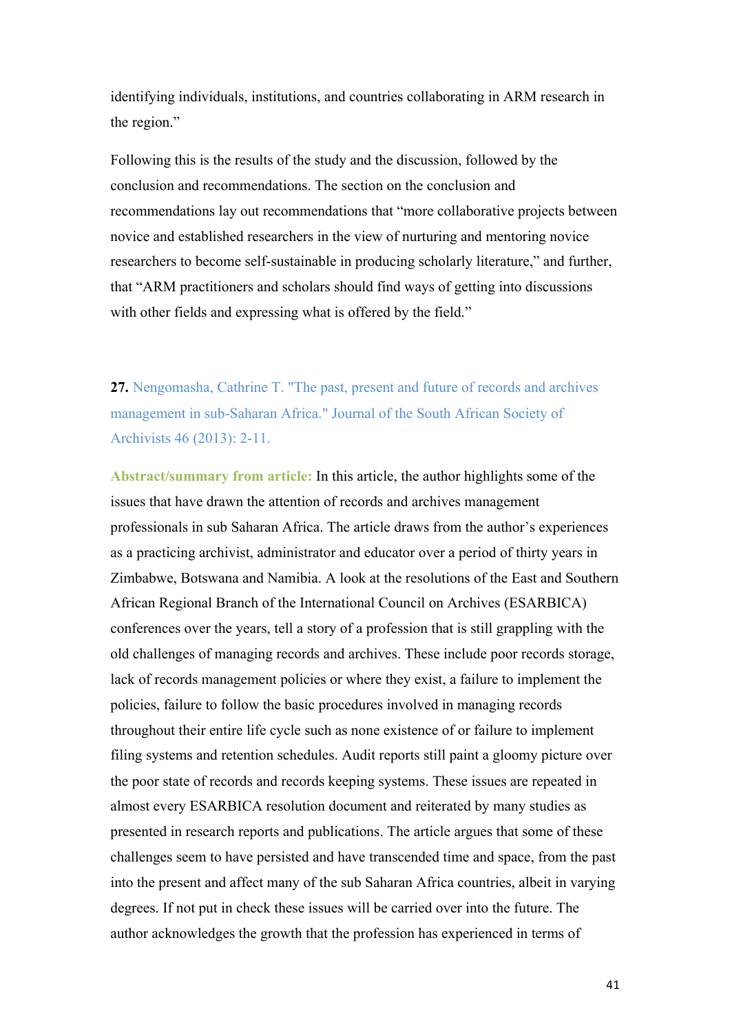identifying individuals, institutions, and countries collaborating in ARM research in the region."

Following this is the results of the study and the discussion, followed by the conclusion and recommendations. The section on the conclusion and recommendations lay out recommendations that "more collaborative projects between novice and established researchers in the view of nurturing and mentoring novice researchers to become self-sustainable in producing scholarly literature," and further, that "ARM practitioners and scholars should find ways of getting into discussions with other fields and expressing what is offered by the field."

**27.** Nengomasha, Cathrine T. "The past, present and future of records and archives management in sub-Saharan Africa." Journal of the South African Society of Archivists 46 (2013): 2-11.

**Abstract/summary from article:** In this article, the author highlights some of the issues that have drawn the attention of records and archives management professionals in sub Saharan Africa. The article draws from the author's experiences as a practicing archivist, administrator and educator over a period of thirty years in Zimbabwe, Botswana and Namibia. A look at the resolutions of the East and Southern African Regional Branch of the International Council on Archives (ESARBICA) conferences over the years, tell a story of a profession that is still grappling with the old challenges of managing records and archives. These include poor records storage, lack of records management policies or where they exist, a failure to implement the policies, failure to follow the basic procedures involved in managing records throughout their entire life cycle such as none existence of or failure to implement filing systems and retention schedules. Audit reports still paint a gloomy picture over the poor state of records and records keeping systems. These issues are repeated in almost every ESARBICA resolution document and reiterated by many studies as presented in research reports and publications. The article argues that some of these challenges seem to have persisted and have transcended time and space, from the past into the present and affect many of the sub Saharan Africa countries, albeit in varying degrees. If not put in check these issues will be carried over into the future. The author acknowledges the growth that the profession has experienced in terms of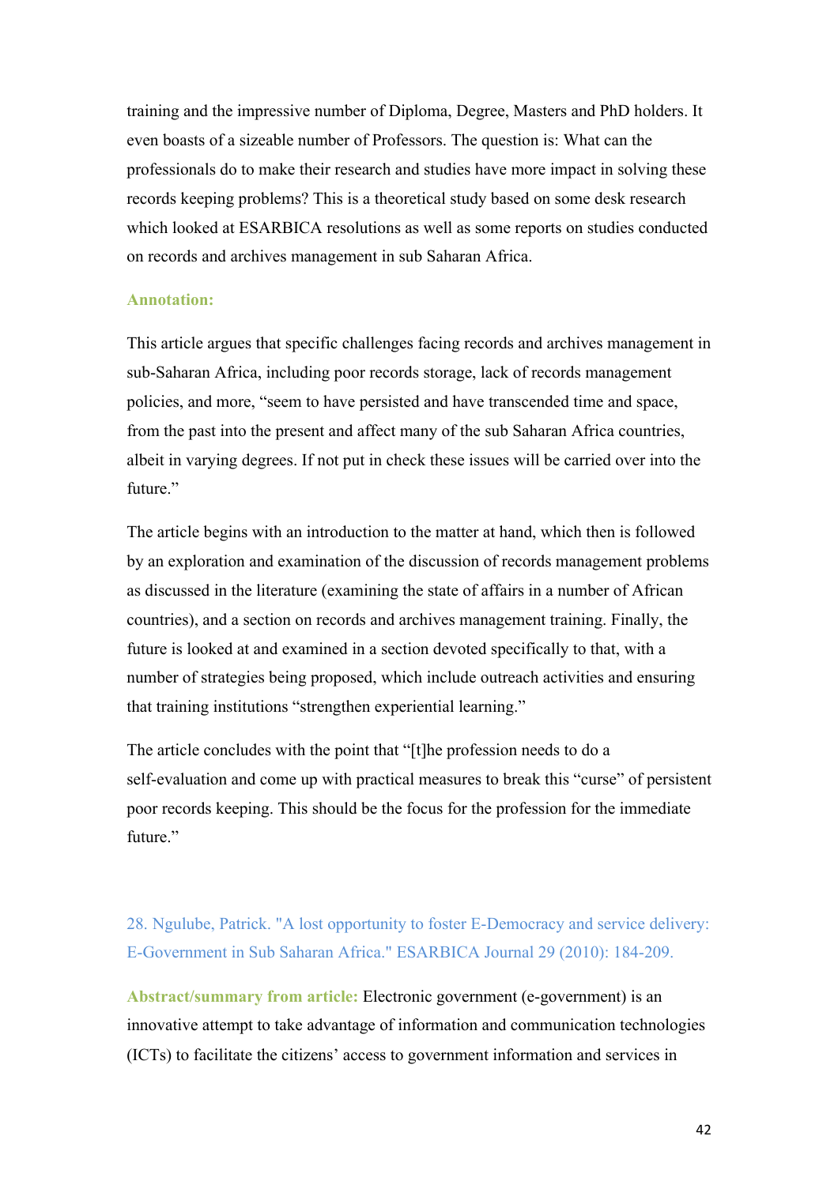training and the impressive number of Diploma, Degree, Masters and PhD holders. It even boasts of a sizeable number of Professors. The question is: What can the professionals do to make their research and studies have more impact in solving these records keeping problems? This is a theoretical study based on some desk research which looked at ESARBICA resolutions as well as some reports on studies conducted on records and archives management in sub Saharan Africa.

**Annotation:**

This article argues that specific challenges facing records and archives management in sub-Saharan Africa, including poor records storage, lack of records management policies, and more, "seem to have persisted and have transcended time and space, from the past into the present and affect many of the sub Saharan Africa countries, albeit in varying degrees. If not put in check these issues will be carried over into the future."

The article begins with an introduction to the matter at hand, which then is followed by an exploration and examination of the discussion of records management problems as discussed in the literature (examining the state of affairs in a number of African countries), and a section on records and archives management training. Finally, the future is looked at and examined in a section devoted specifically to that, with a number of strategies being proposed, which include outreach activities and ensuring that training institutions "strengthen experiential learning."

The article concludes with the point that "[t]he profession needs to do a self-evaluation and come up with practical measures to break this "curse" of persistent poor records keeping. This should be the focus for the profession for the immediate future."

28. Ngulube, Patrick. "A lost opportunity to foster E-Democracy and service delivery: E-Government in Sub Saharan Africa." ESARBICA Journal 29 (2010): 184-209.

**Abstract/summary from article:** Electronic government (e-government) is an innovative attempt to take advantage of information and communication technologies (ICTs) to facilitate the citizens' access to government information and services in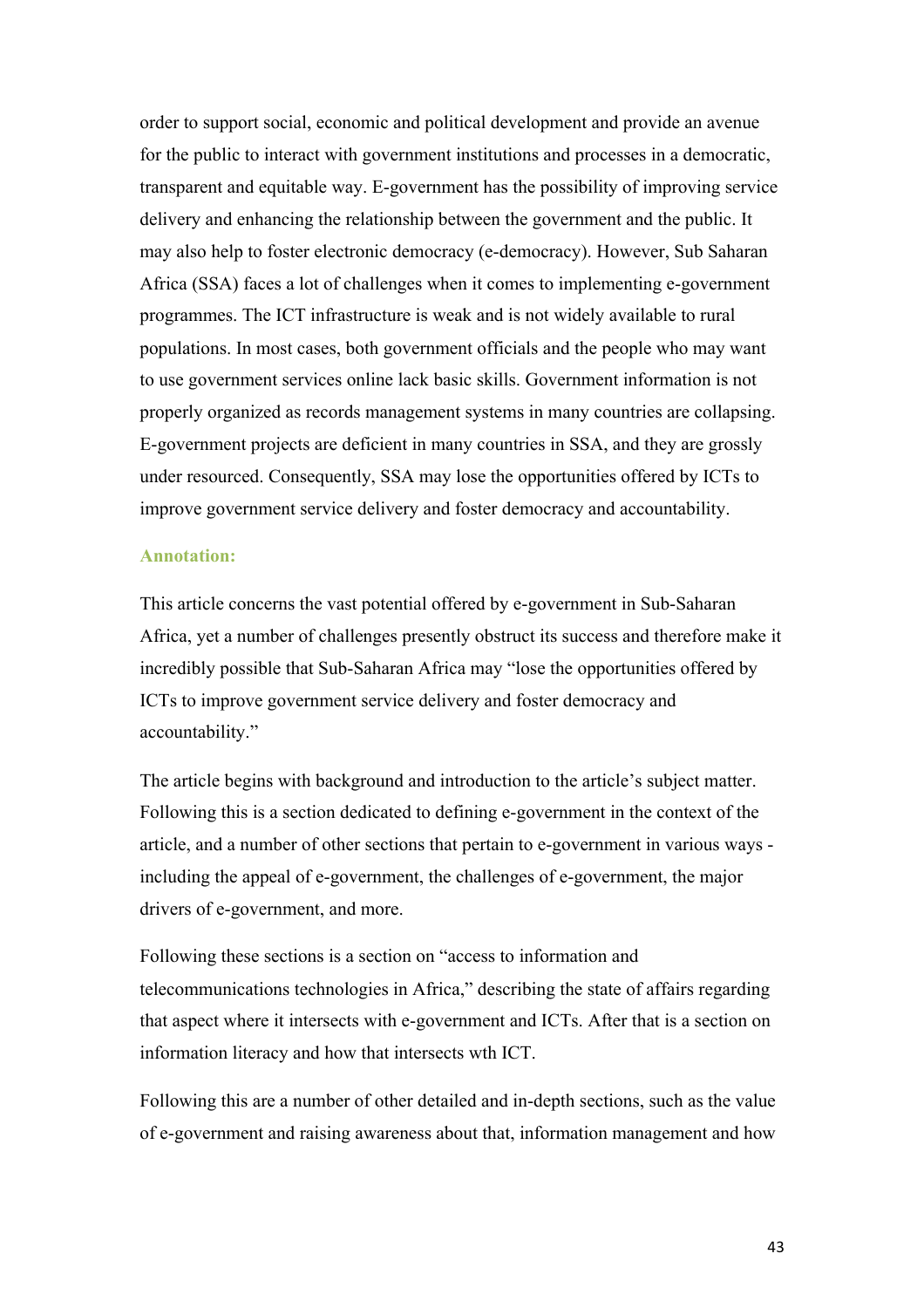order to support social, economic and political development and provide an avenue for the public to interact with government institutions and processes in a democratic, transparent and equitable way. E-government has the possibility of improving service delivery and enhancing the relationship between the government and the public. It may also help to foster electronic democracy (e-democracy). However, Sub Saharan Africa (SSA) faces a lot of challenges when it comes to implementing e-government programmes. The ICT infrastructure is weak and is not widely available to rural populations. In most cases, both government officials and the people who may want to use government services online lack basic skills. Government information is not properly organized as records management systems in many countries are collapsing. E-government projects are deficient in many countries in SSA, and they are grossly under resourced. Consequently, SSA may lose the opportunities offered by ICTs to improve government service delivery and foster democracy and accountability.

**Annotation:**

This article concerns the vast potential offered by e-government in Sub-Saharan Africa, yet a number of challenges presently obstruct its success and therefore make it incredibly possible that Sub-Saharan Africa may "lose the opportunities offered by ICTs to improve government service delivery and foster democracy and accountability."

The article begins with background and introduction to the article's subject matter. Following this is a section dedicated to defining e-government in the context of the article, and a number of other sections that pertain to e-government in various ways - including the appeal of e-government, the challenges of e-government, the major drivers of e-government, and more.

Following these sections is a section on "access to information and telecommunications technologies in Africa," describing the state of affairs regarding that aspect where it intersects with e-government and ICTs. After that is a section on information literacy and how that intersects wth ICT.

Following this are a number of other detailed and in-depth sections, such as the value of e-government and raising awareness about that, information management and how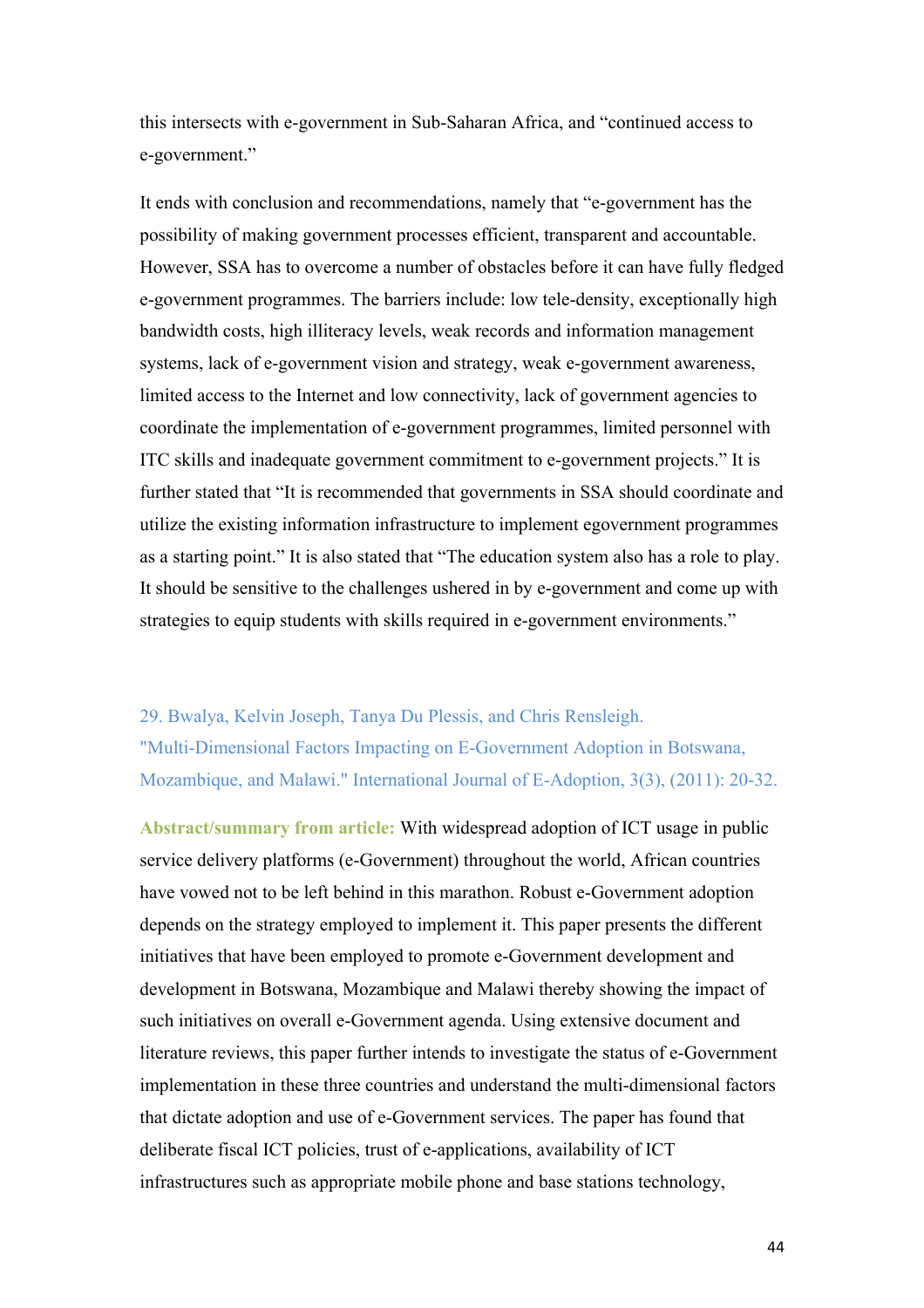this intersects with e-government in Sub-Saharan Africa, and "continued access to e-government."

It ends with conclusion and recommendations, namely that "e-government has the possibility of making government processes efficient, transparent and accountable. However, SSA has to overcome a number of obstacles before it can have fully fledged e-government programmes. The barriers include: low tele-density, exceptionally high bandwidth costs, high illiteracy levels, weak records and information management systems, lack of e-government vision and strategy, weak e-government awareness, limited access to the Internet and low connectivity, lack of government agencies to coordinate the implementation of e-government programmes, limited personnel with ITC skills and inadequate government commitment to e-government projects." It is further stated that "It is recommended that governments in SSA should coordinate and utilize the existing information infrastructure to implement egovernment programmes as a starting point." It is also stated that "The education system also has a role to play. It should be sensitive to the challenges ushered in by e-government and come up with strategies to equip students with skills required in e-government environments."

29. Bwalya, Kelvin Joseph, Tanya Du Plessis, and Chris Rensleigh. "Multi-Dimensional Factors Impacting on E-Government Adoption in Botswana, Mozambique, and Malawi." International Journal of E-Adoption, 3(3), (2011): 20-32.

**Abstract/summary from article:** With widespread adoption of ICT usage in public service delivery platforms (e-Government) throughout the world, African countries have vowed not to be left behind in this marathon. Robust e-Government adoption depends on the strategy employed to implement it. This paper presents the different initiatives that have been employed to promote e-Government development and development in Botswana, Mozambique and Malawi thereby showing the impact of such initiatives on overall e-Government agenda. Using extensive document and literature reviews, this paper further intends to investigate the status of e-Government implementation in these three countries and understand the multi-dimensional factors that dictate adoption and use of e-Government services. The paper has found that deliberate fiscal ICT policies, trust of e-applications, availability of ICT infrastructures such as appropriate mobile phone and base stations technology,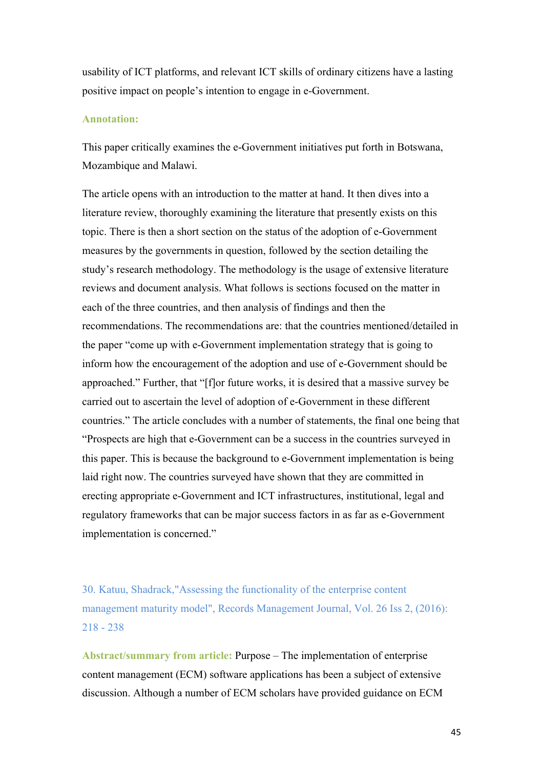usability of ICT platforms, and relevant ICT skills of ordinary citizens have a lasting positive impact on people's intention to engage in e-Government.

**Annotation:**

This paper critically examines the e-Government initiatives put forth in Botswana, Mozambique and Malawi.

The article opens with an introduction to the matter at hand. It then dives into a literature review, thoroughly examining the literature that presently exists on this topic. There is then a short section on the status of the adoption of e-Government measures by the governments in question, followed by the section detailing the study's research methodology. The methodology is the usage of extensive literature reviews and document analysis. What follows is sections focused on the matter in each of the three countries, and then analysis of findings and then the recommendations. The recommendations are: that the countries mentioned/detailed in the paper "come up with e-Government implementation strategy that is going to inform how the encouragement of the adoption and use of e-Government should be approached." Further, that "[f]or future works, it is desired that a massive survey be carried out to ascertain the level of adoption of e-Government in these different countries." The article concludes with a number of statements, the final one being that "Prospects are high that e-Government can be a success in the countries surveyed in this paper. This is because the background to e-Government implementation is being laid right now. The countries surveyed have shown that they are committed in erecting appropriate e-Government and ICT infrastructures, institutional, legal and regulatory frameworks that can be major success factors in as far as e-Government implementation is concerned."

30. Katuu, Shadrack,"Assessing the functionality of the enterprise content management maturity model", Records Management Journal, Vol. 26 Iss 2, (2016): 218 - 238

**Abstract/summary from article:** Purpose – The implementation of enterprise content management (ECM) software applications has been a subject of extensive discussion. Although a number of ECM scholars have provided guidance on ECM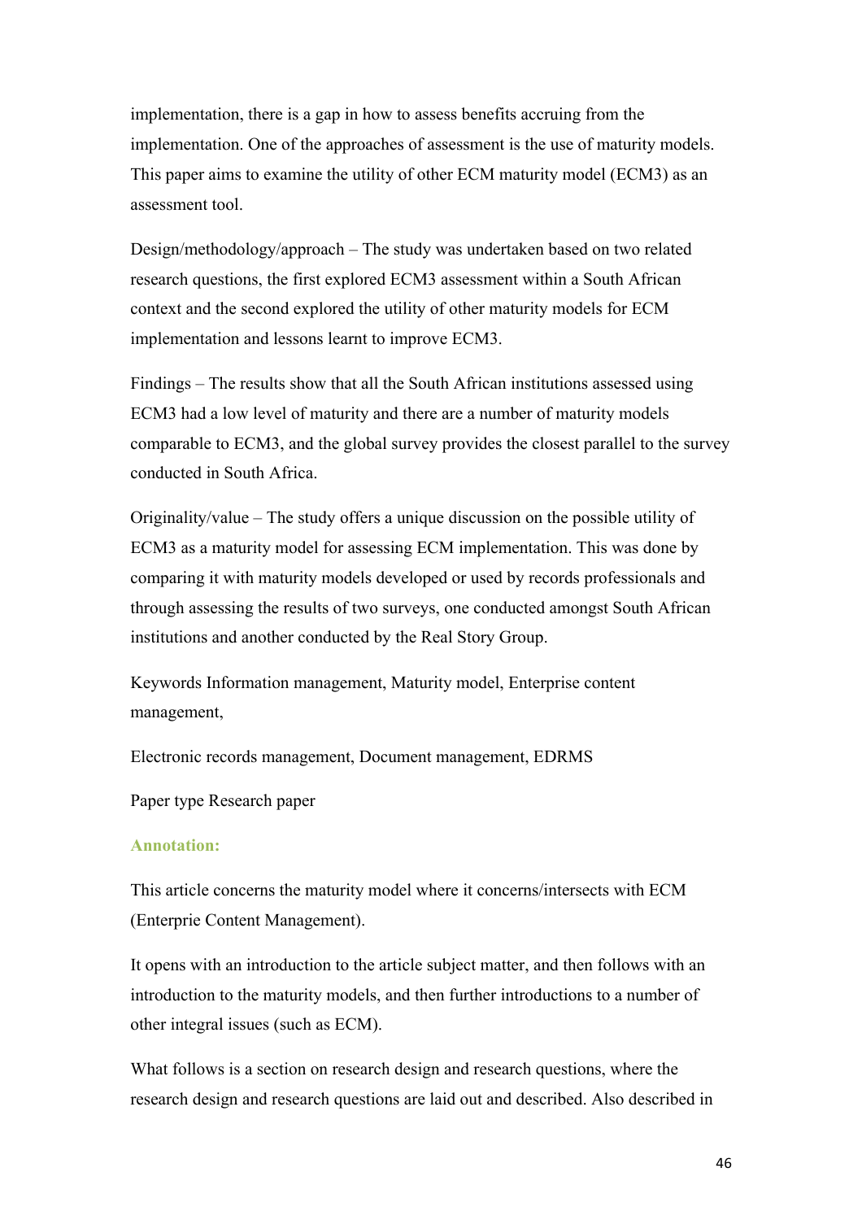implementation, there is a gap in how to assess benefits accruing from the implementation. One of the approaches of assessment is the use of maturity models. This paper aims to examine the utility of other ECM maturity model (ECM3) as an assessment tool.

Design/methodology/approach – The study was undertaken based on two related research questions, the first explored ECM3 assessment within a South African context and the second explored the utility of other maturity models for ECM implementation and lessons learnt to improve ECM3.

Findings – The results show that all the South African institutions assessed using ECM3 had a low level of maturity and there are a number of maturity models comparable to ECM3, and the global survey provides the closest parallel to the survey conducted in South Africa.

Originality/value – The study offers a unique discussion on the possible utility of ECM3 as a maturity model for assessing ECM implementation. This was done by comparing it with maturity models developed or used by records professionals and through assessing the results of two surveys, one conducted amongst South African institutions and another conducted by the Real Story Group.

Keywords Information management, Maturity model, Enterprise content management,

Electronic records management, Document management, EDRMS

Paper type Research paper

**Annotation:**

This article concerns the maturity model where it concerns/intersects with ECM (Enterprie Content Management).

It opens with an introduction to the article subject matter, and then follows with an introduction to the maturity models, and then further introductions to a number of other integral issues (such as ECM).

What follows is a section on research design and research questions, where the research design and research questions are laid out and described. Also described in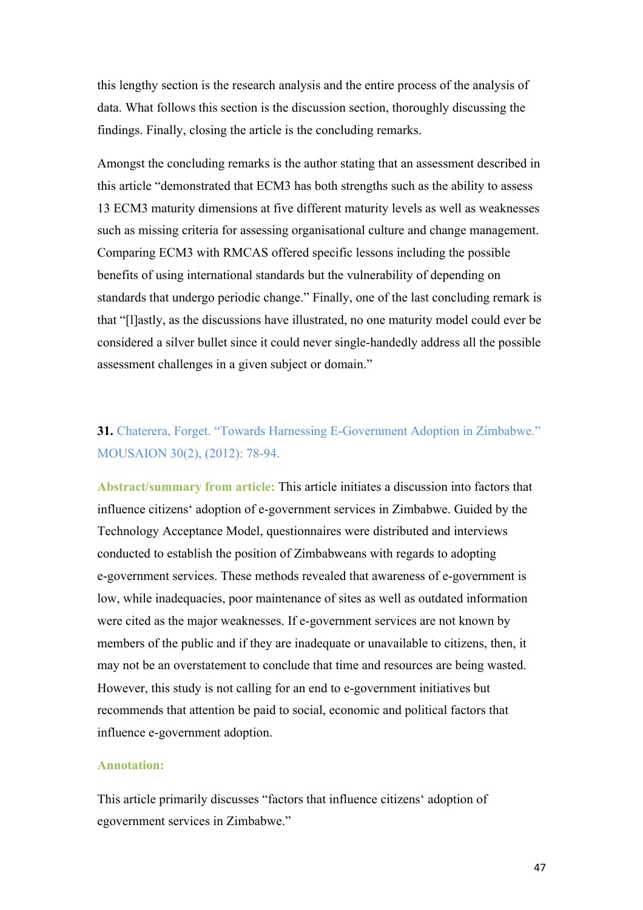this lengthy section is the research analysis and the entire process of the analysis of data. What follows this section is the discussion section, thoroughly discussing the findings. Finally, closing the article is the concluding remarks.

Amongst the concluding remarks is the author stating that an assessment described in this article "demonstrated that ECM3 has both strengths such as the ability to assess 13 ECM3 maturity dimensions at five different maturity levels as well as weaknesses such as missing criteria for assessing organisational culture and change management. Comparing ECM3 with RMCAS offered specific lessons including the possible benefits of using international standards but the vulnerability of depending on standards that undergo periodic change." Finally, one of the last concluding remark is that "[l]astly, as the discussions have illustrated, no one maturity model could ever be considered a silver bullet since it could never single-handedly address all the possible assessment challenges in a given subject or domain."

**31.** Chaterera, Forget. "Towards Harnessing E-Government Adoption in Zimbabwe." MOUSAION 30(2), (2012): 78-94.

**Abstract/summary from article:** This article initiates a discussion into factors that influence citizens' adoption of e-government services in Zimbabwe. Guided by the Technology Acceptance Model, questionnaires were distributed and interviews conducted to establish the position of Zimbabweans with regards to adopting e-government services. These methods revealed that awareness of e-government is low, while inadequacies, poor maintenance of sites as well as outdated information were cited as the major weaknesses. If e-government services are not known by members of the public and if they are inadequate or unavailable to citizens, then, it may not be an overstatement to conclude that time and resources are being wasted. However, this study is not calling for an end to e-government initiatives but recommends that attention be paid to social, economic and political factors that influence e-government adoption.

**Annotation:**

This article primarily discusses "factors that influence citizens' adoption of egovernment services in Zimbabwe."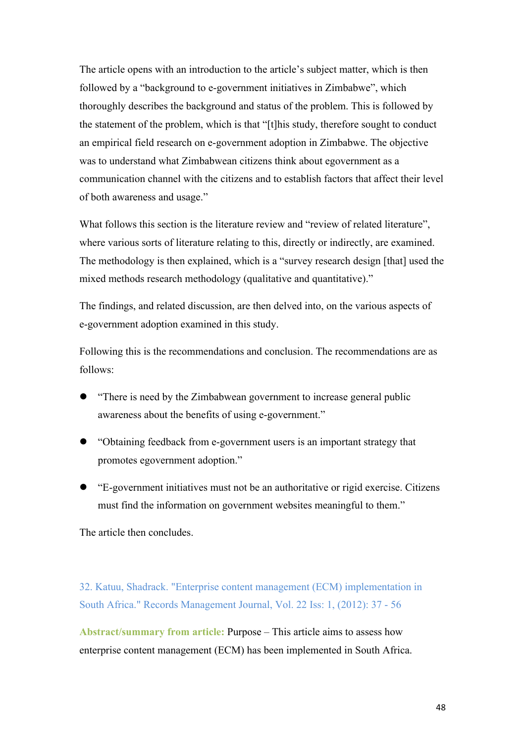The article opens with an introduction to the article's subject matter, which is then followed by a "background to e-government initiatives in Zimbabwe", which thoroughly describes the background and status of the problem. This is followed by the statement of the problem, which is that "[t]his study, therefore sought to conduct an empirical field research on e-government adoption in Zimbabwe. The objective was to understand what Zimbabwean citizens think about egovernment as a communication channel with the citizens and to establish factors that affect their level of both awareness and usage."

What follows this section is the literature review and "review of related literature", where various sorts of literature relating to this, directly or indirectly, are examined. The methodology is then explained, which is a "survey research design [that] used the mixed methods research methodology (qualitative and quantitative)."

The findings, and related discussion, are then delved into, on the various aspects of e-government adoption examined in this study.

Following this is the recommendations and conclusion. The recommendations are as follows:

- "There is need by the Zimbabwean government to increase general public awareness about the benefits of using e-government."
- "Obtaining feedback from e-government users is an important strategy that promotes egovernment adoption."
- "E-government initiatives must not be an authoritative or rigid exercise. Citizens must find the information on government websites meaningful to them."

The article then concludes.

32. Katuu, Shadrack. "Enterprise content management (ECM) implementation in South Africa." Records Management Journal, Vol. 22 Iss: 1, (2012): 37 - 56

**Abstract/summary from article:** Purpose – This article aims to assess how enterprise content management (ECM) has been implemented in South Africa.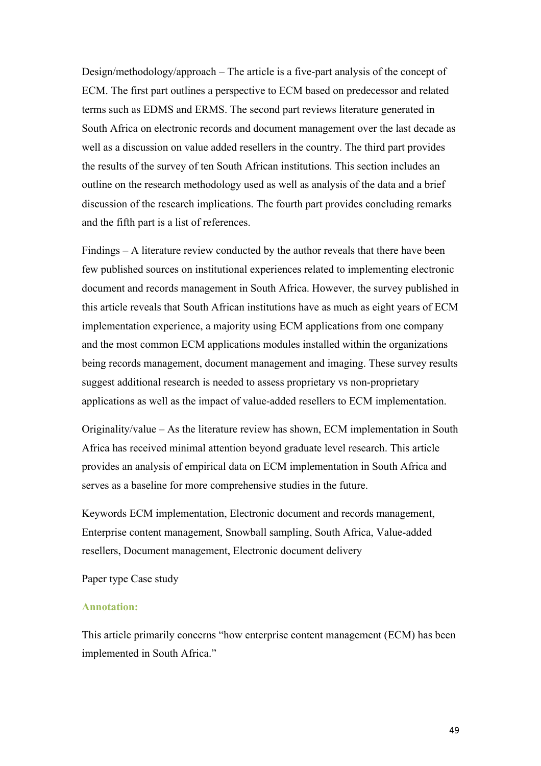Design/methodology/approach – The article is a five-part analysis of the concept of ECM. The first part outlines a perspective to ECM based on predecessor and related terms such as EDMS and ERMS. The second part reviews literature generated in South Africa on electronic records and document management over the last decade as well as a discussion on value added resellers in the country. The third part provides the results of the survey of ten South African institutions. This section includes an outline on the research methodology used as well as analysis of the data and a brief discussion of the research implications. The fourth part provides concluding remarks and the fifth part is a list of references.

Findings – A literature review conducted by the author reveals that there have been few published sources on institutional experiences related to implementing electronic document and records management in South Africa. However, the survey published in this article reveals that South African institutions have as much as eight years of ECM implementation experience, a majority using ECM applications from one company and the most common ECM applications modules installed within the organizations being records management, document management and imaging. These survey results suggest additional research is needed to assess proprietary vs non-proprietary applications as well as the impact of value-added resellers to ECM implementation.

Originality/value – As the literature review has shown, ECM implementation in South Africa has received minimal attention beyond graduate level research. This article provides an analysis of empirical data on ECM implementation in South Africa and serves as a baseline for more comprehensive studies in the future.

Keywords ECM implementation, Electronic document and records management, Enterprise content management, Snowball sampling, South Africa, Value-added resellers, Document management, Electronic document delivery

Paper type Case study

**Annotation:**

This article primarily concerns "how enterprise content management (ECM) has been implemented in South Africa."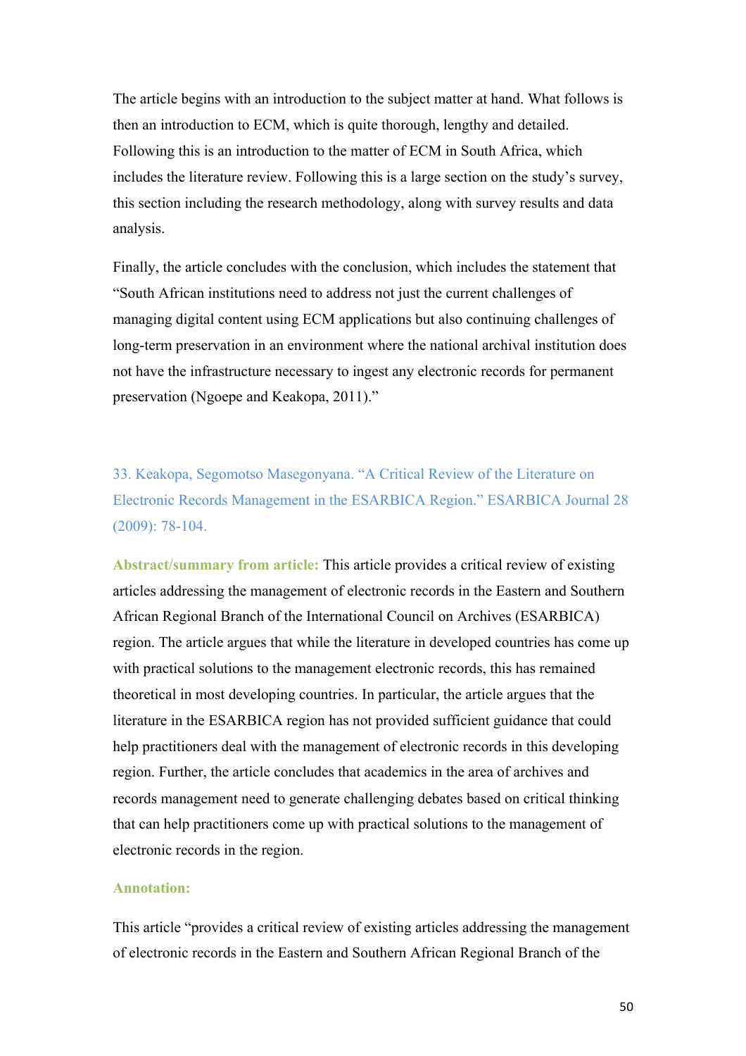The article begins with an introduction to the subject matter at hand. What follows is then an introduction to ECM, which is quite thorough, lengthy and detailed. Following this is an introduction to the matter of ECM in South Africa, which includes the literature review. Following this is a large section on the study's survey, this section including the research methodology, along with survey results and data analysis.

Finally, the article concludes with the conclusion, which includes the statement that "South African institutions need to address not just the current challenges of managing digital content using ECM applications but also continuing challenges of long-term preservation in an environment where the national archival institution does not have the infrastructure necessary to ingest any electronic records for permanent preservation (Ngoepe and Keakopa, 2011)."

33. Keakopa, Segomotso Masegonyana. "A Critical Review of the Literature on Electronic Records Management in the ESARBICA Region." ESARBICA Journal 28 (2009): 78-104.

**Abstract/summary from article:** This article provides a critical review of existing articles addressing the management of electronic records in the Eastern and Southern African Regional Branch of the International Council on Archives (ESARBICA) region. The article argues that while the literature in developed countries has come up with practical solutions to the management electronic records, this has remained theoretical in most developing countries. In particular, the article argues that the literature in the ESARBICA region has not provided sufficient guidance that could help practitioners deal with the management of electronic records in this developing region. Further, the article concludes that academics in the area of archives and records management need to generate challenging debates based on critical thinking that can help practitioners come up with practical solutions to the management of electronic records in the region.

**Annotation:**

This article "provides a critical review of existing articles addressing the management of electronic records in the Eastern and Southern African Regional Branch of the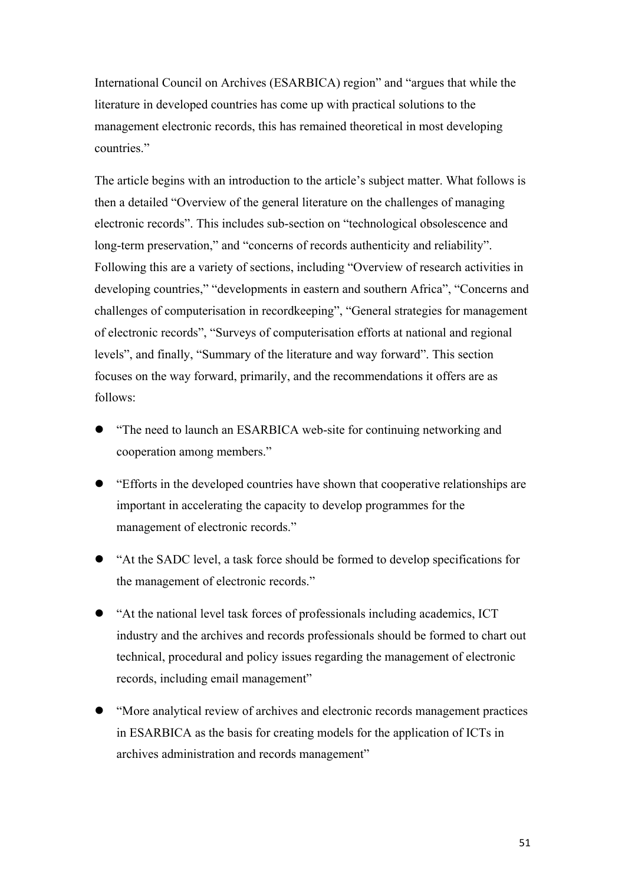International Council on Archives (ESARBICA) region" and "argues that while the literature in developed countries has come up with practical solutions to the management electronic records, this has remained theoretical in most developing countries."

The article begins with an introduction to the article's subject matter. What follows is then a detailed "Overview of the general literature on the challenges of managing electronic records". This includes sub-section on "technological obsolescence and long-term preservation," and "concerns of records authenticity and reliability". Following this are a variety of sections, including "Overview of research activities in developing countries," "developments in eastern and southern Africa", "Concerns and challenges of computerisation in recordkeeping", "General strategies for management of electronic records", "Surveys of computerisation efforts at national and regional levels", and finally, "Summary of the literature and way forward". This section focuses on the way forward, primarily, and the recommendations it offers are as follows:

- "The need to launch an ESARBICA web-site for continuing networking and cooperation among members."
- "Efforts in the developed countries have shown that cooperative relationships are important in accelerating the capacity to develop programmes for the management of electronic records."
- "At the SADC level, a task force should be formed to develop specifications for the management of electronic records."
- "At the national level task forces of professionals including academics, ICT industry and the archives and records professionals should be formed to chart out technical, procedural and policy issues regarding the management of electronic records, including email management"
- "More analytical review of archives and electronic records management practices in ESARBICA as the basis for creating models for the application of ICTs in archives administration and records management"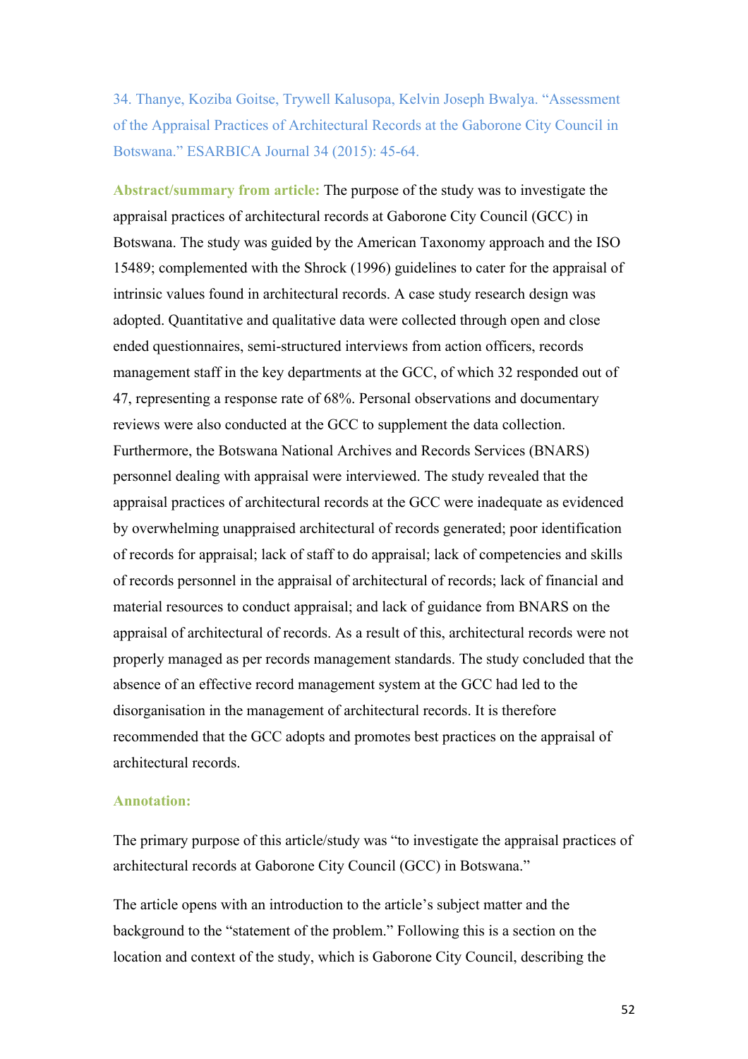34. Thanye, Koziba Goitse, Trywell Kalusopa, Kelvin Joseph Bwalya. "Assessment of the Appraisal Practices of Architectural Records at the Gaborone City Council in Botswana." ESARBICA Journal 34 (2015): 45-64.

**Abstract/summary from article:** The purpose of the study was to investigate the appraisal practices of architectural records at Gaborone City Council (GCC) in Botswana. The study was guided by the American Taxonomy approach and the ISO 15489; complemented with the Shrock (1996) guidelines to cater for the appraisal of intrinsic values found in architectural records. A case study research design was adopted. Quantitative and qualitative data were collected through open and close ended questionnaires, semi-structured interviews from action officers, records management staff in the key departments at the GCC, of which 32 responded out of 47, representing a response rate of 68%. Personal observations and documentary reviews were also conducted at the GCC to supplement the data collection. Furthermore, the Botswana National Archives and Records Services (BNARS) personnel dealing with appraisal were interviewed. The study revealed that the appraisal practices of architectural records at the GCC were inadequate as evidenced by overwhelming unappraised architectural of records generated; poor identification of records for appraisal; lack of staff to do appraisal; lack of competencies and skills of records personnel in the appraisal of architectural of records; lack of financial and material resources to conduct appraisal; and lack of guidance from BNARS on the appraisal of architectural of records. As a result of this, architectural records were not properly managed as per records management standards. The study concluded that the absence of an effective record management system at the GCC had led to the disorganisation in the management of architectural records. It is therefore recommended that the GCC adopts and promotes best practices on the appraisal of architectural records.

**Annotation:**

The primary purpose of this article/study was "to investigate the appraisal practices of architectural records at Gaborone City Council (GCC) in Botswana."

The article opens with an introduction to the article's subject matter and the background to the "statement of the problem." Following this is a section on the location and context of the study, which is Gaborone City Council, describing the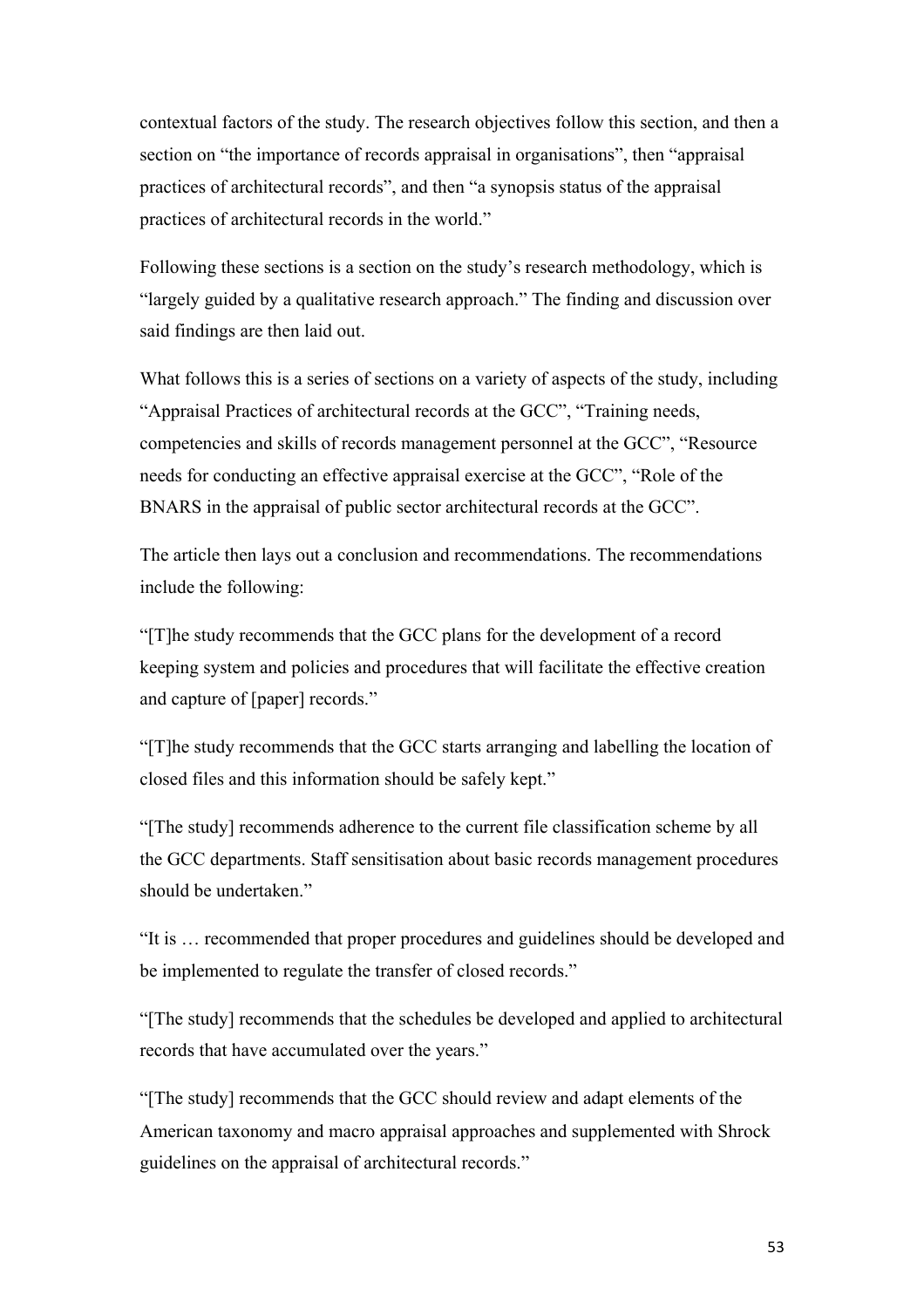contextual factors of the study. The research objectives follow this section, and then a section on "the importance of records appraisal in organisations", then "appraisal practices of architectural records", and then "a synopsis status of the appraisal practices of architectural records in the world."

Following these sections is a section on the study's research methodology, which is "largely guided by a qualitative research approach." The finding and discussion over said findings are then laid out.

What follows this is a series of sections on a variety of aspects of the study, including "Appraisal Practices of architectural records at the GCC", "Training needs, competencies and skills of records management personnel at the GCC", "Resource needs for conducting an effective appraisal exercise at the GCC", "Role of the BNARS in the appraisal of public sector architectural records at the GCC".

The article then lays out a conclusion and recommendations. The recommendations include the following:

"[T]he study recommends that the GCC plans for the development of a record keeping system and policies and procedures that will facilitate the effective creation and capture of [paper] records."

"[T]he study recommends that the GCC starts arranging and labelling the location of closed files and this information should be safely kept."

"[The study] recommends adherence to the current file classification scheme by all the GCC departments. Staff sensitisation about basic records management procedures should be undertaken."

"It is … recommended that proper procedures and guidelines should be developed and be implemented to regulate the transfer of closed records."

"[The study] recommends that the schedules be developed and applied to architectural records that have accumulated over the years."

"[The study] recommends that the GCC should review and adapt elements of the American taxonomy and macro appraisal approaches and supplemented with Shrock guidelines on the appraisal of architectural records."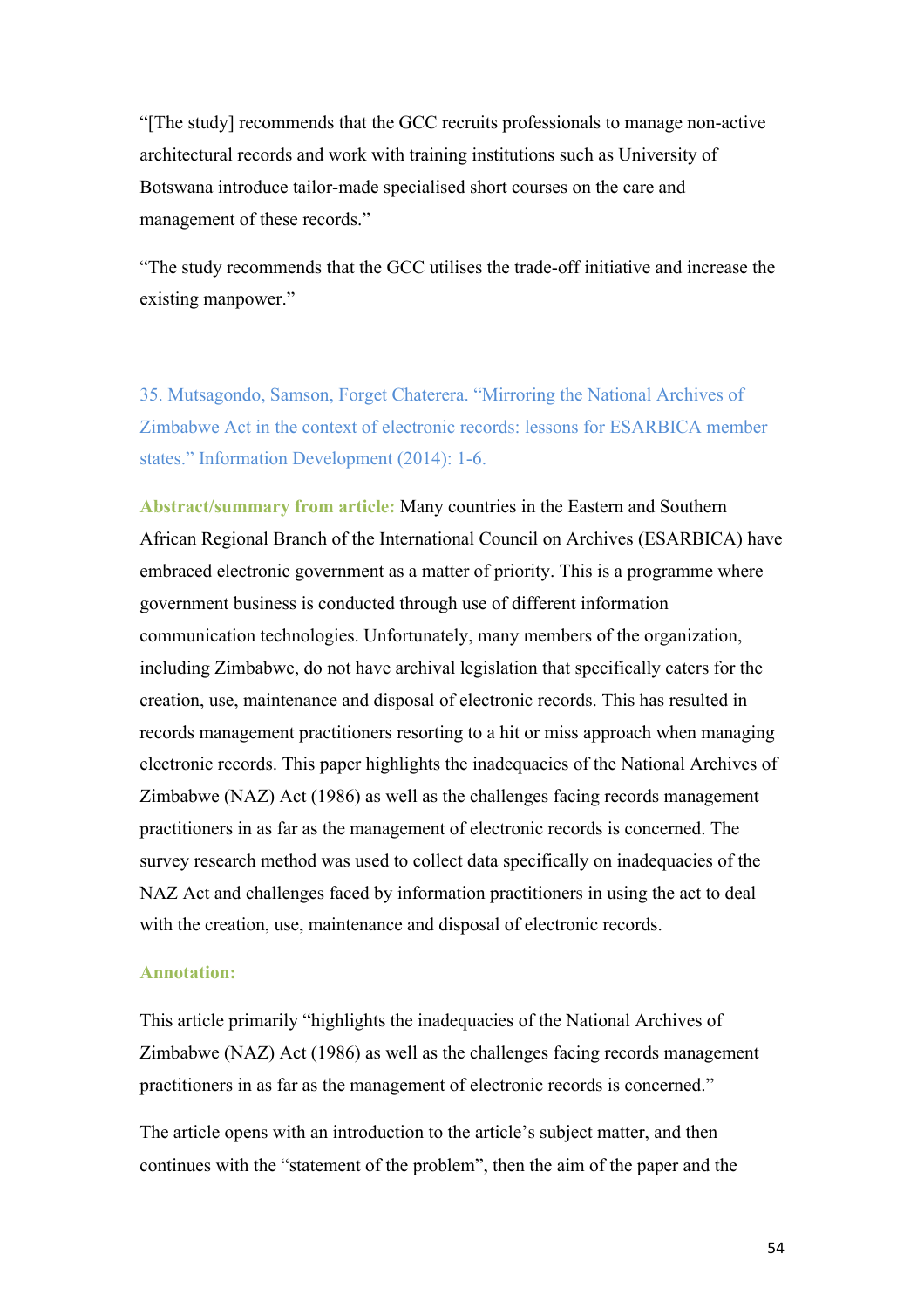"[The study] recommends that the GCC recruits professionals to manage non-active architectural records and work with training institutions such as University of Botswana introduce tailor-made specialised short courses on the care and management of these records."

"The study recommends that the GCC utilises the trade-off initiative and increase the existing manpower."

### 35. Mutsagondo, Samson, Forget Chaterera. "Mirroring the National Archives of Zimbabwe Act in the context of electronic records: lessons for ESARBICA member states." Information Development (2014): 1-6.

**Abstract/summary from article:** Many countries in the Eastern and Southern African Regional Branch of the International Council on Archives (ESARBICA) have embraced electronic government as a matter of priority. This is a programme where government business is conducted through use of different information communication technologies. Unfortunately, many members of the organization, including Zimbabwe, do not have archival legislation that specifically caters for the creation, use, maintenance and disposal of electronic records. This has resulted in records management practitioners resorting to a hit or miss approach when managing electronic records. This paper highlights the inadequacies of the National Archives of Zimbabwe (NAZ) Act (1986) as well as the challenges facing records management practitioners in as far as the management of electronic records is concerned. The survey research method was used to collect data specifically on inadequacies of the NAZ Act and challenges faced by information practitioners in using the act to deal with the creation, use, maintenance and disposal of electronic records.

**Annotation:**

This article primarily "highlights the inadequacies of the National Archives of Zimbabwe (NAZ) Act (1986) as well as the challenges facing records management practitioners in as far as the management of electronic records is concerned."

The article opens with an introduction to the article's subject matter, and then continues with the "statement of the problem", then the aim of the paper and the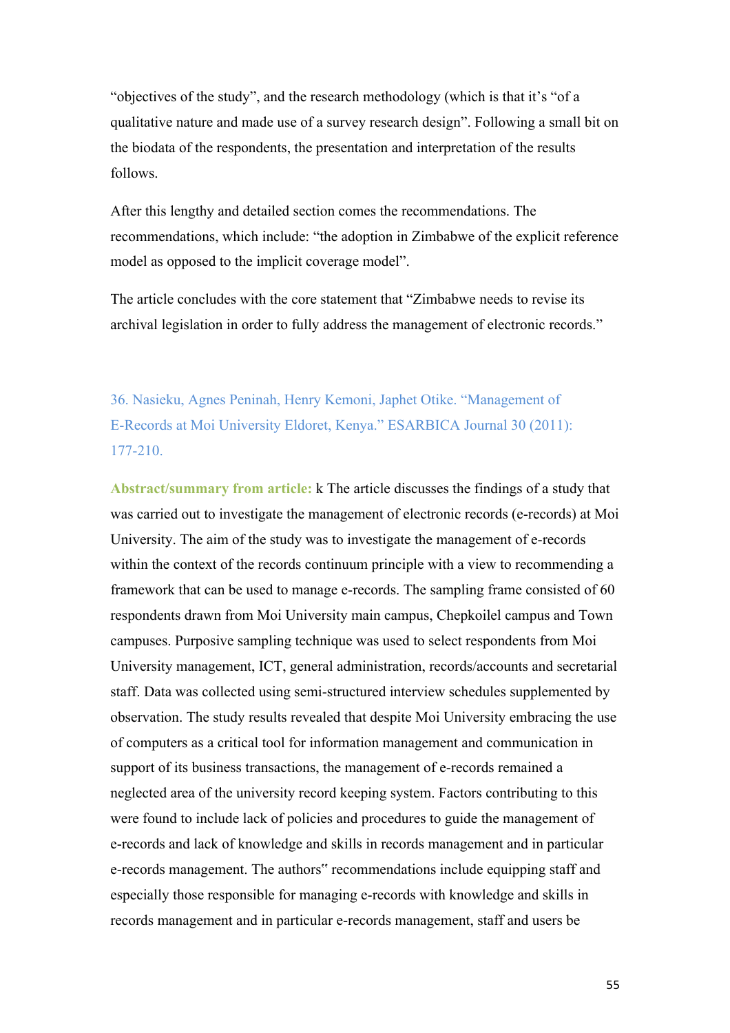"objectives of the study", and the research methodology (which is that it's "of a qualitative nature and made use of a survey research design". Following a small bit on the biodata of the respondents, the presentation and interpretation of the results follows.

After this lengthy and detailed section comes the recommendations. The recommendations, which include: "the adoption in Zimbabwe of the explicit reference model as opposed to the implicit coverage model".

The article concludes with the core statement that "Zimbabwe needs to revise its archival legislation in order to fully address the management of electronic records."

36. Nasieku, Agnes Peninah, Henry Kemoni, Japhet Otike. "Management of E-Records at Moi University Eldoret, Kenya." ESARBICA Journal 30 (2011): 177-210.

**Abstract/summary from article:** k The article discusses the findings of a study that was carried out to investigate the management of electronic records (e-records) at Moi University. The aim of the study was to investigate the management of e-records within the context of the records continuum principle with a view to recommending a framework that can be used to manage e-records. The sampling frame consisted of 60 respondents drawn from Moi University main campus, Chepkoilel campus and Town campuses. Purposive sampling technique was used to select respondents from Moi University management, ICT, general administration, records/accounts and secretarial staff. Data was collected using semi-structured interview schedules supplemented by observation. The study results revealed that despite Moi University embracing the use of computers as a critical tool for information management and communication in support of its business transactions, the management of e-records remained a neglected area of the university record keeping system. Factors contributing to this were found to include lack of policies and procedures to guide the management of e-records and lack of knowledge and skills in records management and in particular e-records management. The authors" recommendations include equipping staff and especially those responsible for managing e-records with knowledge and skills in records management and in particular e-records management, staff and users be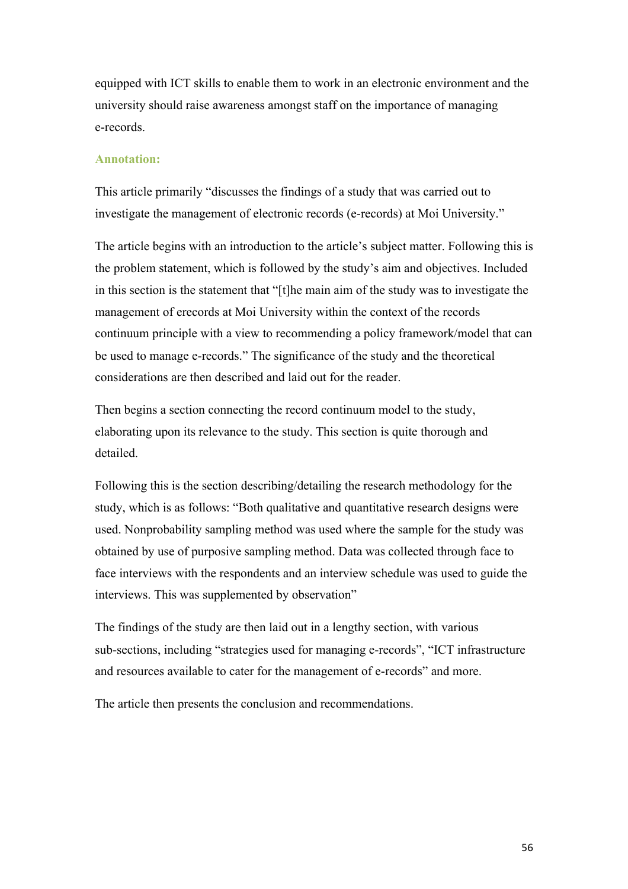equipped with ICT skills to enable them to work in an electronic environment and the university should raise awareness amongst staff on the importance of managing e-records.

### Annotation:

This article primarily "discusses the findings of a study that was carried out to investigate the management of electronic records (e-records) at Moi University."

The article begins with an introduction to the article's subject matter. Following this is the problem statement, which is followed by the study's aim and objectives. Included in this section is the statement that "[t]he main aim of the study was to investigate the management of erecords at Moi University within the context of the records continuum principle with a view to recommending a policy framework/model that can be used to manage e-records." The significance of the study and the theoretical considerations are then described and laid out for the reader.

Then begins a section connecting the record continuum model to the study, elaborating upon its relevance to the study. This section is quite thorough and detailed.

Following this is the section describing/detailing the research methodology for the study, which is as follows: "Both qualitative and quantitative research designs were used. Nonprobability sampling method was used where the sample for the study was obtained by use of purposive sampling method. Data was collected through face to face interviews with the respondents and an interview schedule was used to guide the interviews. This was supplemented by observation"

The findings of the study are then laid out in a lengthy section, with various sub-sections, including "strategies used for managing e-records", "ICT infrastructure and resources available to cater for the management of e-records" and more.

The article then presents the conclusion and recommendations.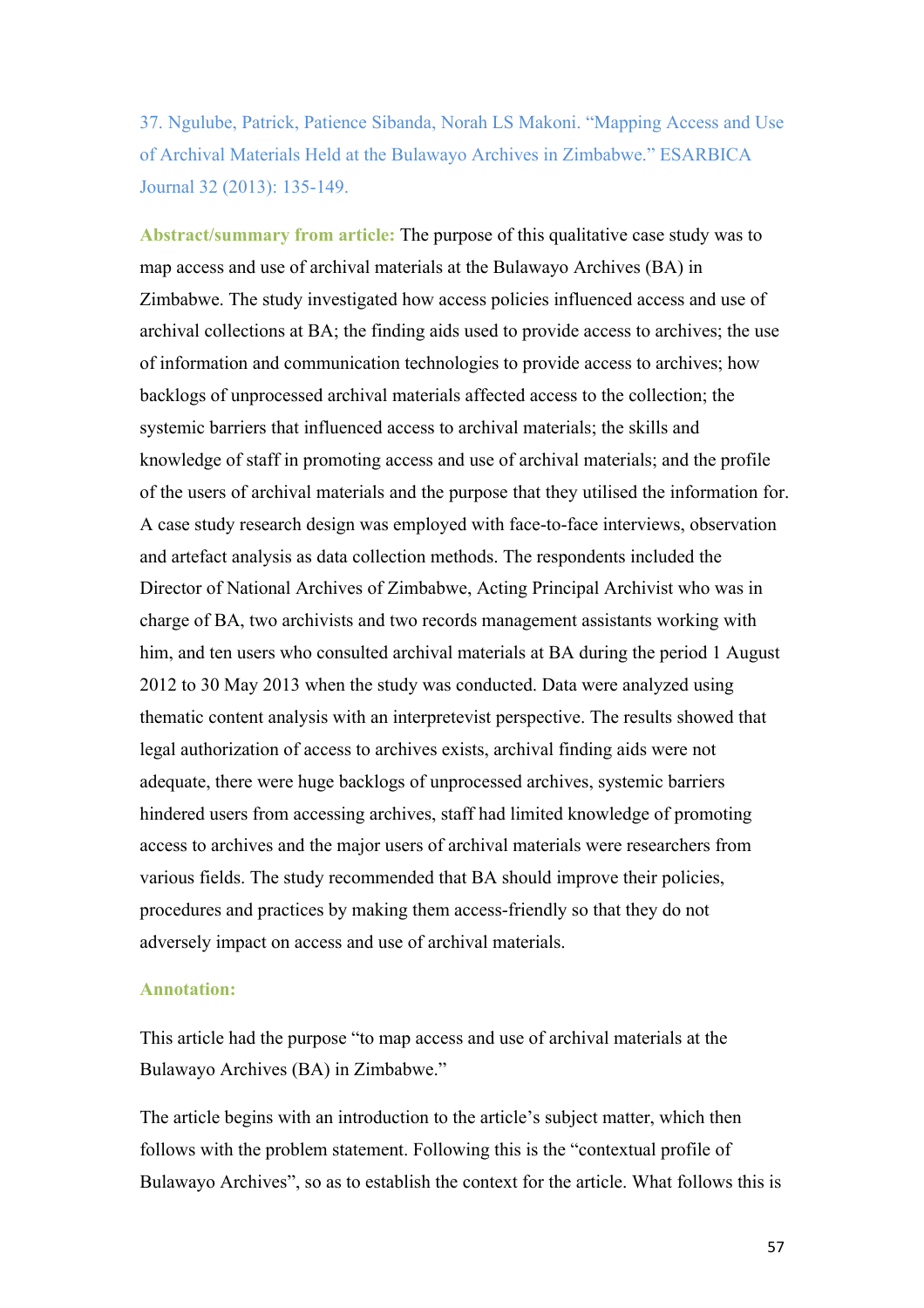37. Ngulube, Patrick, Patience Sibanda, Norah LS Makoni. "Mapping Access and Use of Archival Materials Held at the Bulawayo Archives in Zimbabwe." ESARBICA Journal 32 (2013): 135-149.

**Abstract/summary from article:** The purpose of this qualitative case study was to map access and use of archival materials at the Bulawayo Archives (BA) in Zimbabwe. The study investigated how access policies influenced access and use of archival collections at BA; the finding aids used to provide access to archives; the use of information and communication technologies to provide access to archives; how backlogs of unprocessed archival materials affected access to the collection; the systemic barriers that influenced access to archival materials; the skills and knowledge of staff in promoting access and use of archival materials; and the profile of the users of archival materials and the purpose that they utilised the information for. A case study research design was employed with face-to-face interviews, observation and artefact analysis as data collection methods. The respondents included the Director of National Archives of Zimbabwe, Acting Principal Archivist who was in charge of BA, two archivists and two records management assistants working with him, and ten users who consulted archival materials at BA during the period 1 August 2012 to 30 May 2013 when the study was conducted. Data were analyzed using thematic content analysis with an interpretevist perspective. The results showed that legal authorization of access to archives exists, archival finding aids were not adequate, there were huge backlogs of unprocessed archives, systemic barriers hindered users from accessing archives, staff had limited knowledge of promoting access to archives and the major users of archival materials were researchers from various fields. The study recommended that BA should improve their policies, procedures and practices by making them access-friendly so that they do not adversely impact on access and use of archival materials.

**Annotation:**

This article had the purpose "to map access and use of archival materials at the Bulawayo Archives (BA) in Zimbabwe."

The article begins with an introduction to the article's subject matter, which then follows with the problem statement. Following this is the "contextual profile of Bulawayo Archives", so as to establish the context for the article. What follows this is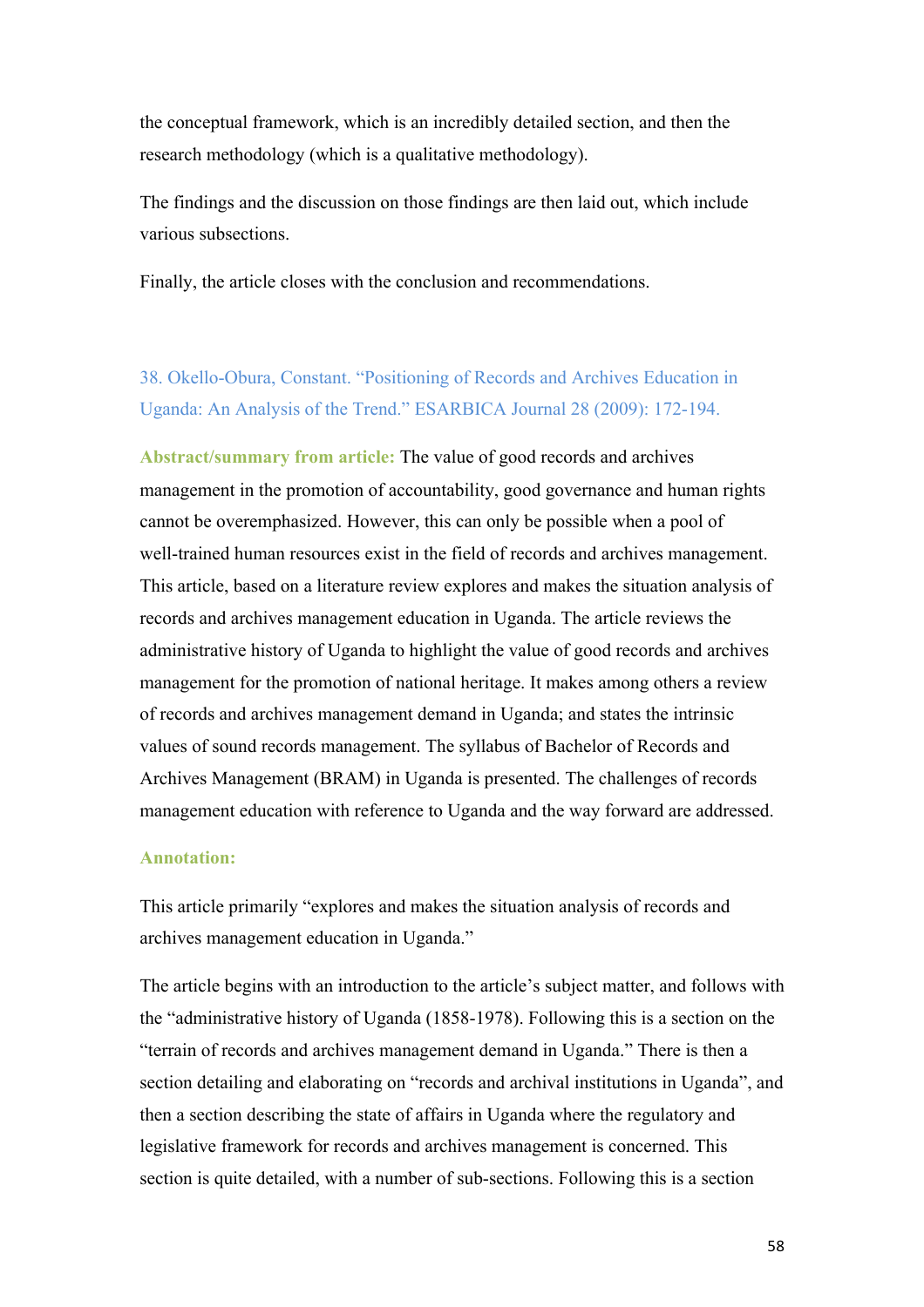the conceptual framework, which is an incredibly detailed section, and then the research methodology (which is a qualitative methodology).

The findings and the discussion on those findings are then laid out, which include various subsections.

Finally, the article closes with the conclusion and recommendations.

### 38. Okello-Obura, Constant. "Positioning of Records and Archives Education in Uganda: An Analysis of the Trend." ESARBICA Journal 28 (2009): 172-194.

**Abstract/summary from article:** The value of good records and archives management in the promotion of accountability, good governance and human rights cannot be overemphasized. However, this can only be possible when a pool of well-trained human resources exist in the field of records and archives management. This article, based on a literature review explores and makes the situation analysis of records and archives management education in Uganda. The article reviews the administrative history of Uganda to highlight the value of good records and archives management for the promotion of national heritage. It makes among others a review of records and archives management demand in Uganda; and states the intrinsic values of sound records management. The syllabus of Bachelor of Records and Archives Management (BRAM) in Uganda is presented. The challenges of records management education with reference to Uganda and the way forward are addressed.

**Annotation:**

This article primarily "explores and makes the situation analysis of records and archives management education in Uganda."

The article begins with an introduction to the article's subject matter, and follows with the "administrative history of Uganda (1858-1978). Following this is a section on the "terrain of records and archives management demand in Uganda." There is then a section detailing and elaborating on "records and archival institutions in Uganda", and then a section describing the state of affairs in Uganda where the regulatory and legislative framework for records and archives management is concerned. This section is quite detailed, with a number of sub-sections. Following this is a section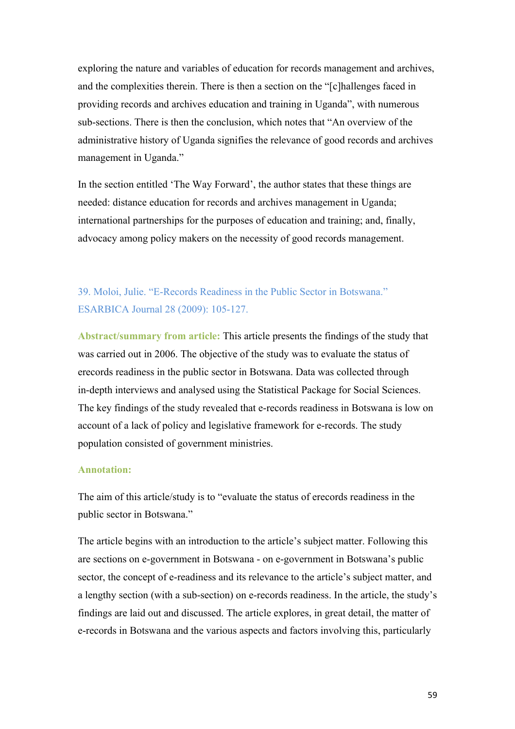exploring the nature and variables of education for records management and archives, and the complexities therein. There is then a section on the "[c]hallenges faced in providing records and archives education and training in Uganda", with numerous sub-sections. There is then the conclusion, which notes that "An overview of the administrative history of Uganda signifies the relevance of good records and archives management in Uganda."

In the section entitled 'The Way Forward', the author states that these things are needed: distance education for records and archives management in Uganda; international partnerships for the purposes of education and training; and, finally, advocacy among policy makers on the necessity of good records management.

### 39. Moloi, Julie. "E-Records Readiness in the Public Sector in Botswana." ESARBICA Journal 28 (2009): 105-127.

**Abstract/summary from article:** This article presents the findings of the study that was carried out in 2006. The objective of the study was to evaluate the status of erecords readiness in the public sector in Botswana. Data was collected through in-depth interviews and analysed using the Statistical Package for Social Sciences. The key findings of the study revealed that e-records readiness in Botswana is low on account of a lack of policy and legislative framework for e-records. The study population consisted of government ministries.

**Annotation:**

The aim of this article/study is to "evaluate the status of erecords readiness in the public sector in Botswana."

The article begins with an introduction to the article's subject matter. Following this are sections on e-government in Botswana - on e-government in Botswana's public sector, the concept of e-readiness and its relevance to the article's subject matter, and a lengthy section (with a sub-section) on e-records readiness. In the article, the study's findings are laid out and discussed. The article explores, in great detail, the matter of e-records in Botswana and the various aspects and factors involving this, particularly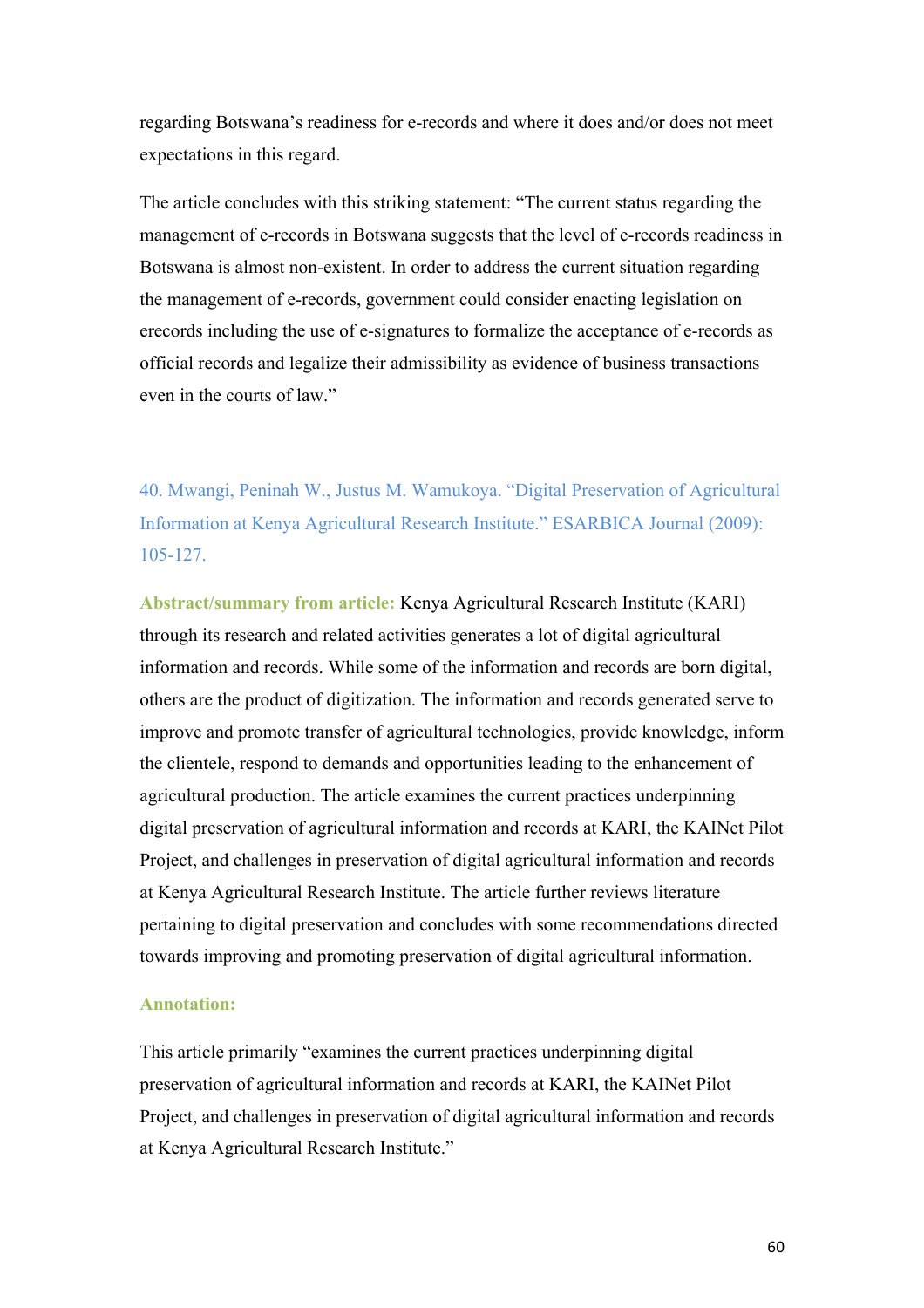regarding Botswana's readiness for e-records and where it does and/or does not meet expectations in this regard.

The article concludes with this striking statement: "The current status regarding the management of e-records in Botswana suggests that the level of e-records readiness in Botswana is almost non-existent. In order to address the current situation regarding the management of e-records, government could consider enacting legislation on erecords including the use of e-signatures to formalize the acceptance of e-records as official records and legalize their admissibility as evidence of business transactions even in the courts of law."

### 40. Mwangi, Peninah W., Justus M. Wamukoya. "Digital Preservation of Agricultural Information at Kenya Agricultural Research Institute." ESARBICA Journal (2009): 105-127.

**Abstract/summary from article:** Kenya Agricultural Research Institute (KARI) through its research and related activities generates a lot of digital agricultural information and records. While some of the information and records are born digital, others are the product of digitization. The information and records generated serve to improve and promote transfer of agricultural technologies, provide knowledge, inform the clientele, respond to demands and opportunities leading to the enhancement of agricultural production. The article examines the current practices underpinning digital preservation of agricultural information and records at KARI, the KAINet Pilot Project, and challenges in preservation of digital agricultural information and records at Kenya Agricultural Research Institute. The article further reviews literature pertaining to digital preservation and concludes with some recommendations directed towards improving and promoting preservation of digital agricultural information.

**Annotation:**

This article primarily "examines the current practices underpinning digital preservation of agricultural information and records at KARI, the KAINet Pilot Project, and challenges in preservation of digital agricultural information and records at Kenya Agricultural Research Institute."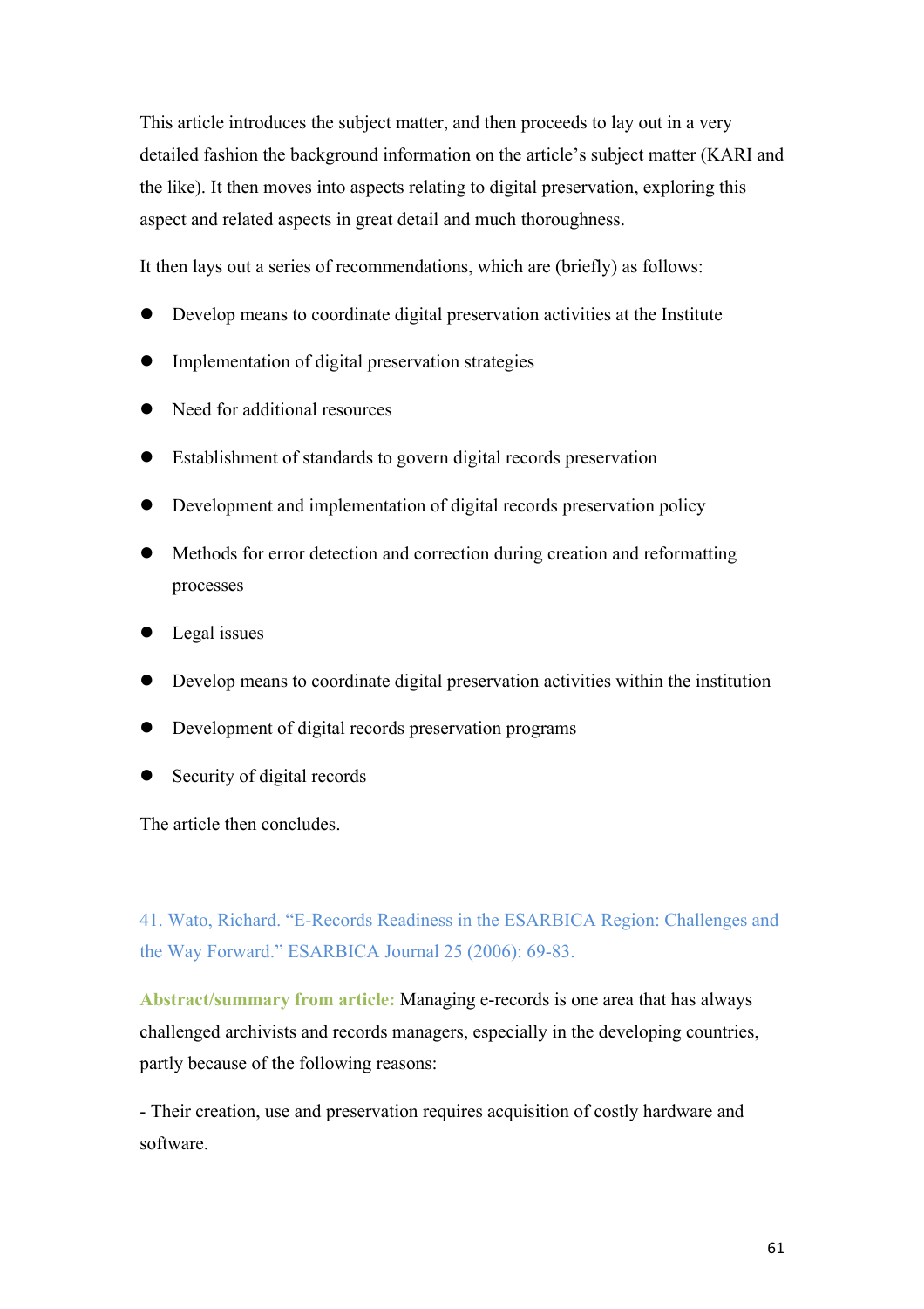This article introduces the subject matter, and then proceeds to lay out in a very detailed fashion the background information on the article's subject matter (KARI and the like). It then moves into aspects relating to digital preservation, exploring this aspect and related aspects in great detail and much thoroughness.

It then lays out a series of recommendations, which are (briefly) as follows:

- Develop means to coordinate digital preservation activities at the Institute
- Implementation of digital preservation strategies
- Need for additional resources
- Establishment of standards to govern digital records preservation
- Development and implementation of digital records preservation policy
- Methods for error detection and correction during creation and reformatting processes
- Legal issues
- Develop means to coordinate digital preservation activities within the institution
- Development of digital records preservation programs
- Security of digital records

The article then concludes.

41. Wato, Richard. "E-Records Readiness in the ESARBICA Region: Challenges and the Way Forward." ESARBICA Journal 25 (2006): 69-83.

**Abstract/summary from article:** Managing e-records is one area that has always challenged archivists and records managers, especially in the developing countries, partly because of the following reasons:

- Their creation, use and preservation requires acquisition of costly hardware and software.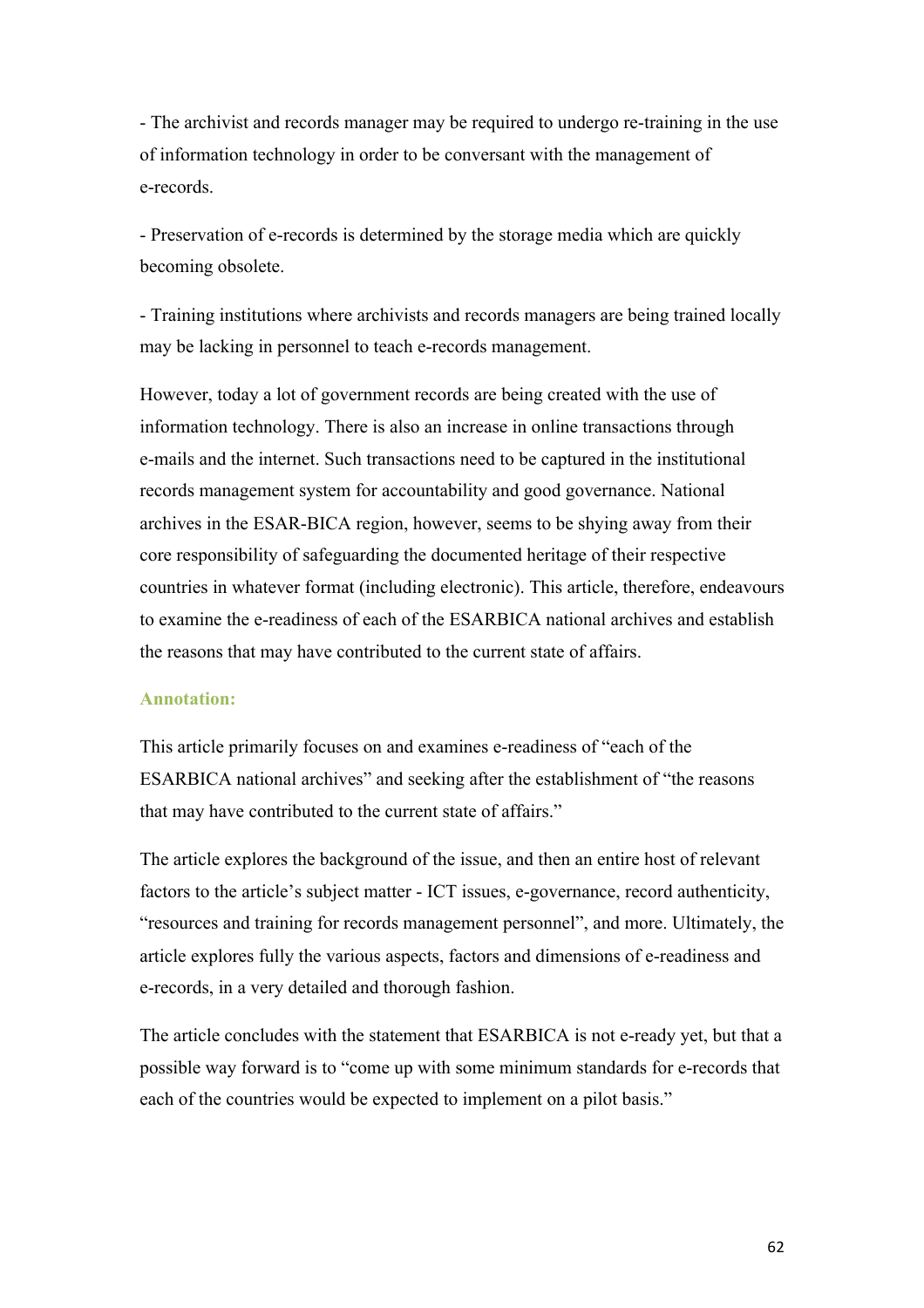- The archivist and records manager may be required to undergo re-training in the use of information technology in order to be conversant with the management of e-records.

- Preservation of e-records is determined by the storage media which are quickly becoming obsolete.

- Training institutions where archivists and records managers are being trained locally may be lacking in personnel to teach e-records management.

However, today a lot of government records are being created with the use of information technology. There is also an increase in online transactions through e-mails and the internet. Such transactions need to be captured in the institutional records management system for accountability and good governance. National archives in the ESAR-BICA region, however, seems to be shying away from their core responsibility of safeguarding the documented heritage of their respective countries in whatever format (including electronic). This article, therefore, endeavours to examine the e-readiness of each of the ESARBICA national archives and establish the reasons that may have contributed to the current state of affairs.

**Annotation:**

This article primarily focuses on and examines e-readiness of "each of the ESARBICA national archives" and seeking after the establishment of "the reasons that may have contributed to the current state of affairs."

The article explores the background of the issue, and then an entire host of relevant factors to the article's subject matter - ICT issues, e-governance, record authenticity, "resources and training for records management personnel", and more. Ultimately, the article explores fully the various aspects, factors and dimensions of e-readiness and e-records, in a very detailed and thorough fashion.

The article concludes with the statement that ESARBICA is not e-ready yet, but that a possible way forward is to "come up with some minimum standards for e-records that each of the countries would be expected to implement on a pilot basis."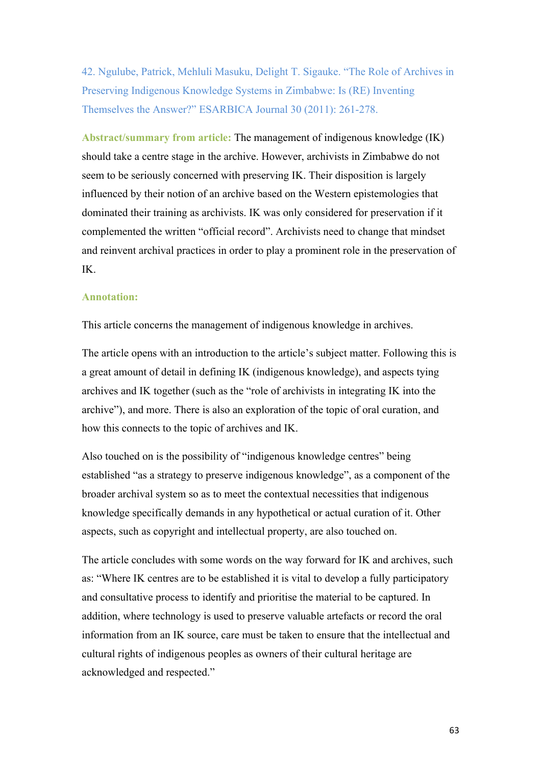42. Ngulube, Patrick, Mehluli Masuku, Delight T. Sigauke. "The Role of Archives in Preserving Indigenous Knowledge Systems in Zimbabwe: Is (RE) Inventing Themselves the Answer?" ESARBICA Journal 30 (2011): 261-278.

**Abstract/summary from article:** The management of indigenous knowledge (IK) should take a centre stage in the archive. However, archivists in Zimbabwe do not seem to be seriously concerned with preserving IK. Their disposition is largely influenced by their notion of an archive based on the Western epistemologies that dominated their training as archivists. IK was only considered for preservation if it complemented the written "official record". Archivists need to change that mindset and reinvent archival practices in order to play a prominent role in the preservation of IK.

**Annotation:**

This article concerns the management of indigenous knowledge in archives.

The article opens with an introduction to the article's subject matter. Following this is a great amount of detail in defining IK (indigenous knowledge), and aspects tying archives and IK together (such as the "role of archivists in integrating IK into the archive"), and more. There is also an exploration of the topic of oral curation, and how this connects to the topic of archives and IK.

Also touched on is the possibility of "indigenous knowledge centres" being established "as a strategy to preserve indigenous knowledge", as a component of the broader archival system so as to meet the contextual necessities that indigenous knowledge specifically demands in any hypothetical or actual curation of it. Other aspects, such as copyright and intellectual property, are also touched on.

The article concludes with some words on the way forward for IK and archives, such as: "Where IK centres are to be established it is vital to develop a fully participatory and consultative process to identify and prioritise the material to be captured. In addition, where technology is used to preserve valuable artefacts or record the oral information from an IK source, care must be taken to ensure that the intellectual and cultural rights of indigenous peoples as owners of their cultural heritage are acknowledged and respected."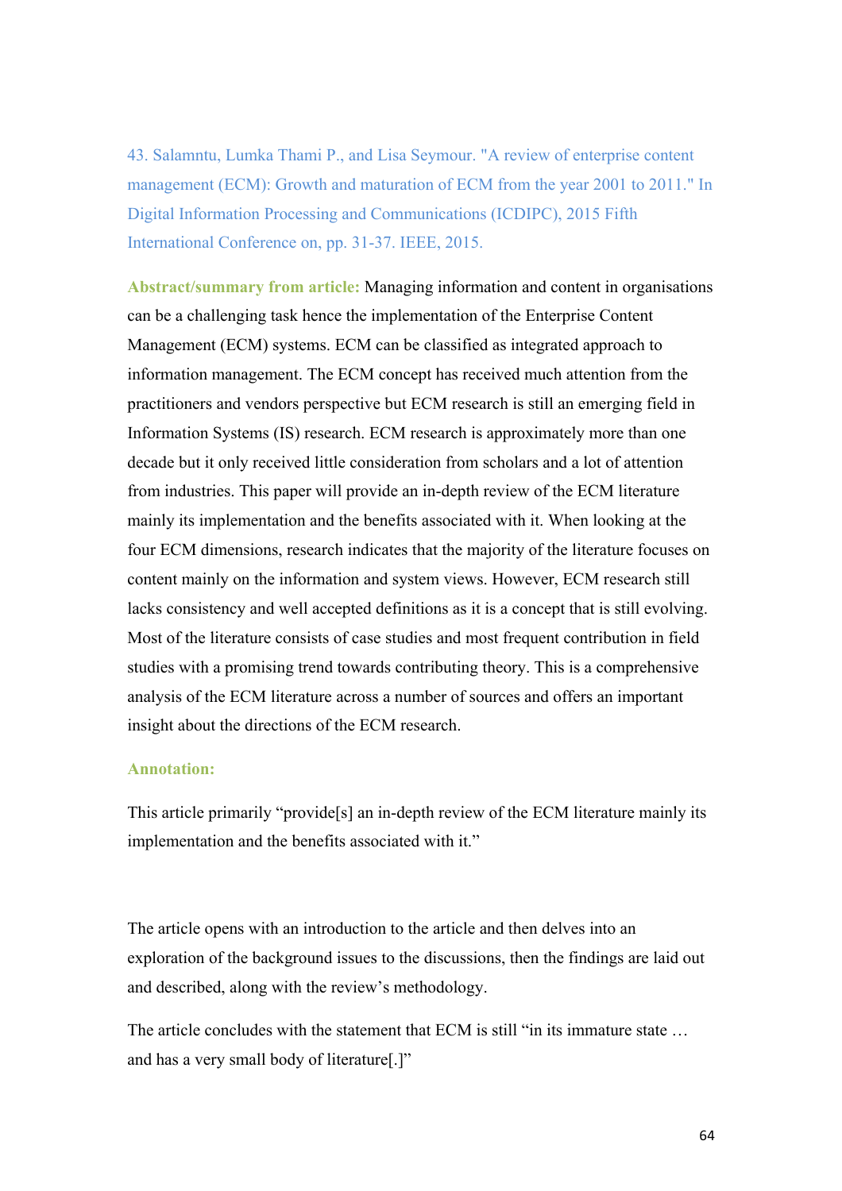43. Salamntu, Lumka Thami P., and Lisa Seymour. "A review of enterprise content management (ECM): Growth and maturation of ECM from the year 2001 to 2011." In Digital Information Processing and Communications (ICDIPC), 2015 Fifth International Conference on, pp. 31-37. IEEE, 2015.

**Abstract/summary from article:** Managing information and content in organisations can be a challenging task hence the implementation of the Enterprise Content Management (ECM) systems. ECM can be classified as integrated approach to information management. The ECM concept has received much attention from the practitioners and vendors perspective but ECM research is still an emerging field in Information Systems (IS) research. ECM research is approximately more than one decade but it only received little consideration from scholars and a lot of attention from industries. This paper will provide an in-depth review of the ECM literature mainly its implementation and the benefits associated with it. When looking at the four ECM dimensions, research indicates that the majority of the literature focuses on content mainly on the information and system views. However, ECM research still lacks consistency and well accepted definitions as it is a concept that is still evolving. Most of the literature consists of case studies and most frequent contribution in field studies with a promising trend towards contributing theory. This is a comprehensive analysis of the ECM literature across a number of sources and offers an important insight about the directions of the ECM research.

**Annotation:**

This article primarily "provide[s] an in-depth review of the ECM literature mainly its implementation and the benefits associated with it."

The article opens with an introduction to the article and then delves into an exploration of the background issues to the discussions, then the findings are laid out and described, along with the review's methodology.

The article concludes with the statement that ECM is still "in its immature state … and has a very small body of literature[.]"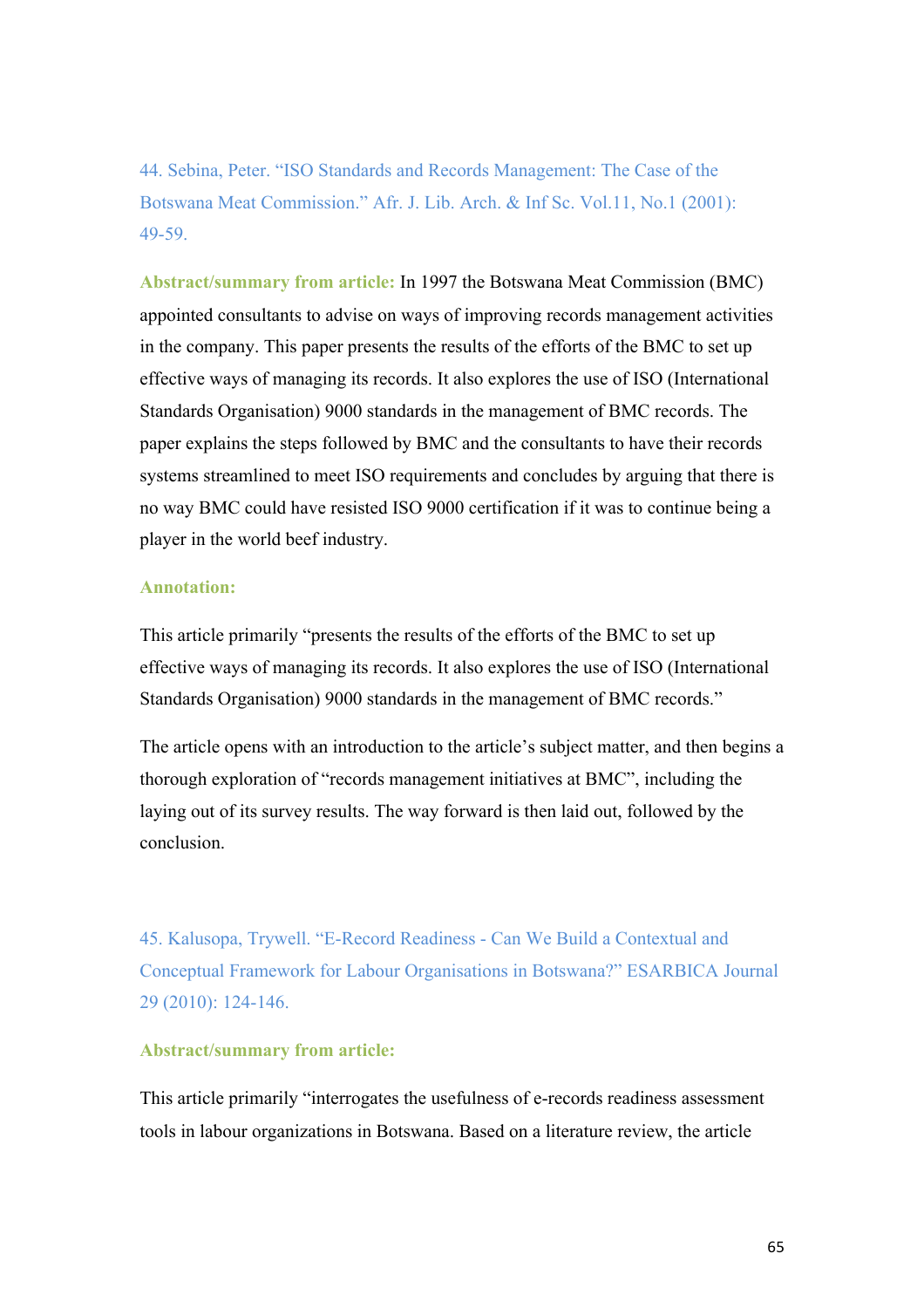44. Sebina, Peter. "ISO Standards and Records Management: The Case of the Botswana Meat Commission." Afr. J. Lib. Arch. & Inf Sc. Vol.11, No.1 (2001): 49-59.

**Abstract/summary from article:** In 1997 the Botswana Meat Commission (BMC) appointed consultants to advise on ways of improving records management activities in the company. This paper presents the results of the efforts of the BMC to set up effective ways of managing its records. It also explores the use of ISO (International Standards Organisation) 9000 standards in the management of BMC records. The paper explains the steps followed by BMC and the consultants to have their records systems streamlined to meet ISO requirements and concludes by arguing that there is no way BMC could have resisted ISO 9000 certification if it was to continue being a player in the world beef industry.

**Annotation:**

This article primarily "presents the results of the efforts of the BMC to set up effective ways of managing its records. It also explores the use of ISO (International Standards Organisation) 9000 standards in the management of BMC records."

The article opens with an introduction to the article's subject matter, and then begins a thorough exploration of "records management initiatives at BMC", including the laying out of its survey results. The way forward is then laid out, followed by the conclusion.

45. Kalusopa, Trywell. "E-Record Readiness - Can We Build a Contextual and Conceptual Framework for Labour Organisations in Botswana?" ESARBICA Journal 29 (2010): 124-146.

**Abstract/summary from article:**

This article primarily "interrogates the usefulness of e-records readiness assessment tools in labour organizations in Botswana. Based on a literature review, the article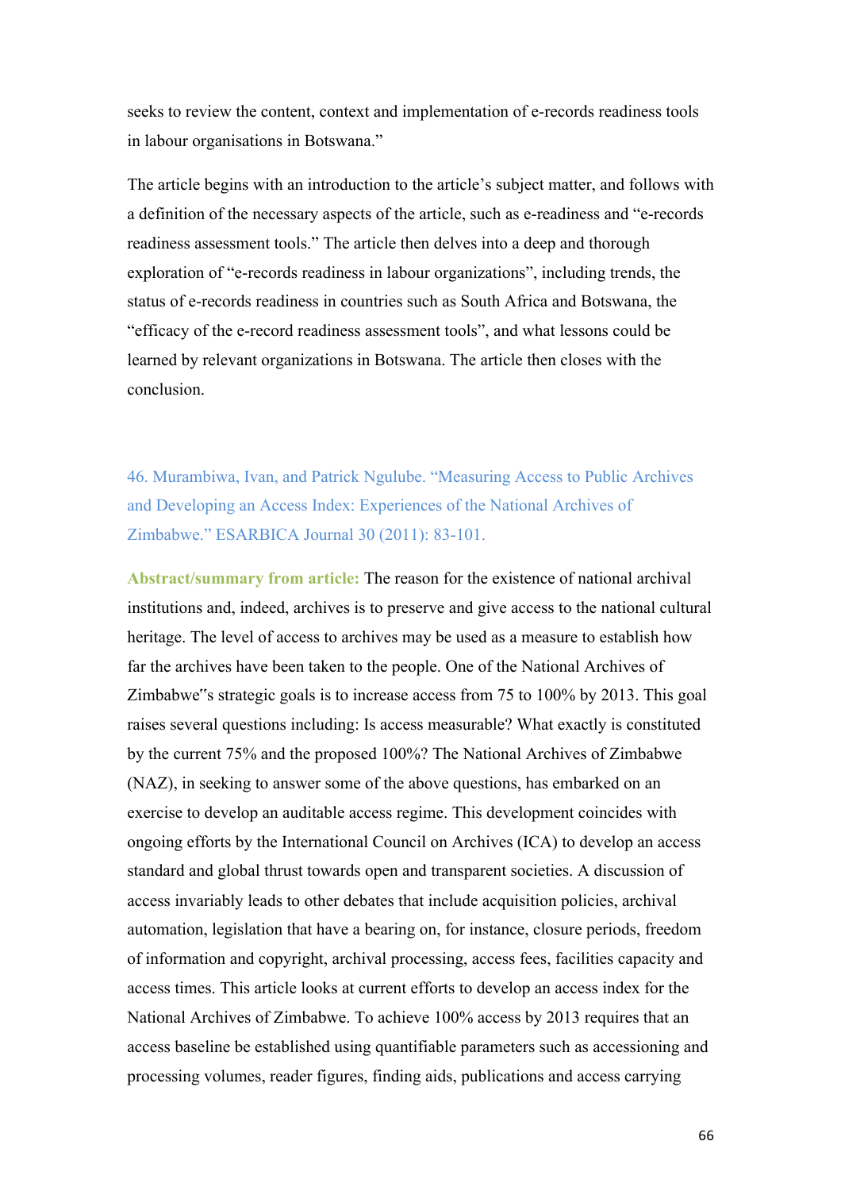seeks to review the content, context and implementation of e-records readiness tools in labour organisations in Botswana."

The article begins with an introduction to the article's subject matter, and follows with a definition of the necessary aspects of the article, such as e-readiness and "e-records readiness assessment tools." The article then delves into a deep and thorough exploration of "e-records readiness in labour organizations", including trends, the status of e-records readiness in countries such as South Africa and Botswana, the "efficacy of the e-record readiness assessment tools", and what lessons could be learned by relevant organizations in Botswana. The article then closes with the conclusion.

### 46. Murambiwa, Ivan, and Patrick Ngulube. "Measuring Access to Public Archives and Developing an Access Index: Experiences of the National Archives of Zimbabwe." ESARBICA Journal 30 (2011): 83-101.

**Abstract/summary from article:** The reason for the existence of national archival institutions and, indeed, archives is to preserve and give access to the national cultural heritage. The level of access to archives may be used as a measure to establish how far the archives have been taken to the people. One of the National Archives of Zimbabwe‟s strategic goals is to increase access from 75 to 100% by 2013. This goal raises several questions including: Is access measurable? What exactly is constituted by the current 75% and the proposed 100%? The National Archives of Zimbabwe (NAZ), in seeking to answer some of the above questions, has embarked on an exercise to develop an auditable access regime. This development coincides with ongoing efforts by the International Council on Archives (ICA) to develop an access standard and global thrust towards open and transparent societies. A discussion of access invariably leads to other debates that include acquisition policies, archival automation, legislation that have a bearing on, for instance, closure periods, freedom of information and copyright, archival processing, access fees, facilities capacity and access times. This article looks at current efforts to develop an access index for the National Archives of Zimbabwe. To achieve 100% access by 2013 requires that an access baseline be established using quantifiable parameters such as accessioning and processing volumes, reader figures, finding aids, publications and access carrying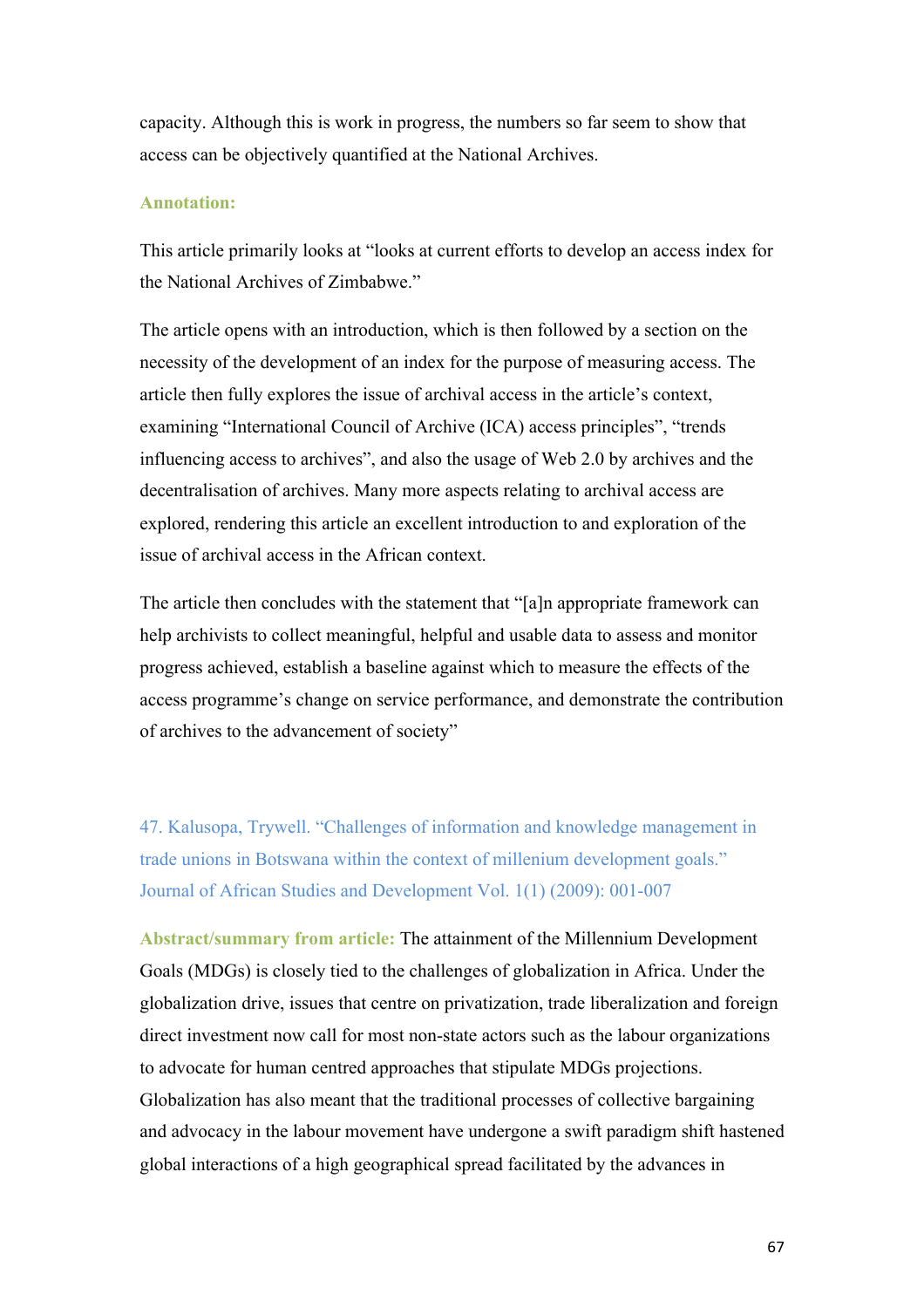capacity. Although this is work in progress, the numbers so far seem to show that access can be objectively quantified at the National Archives.

**Annotation:**

This article primarily looks at "looks at current efforts to develop an access index for the National Archives of Zimbabwe."

The article opens with an introduction, which is then followed by a section on the necessity of the development of an index for the purpose of measuring access. The article then fully explores the issue of archival access in the article's context, examining "International Council of Archive (ICA) access principles", "trends influencing access to archives", and also the usage of Web 2.0 by archives and the decentralisation of archives. Many more aspects relating to archival access are explored, rendering this article an excellent introduction to and exploration of the issue of archival access in the African context.

The article then concludes with the statement that "[a]n appropriate framework can help archivists to collect meaningful, helpful and usable data to assess and monitor progress achieved, establish a baseline against which to measure the effects of the access programme's change on service performance, and demonstrate the contribution of archives to the advancement of society"

47. Kalusopa, Trywell. "Challenges of information and knowledge management in trade unions in Botswana within the context of millenium development goals." Journal of African Studies and Development Vol. 1(1) (2009): 001-007

**Abstract/summary from article:** The attainment of the Millennium Development Goals (MDGs) is closely tied to the challenges of globalization in Africa. Under the globalization drive, issues that centre on privatization, trade liberalization and foreign direct investment now call for most non-state actors such as the labour organizations to advocate for human centred approaches that stipulate MDGs projections. Globalization has also meant that the traditional processes of collective bargaining and advocacy in the labour movement have undergone a swift paradigm shift hastened global interactions of a high geographical spread facilitated by the advances in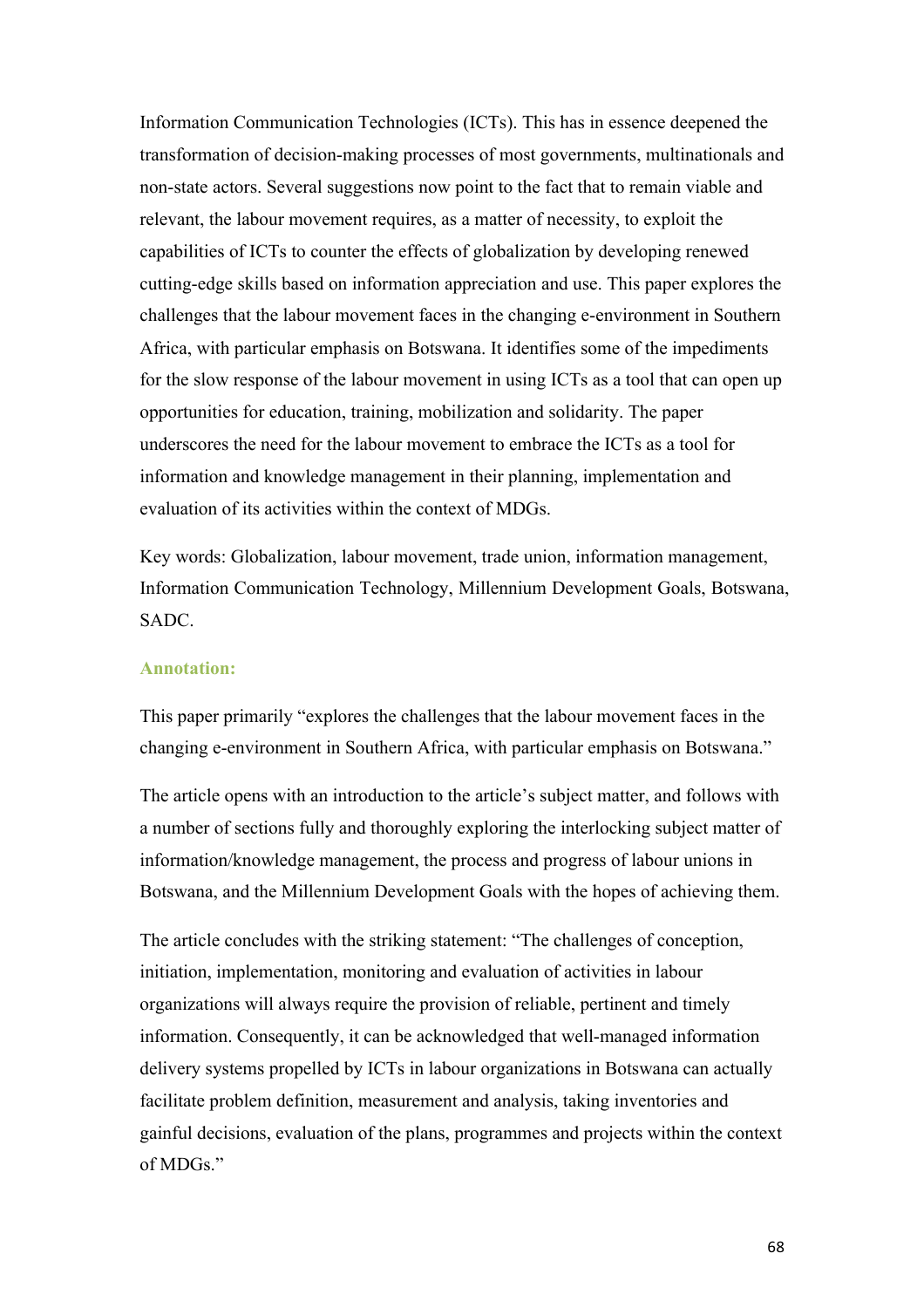Information Communication Technologies (ICTs). This has in essence deepened the transformation of decision-making processes of most governments, multinationals and non-state actors. Several suggestions now point to the fact that to remain viable and relevant, the labour movement requires, as a matter of necessity, to exploit the capabilities of ICTs to counter the effects of globalization by developing renewed cutting-edge skills based on information appreciation and use. This paper explores the challenges that the labour movement faces in the changing e-environment in Southern Africa, with particular emphasis on Botswana. It identifies some of the impediments for the slow response of the labour movement in using ICTs as a tool that can open up opportunities for education, training, mobilization and solidarity. The paper underscores the need for the labour movement to embrace the ICTs as a tool for information and knowledge management in their planning, implementation and evaluation of its activities within the context of MDGs.

Key words: Globalization, labour movement, trade union, information management, Information Communication Technology, Millennium Development Goals, Botswana, SADC.

**Annotation:**

This paper primarily "explores the challenges that the labour movement faces in the changing e-environment in Southern Africa, with particular emphasis on Botswana."

The article opens with an introduction to the article's subject matter, and follows with a number of sections fully and thoroughly exploring the interlocking subject matter of information/knowledge management, the process and progress of labour unions in Botswana, and the Millennium Development Goals with the hopes of achieving them.

The article concludes with the striking statement: "The challenges of conception, initiation, implementation, monitoring and evaluation of activities in labour organizations will always require the provision of reliable, pertinent and timely information. Consequently, it can be acknowledged that well-managed information delivery systems propelled by ICTs in labour organizations in Botswana can actually facilitate problem definition, measurement and analysis, taking inventories and gainful decisions, evaluation of the plans, programmes and projects within the context of MDGs."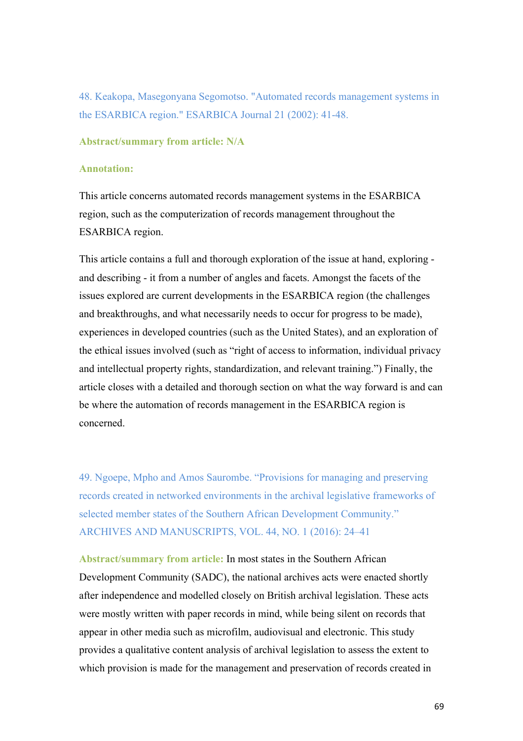48. Keakopa, Masegonyana Segomotso. "Automated records management systems in the ESARBICA region." ESARBICA Journal 21 (2002): 41-48.

**Abstract/summary from article: N/A**

**Annotation:**

This article concerns automated records management systems in the ESARBICA region, such as the computerization of records management throughout the ESARBICA region.

This article contains a full and thorough exploration of the issue at hand, exploring - and describing - it from a number of angles and facets. Amongst the facets of the issues explored are current developments in the ESARBICA region (the challenges and breakthroughs, and what necessarily needs to occur for progress to be made), experiences in developed countries (such as the United States), and an exploration of the ethical issues involved (such as "right of access to information, individual privacy and intellectual property rights, standardization, and relevant training.") Finally, the article closes with a detailed and thorough section on what the way forward is and can be where the automation of records management in the ESARBICA region is concerned.

49. Ngoepe, Mpho and Amos Saurombe. "Provisions for managing and preserving records created in networked environments in the archival legislative frameworks of selected member states of the Southern African Development Community." ARCHIVES AND MANUSCRIPTS, VOL. 44, NO. 1 (2016): 24–41

**Abstract/summary from article:** In most states in the Southern African Development Community (SADC), the national archives acts were enacted shortly after independence and modelled closely on British archival legislation. These acts were mostly written with paper records in mind, while being silent on records that appear in other media such as microfilm, audiovisual and electronic. This study provides a qualitative content analysis of archival legislation to assess the extent to which provision is made for the management and preservation of records created in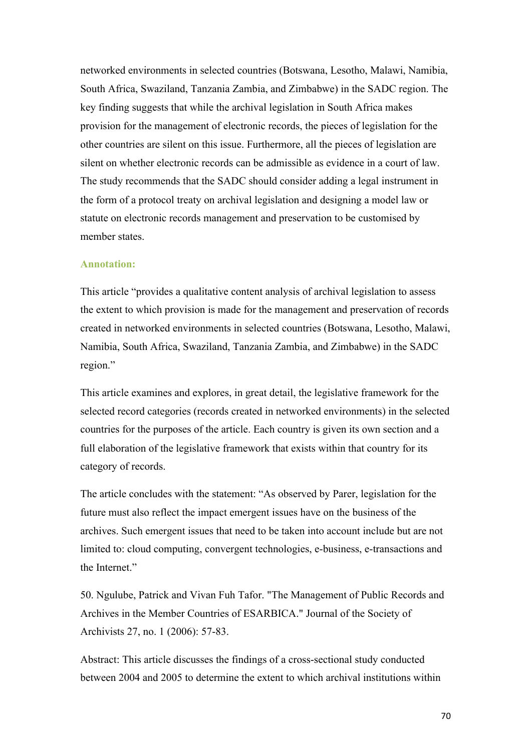networked environments in selected countries (Botswana, Lesotho, Malawi, Namibia, South Africa, Swaziland, Tanzania Zambia, and Zimbabwe) in the SADC region. The key finding suggests that while the archival legislation in South Africa makes provision for the management of electronic records, the pieces of legislation for the other countries are silent on this issue. Furthermore, all the pieces of legislation are silent on whether electronic records can be admissible as evidence in a court of law. The study recommends that the SADC should consider adding a legal instrument in the form of a protocol treaty on archival legislation and designing a model law or statute on electronic records management and preservation to be customised by member states.

**Annotation:**

This article "provides a qualitative content analysis of archival legislation to assess the extent to which provision is made for the management and preservation of records created in networked environments in selected countries (Botswana, Lesotho, Malawi, Namibia, South Africa, Swaziland, Tanzania Zambia, and Zimbabwe) in the SADC region."

This article examines and explores, in great detail, the legislative framework for the selected record categories (records created in networked environments) in the selected countries for the purposes of the article. Each country is given its own section and a full elaboration of the legislative framework that exists within that country for its category of records.

The article concludes with the statement: "As observed by Parer, legislation for the future must also reflect the impact emergent issues have on the business of the archives. Such emergent issues that need to be taken into account include but are not limited to: cloud computing, convergent technologies, e-business, e-transactions and the Internet."

50. Ngulube, Patrick and Vivan Fuh Tafor. "The Management of Public Records and Archives in the Member Countries of ESARBICA." Journal of the Society of Archivists 27, no. 1 (2006): 57-83.

Abstract: This article discusses the findings of a cross-sectional study conducted between 2004 and 2005 to determine the extent to which archival institutions within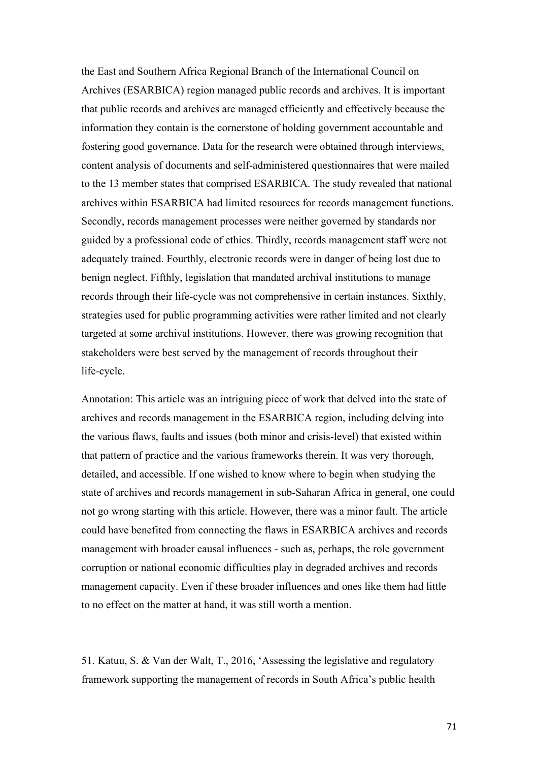the East and Southern Africa Regional Branch of the International Council on Archives (ESARBICA) region managed public records and archives. It is important that public records and archives are managed efficiently and effectively because the information they contain is the cornerstone of holding government accountable and fostering good governance. Data for the research were obtained through interviews, content analysis of documents and self-administered questionnaires that were mailed to the 13 member states that comprised ESARBICA. The study revealed that national archives within ESARBICA had limited resources for records management functions. Secondly, records management processes were neither governed by standards nor guided by a professional code of ethics. Thirdly, records management staff were not adequately trained. Fourthly, electronic records were in danger of being lost due to benign neglect. Fifthly, legislation that mandated archival institutions to manage records through their life-cycle was not comprehensive in certain instances. Sixthly, strategies used for public programming activities were rather limited and not clearly targeted at some archival institutions. However, there was growing recognition that stakeholders were best served by the management of records throughout their life-cycle.

Annotation: This article was an intriguing piece of work that delved into the state of archives and records management in the ESARBICA region, including delving into the various flaws, faults and issues (both minor and crisis-level) that existed within that pattern of practice and the various frameworks therein. It was very thorough, detailed, and accessible. If one wished to know where to begin when studying the state of archives and records management in sub-Saharan Africa in general, one could not go wrong starting with this article. However, there was a minor fault. The article could have benefited from connecting the flaws in ESARBICA archives and records management with broader causal influences - such as, perhaps, the role government corruption or national economic difficulties play in degraded archives and records management capacity. Even if these broader influences and ones like them had little to no effect on the matter at hand, it was still worth a mention.

51. Katuu, S. & Van der Walt, T., 2016, 'Assessing the legislative and regulatory framework supporting the management of records in South Africa's public health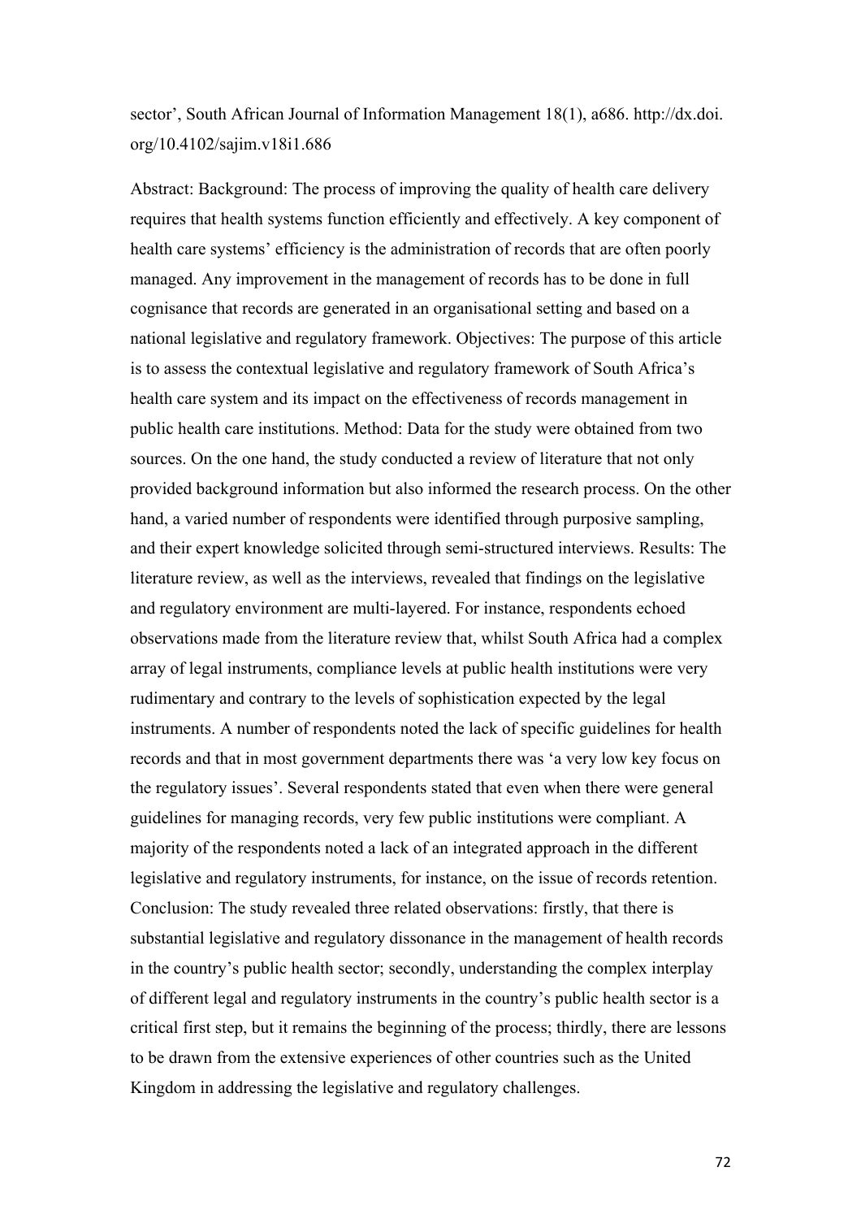sector', South African Journal of Information Management 18(1), a686. http://dx.doi.org/10.4102/sajim.v18i1.686

Abstract: Background: The process of improving the quality of health care delivery requires that health systems function efficiently and effectively. A key component of health care systems' efficiency is the administration of records that are often poorly managed. Any improvement in the management of records has to be done in full cognisance that records are generated in an organisational setting and based on a national legislative and regulatory framework. Objectives: The purpose of this article is to assess the contextual legislative and regulatory framework of South Africa's health care system and its impact on the effectiveness of records management in public health care institutions. Method: Data for the study were obtained from two sources. On the one hand, the study conducted a review of literature that not only provided background information but also informed the research process. On the other hand, a varied number of respondents were identified through purposive sampling, and their expert knowledge solicited through semi-structured interviews. Results: The literature review, as well as the interviews, revealed that findings on the legislative and regulatory environment are multi-layered. For instance, respondents echoed observations made from the literature review that, whilst South Africa had a complex array of legal instruments, compliance levels at public health institutions were very rudimentary and contrary to the levels of sophistication expected by the legal instruments. A number of respondents noted the lack of specific guidelines for health records and that in most government departments there was 'a very low key focus on the regulatory issues'. Several respondents stated that even when there were general guidelines for managing records, very few public institutions were compliant. A majority of the respondents noted a lack of an integrated approach in the different legislative and regulatory instruments, for instance, on the issue of records retention. Conclusion: The study revealed three related observations: firstly, that there is substantial legislative and regulatory dissonance in the management of health records in the country's public health sector; secondly, understanding the complex interplay of different legal and regulatory instruments in the country's public health sector is a critical first step, but it remains the beginning of the process; thirdly, there are lessons to be drawn from the extensive experiences of other countries such as the United Kingdom in addressing the legislative and regulatory challenges.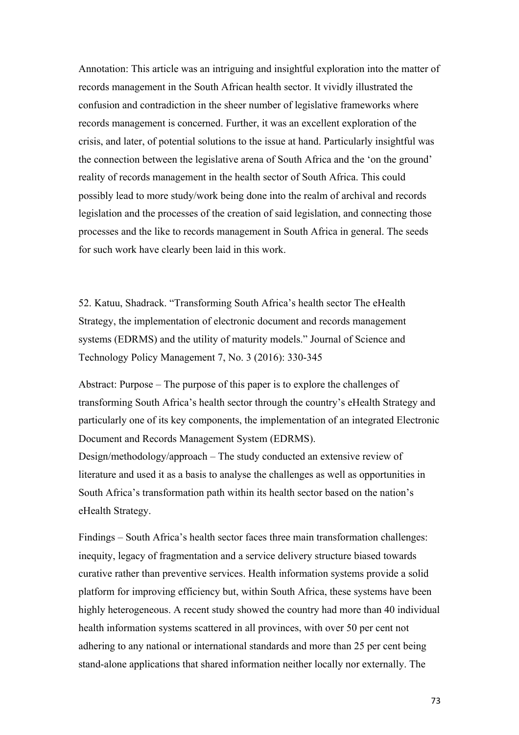Annotation: This article was an intriguing and insightful exploration into the matter of records management in the South African health sector. It vividly illustrated the confusion and contradiction in the sheer number of legislative frameworks where records management is concerned. Further, it was an excellent exploration of the crisis, and later, of potential solutions to the issue at hand. Particularly insightful was the connection between the legislative arena of South Africa and the 'on the ground' reality of records management in the health sector of South Africa. This could possibly lead to more study/work being done into the realm of archival and records legislation and the processes of the creation of said legislation, and connecting those processes and the like to records management in South Africa in general. The seeds for such work have clearly been laid in this work.

52. Katuu, Shadrack. "Transforming South Africa's health sector The eHealth Strategy, the implementation of electronic document and records management systems (EDRMS) and the utility of maturity models." Journal of Science and Technology Policy Management 7, No. 3 (2016): 330-345

Abstract: Purpose – The purpose of this paper is to explore the challenges of transforming South Africa's health sector through the country's eHealth Strategy and particularly one of its key components, the implementation of an integrated Electronic Document and Records Management System (EDRMS).
Design/methodology/approach – The study conducted an extensive review of literature and used it as a basis to analyse the challenges as well as opportunities in South Africa's transformation path within its health sector based on the nation's eHealth Strategy.

Findings – South Africa's health sector faces three main transformation challenges: inequity, legacy of fragmentation and a service delivery structure biased towards curative rather than preventive services. Health information systems provide a solid platform for improving efficiency but, within South Africa, these systems have been highly heterogeneous. A recent study showed the country had more than 40 individual health information systems scattered in all provinces, with over 50 per cent not adhering to any national or international standards and more than 25 per cent being stand-alone applications that shared information neither locally nor externally. The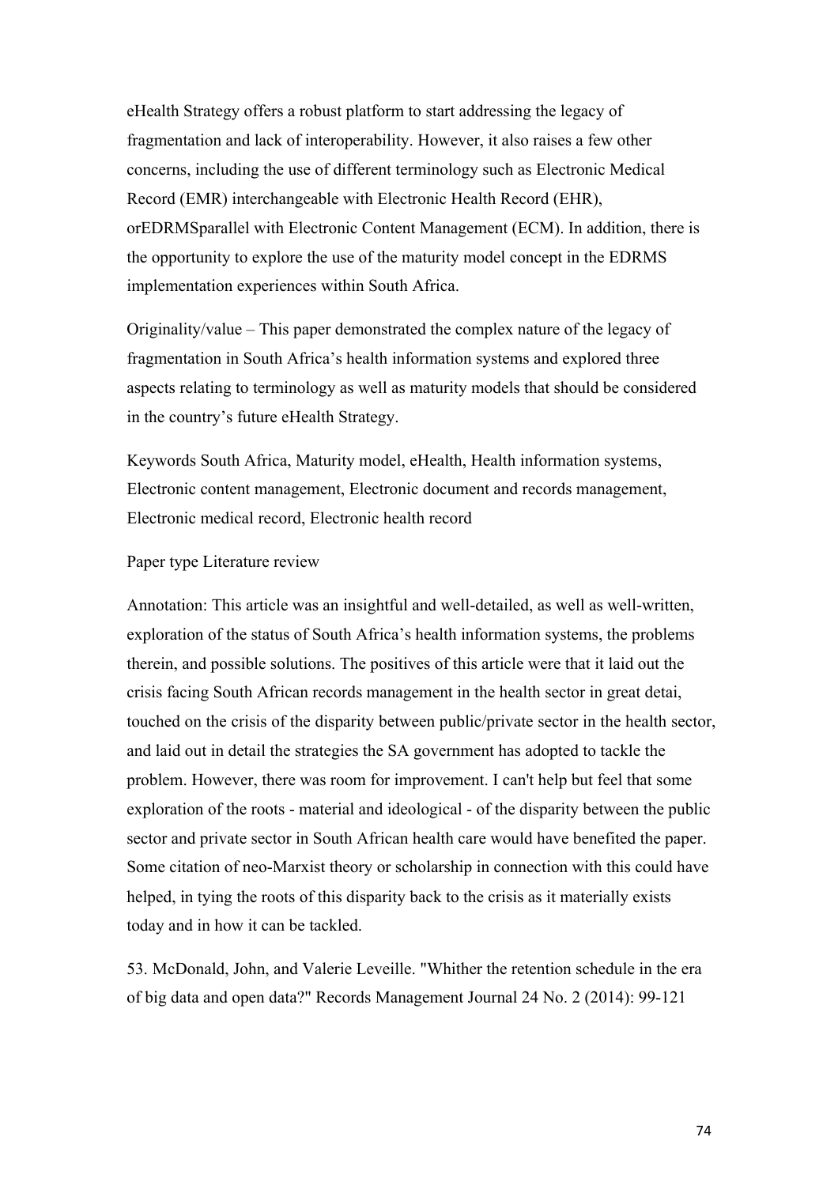eHealth Strategy offers a robust platform to start addressing the legacy of fragmentation and lack of interoperability. However, it also raises a few other concerns, including the use of different terminology such as Electronic Medical Record (EMR) interchangeable with Electronic Health Record (EHR), orEDRMSparallel with Electronic Content Management (ECM). In addition, there is the opportunity to explore the use of the maturity model concept in the EDRMS implementation experiences within South Africa.

Originality/value – This paper demonstrated the complex nature of the legacy of fragmentation in South Africa's health information systems and explored three aspects relating to terminology as well as maturity models that should be considered in the country's future eHealth Strategy.

Keywords South Africa, Maturity model, eHealth, Health information systems, Electronic content management, Electronic document and records management, Electronic medical record, Electronic health record

Paper type Literature review

Annotation: This article was an insightful and well-detailed, as well as well-written, exploration of the status of South Africa's health information systems, the problems therein, and possible solutions. The positives of this article were that it laid out the crisis facing South African records management in the health sector in great detai, touched on the crisis of the disparity between public/private sector in the health sector, and laid out in detail the strategies the SA government has adopted to tackle the problem. However, there was room for improvement. I can't help but feel that some exploration of the roots - material and ideological - of the disparity between the public sector and private sector in South African health care would have benefited the paper. Some citation of neo-Marxist theory or scholarship in connection with this could have helped, in tying the roots of this disparity back to the crisis as it materially exists today and in how it can be tackled.

53. McDonald, John, and Valerie Leveille. "Whither the retention schedule in the era of big data and open data?" Records Management Journal 24 No. 2 (2014): 99-121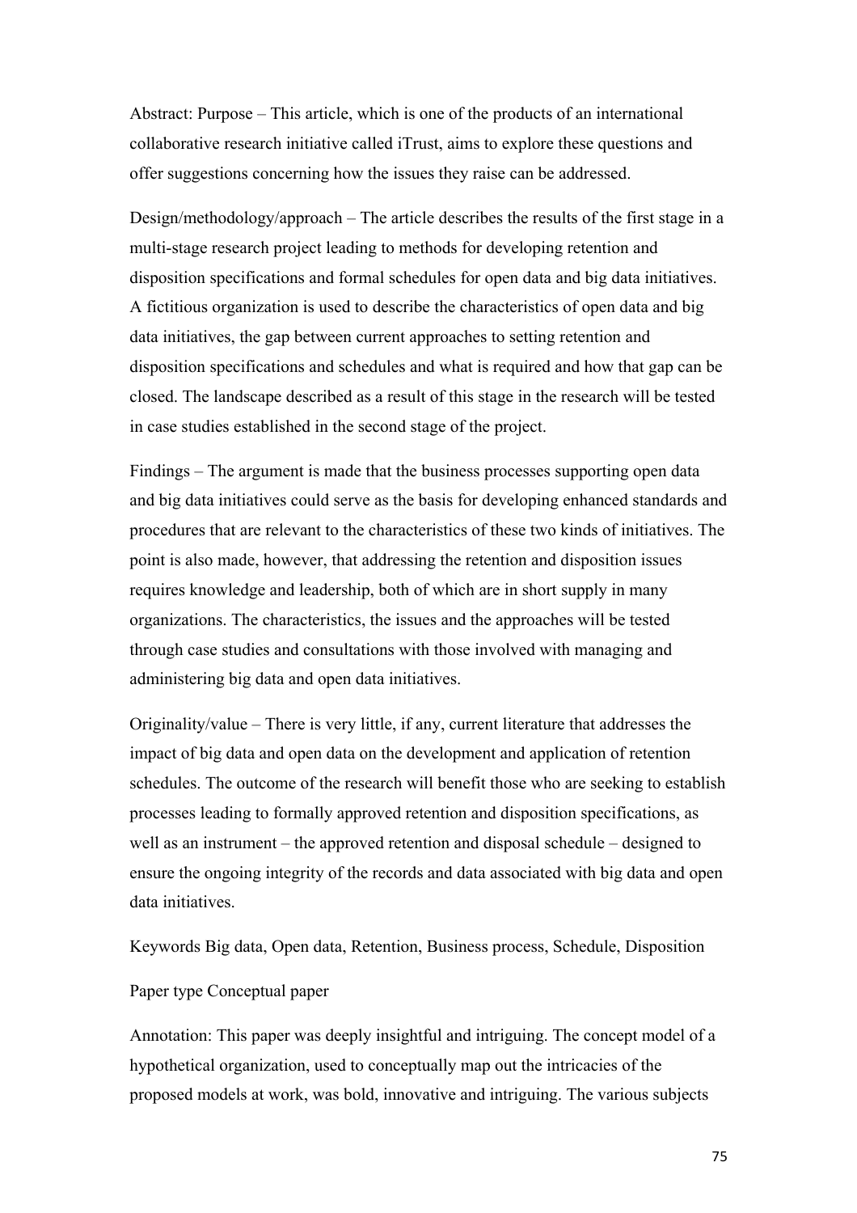Abstract: Purpose – This article, which is one of the products of an international collaborative research initiative called iTrust, aims to explore these questions and offer suggestions concerning how the issues they raise can be addressed.

Design/methodology/approach – The article describes the results of the first stage in a multi-stage research project leading to methods for developing retention and disposition specifications and formal schedules for open data and big data initiatives. A fictitious organization is used to describe the characteristics of open data and big data initiatives, the gap between current approaches to setting retention and disposition specifications and schedules and what is required and how that gap can be closed. The landscape described as a result of this stage in the research will be tested in case studies established in the second stage of the project.

Findings – The argument is made that the business processes supporting open data and big data initiatives could serve as the basis for developing enhanced standards and procedures that are relevant to the characteristics of these two kinds of initiatives. The point is also made, however, that addressing the retention and disposition issues requires knowledge and leadership, both of which are in short supply in many organizations. The characteristics, the issues and the approaches will be tested through case studies and consultations with those involved with managing and administering big data and open data initiatives.

Originality/value – There is very little, if any, current literature that addresses the impact of big data and open data on the development and application of retention schedules. The outcome of the research will benefit those who are seeking to establish processes leading to formally approved retention and disposition specifications, as well as an instrument – the approved retention and disposal schedule – designed to ensure the ongoing integrity of the records and data associated with big data and open data initiatives.

Keywords Big data, Open data, Retention, Business process, Schedule, Disposition

Paper type Conceptual paper

Annotation: This paper was deeply insightful and intriguing. The concept model of a hypothetical organization, used to conceptually map out the intricacies of the proposed models at work, was bold, innovative and intriguing. The various subjects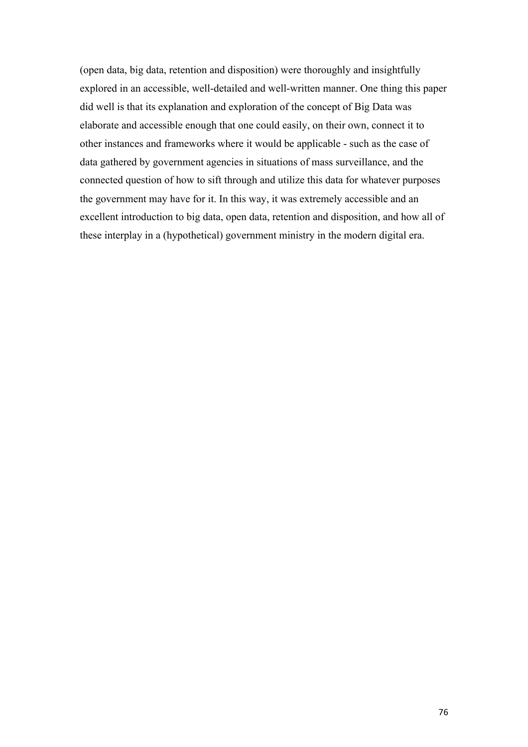(open data, big data, retention and disposition) were thoroughly and insightfully explored in an accessible, well-detailed and well-written manner. One thing this paper did well is that its explanation and exploration of the concept of Big Data was elaborate and accessible enough that one could easily, on their own, connect it to other instances and frameworks where it would be applicable - such as the case of data gathered by government agencies in situations of mass surveillance, and the connected question of how to sift through and utilize this data for whatever purposes the government may have for it. In this way, it was extremely accessible and an excellent introduction to big data, open data, retention and disposition, and how all of these interplay in a (hypothetical) government ministry in the modern digital era.